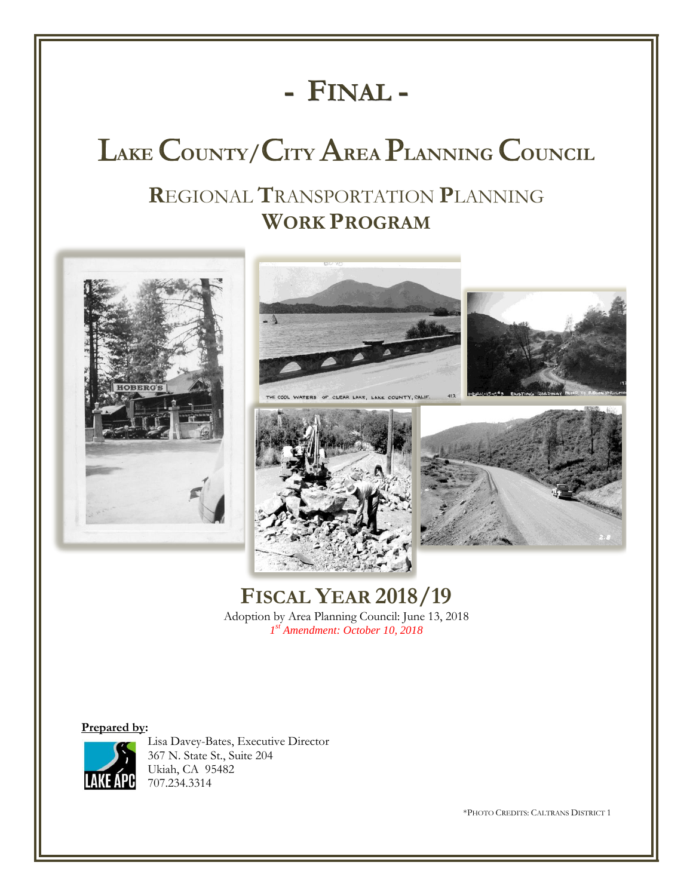# - FINAL -

# LAKE COUNTY/CITY AREA PLANNING COUNCIL

## REGIONAL TRANSPORTATION PLANNING
## WORK PROGRAM

## FISCAL YEAR 2018/19

Adoption by Area Planning Council: June 13, 2018

*1st Amendment: October 10, 2018*

**Prepared by:**

Lisa Davey-Bates, Executive Director
367 N. State St., Suite 204
Ukiah, CA 95482
707.234.3314

*PHOTO CREDITS: CALTRANS DISTRICT 1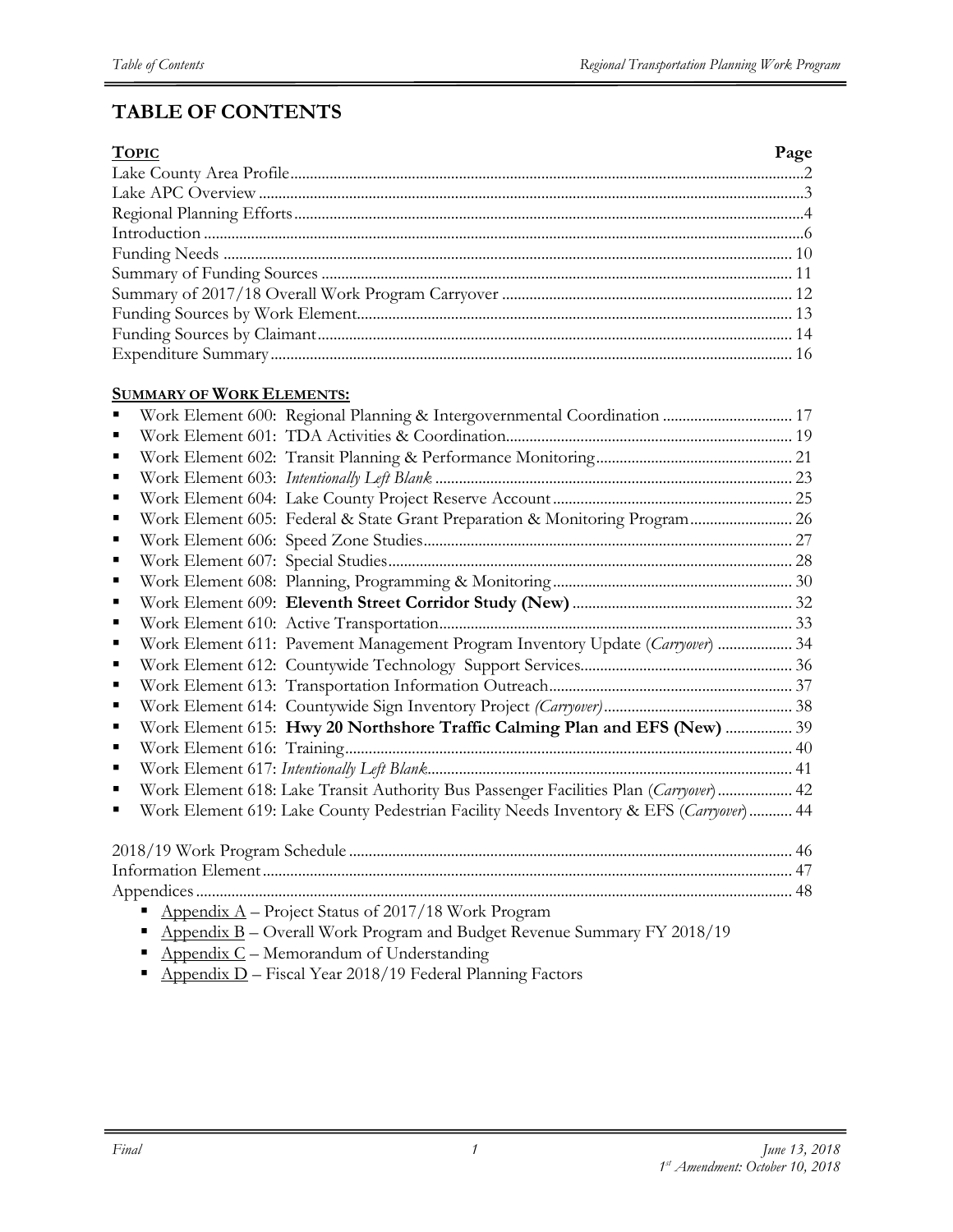# TABLE OF CONTENTS

| TOPIC | Page |
|---|---|
| Lake County Area Profile | 2 |
| Lake APC Overview | 3 |
| Regional Planning Efforts | 4 |
| Introduction | 6 |
| Funding Needs | 10 |
| Summary of Funding Sources | 11 |
| Summary of 2017/18 Overall Work Program Carryover | 12 |
| Funding Sources by Work Element | 13 |
| Funding Sources by Claimant | 14 |
| Expenditure Summary | 16 |

**SUMMARY OF WORK ELEMENTS:**

- Work Element 600: Regional Planning & Intergovernmental Coordination ... 17
- Work Element 601: TDA Activities & Coordination ... 19
- Work Element 602: Transit Planning & Performance Monitoring ... 21
- Work Element 603: *Intentionally Left Blank* ... 23
- Work Element 604: Lake County Project Reserve Account ... 25
- Work Element 605: Federal & State Grant Preparation & Monitoring Program ... 26
- Work Element 606: Speed Zone Studies ... 27
- Work Element 607: Special Studies ... 28
- Work Element 608: Planning, Programming & Monitoring ... 30
- Work Element 609: **Eleventh Street Corridor Study (New)** ... 32
- Work Element 610: Active Transportation ... 33
- Work Element 611: Pavement Management Program Inventory Update (*Carryover*) ... 34
- Work Element 612: Countywide Technology Support Services ... 36
- Work Element 613: Transportation Information Outreach ... 37
- Work Element 614: Countywide Sign Inventory Project *(Carryover)* ... 38
- Work Element 615: **Hwy 20 Northshore Traffic Calming Plan and EFS (New)** ... 39
- Work Element 616: Training ... 40
- Work Element 617: *Intentionally Left Blank* ... 41
- Work Element 618: Lake Transit Authority Bus Passenger Facilities Plan (*Carryover*) ... 42
- Work Element 619: Lake County Pedestrian Facility Needs Inventory & EFS (*Carryover*) ... 44

| | |
|---|---|
| 2018/19 Work Program Schedule | 46 |
| Information Element | 47 |
| Appendices | 48 |

- Appendix A – Project Status of 2017/18 Work Program
- Appendix B – Overall Work Program and Budget Revenue Summary FY 2018/19
- Appendix C – Memorandum of Understanding
- Appendix D – Fiscal Year 2018/19 Federal Planning Factors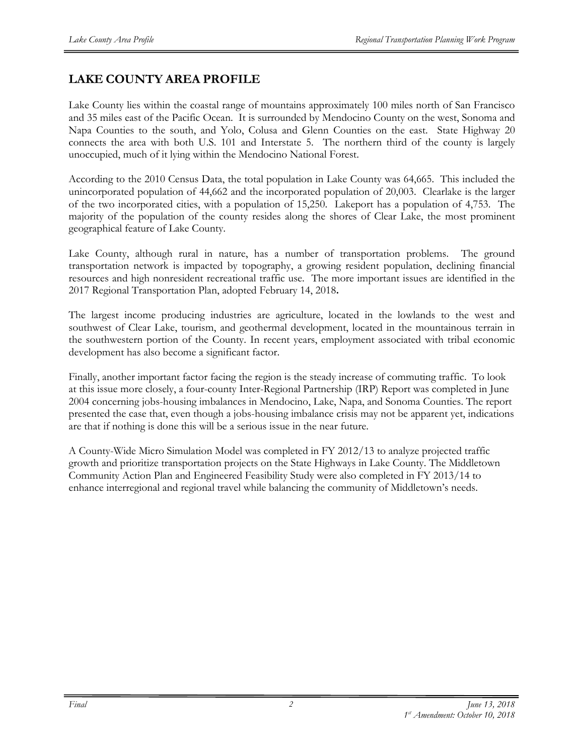# LAKE COUNTY AREA PROFILE

Lake County lies within the coastal range of mountains approximately 100 miles north of San Francisco and 35 miles east of the Pacific Ocean. It is surrounded by Mendocino County on the west, Sonoma and Napa Counties to the south, and Yolo, Colusa and Glenn Counties on the east. State Highway 20 connects the area with both U.S. 101 and Interstate 5. The northern third of the county is largely unoccupied, much of it lying within the Mendocino National Forest.

According to the 2010 Census Data, the total population in Lake County was 64,665. This included the unincorporated population of 44,662 and the incorporated population of 20,003. Clearlake is the larger of the two incorporated cities, with a population of 15,250. Lakeport has a population of 4,753. The majority of the population of the county resides along the shores of Clear Lake, the most prominent geographical feature of Lake County.

Lake County, although rural in nature, has a number of transportation problems. The ground transportation network is impacted by topography, a growing resident population, declining financial resources and high nonresident recreational traffic use. The more important issues are identified in the 2017 Regional Transportation Plan, adopted February 14, 2018**.**

The largest income producing industries are agriculture, located in the lowlands to the west and southwest of Clear Lake, tourism, and geothermal development, located in the mountainous terrain in the southwestern portion of the County. In recent years, employment associated with tribal economic development has also become a significant factor.

Finally, another important factor facing the region is the steady increase of commuting traffic. To look at this issue more closely, a four-county Inter-Regional Partnership (IRP) Report was completed in June 2004 concerning jobs-housing imbalances in Mendocino, Lake, Napa, and Sonoma Counties. The report presented the case that, even though a jobs-housing imbalance crisis may not be apparent yet, indications are that if nothing is done this will be a serious issue in the near future.

A County-Wide Micro Simulation Model was completed in FY 2012/13 to analyze projected traffic growth and prioritize transportation projects on the State Highways in Lake County. The Middletown Community Action Plan and Engineered Feasibility Study were also completed in FY 2013/14 to enhance interregional and regional travel while balancing the community of Middletown's needs.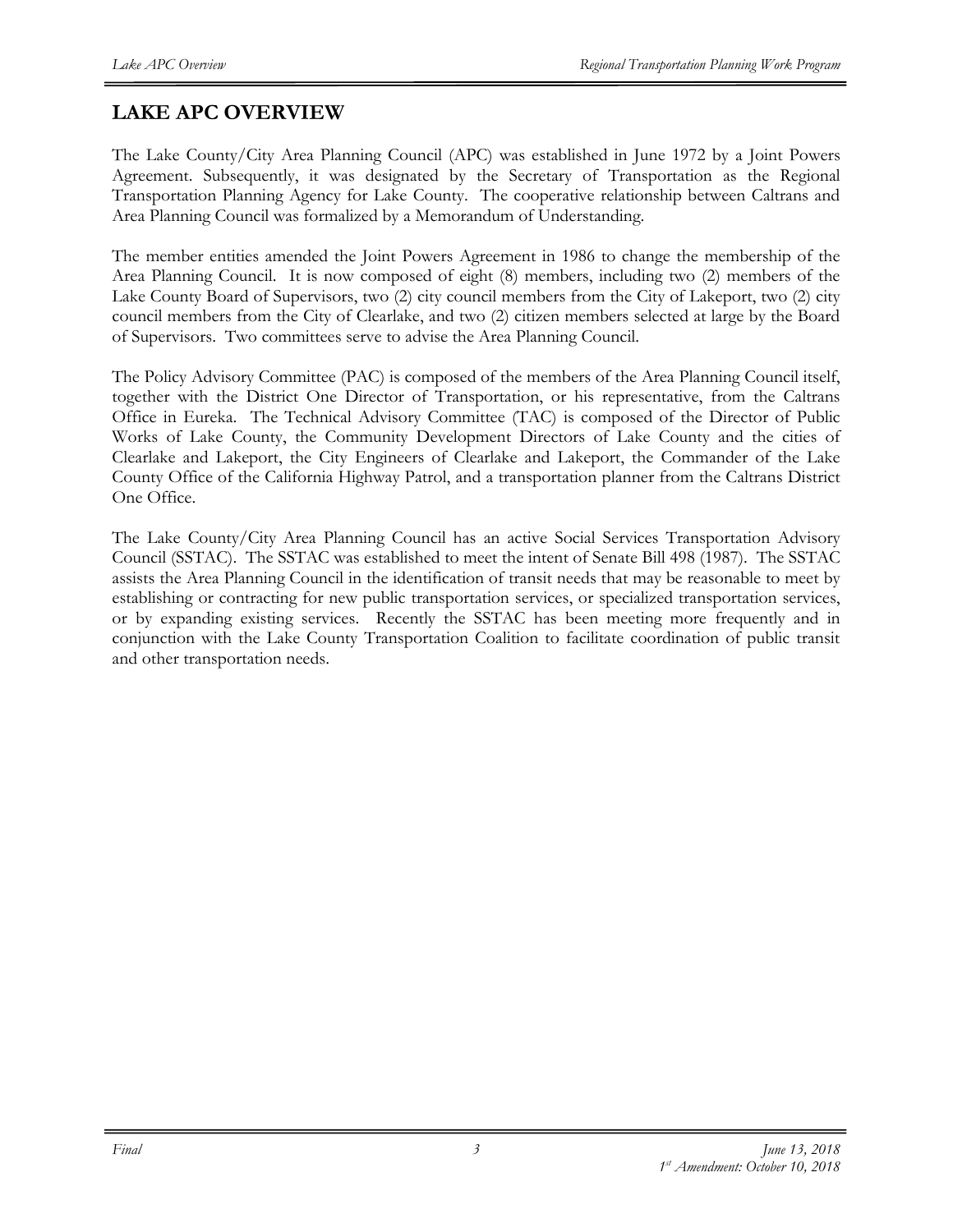# LAKE APC OVERVIEW

The Lake County/City Area Planning Council (APC) was established in June 1972 by a Joint Powers Agreement. Subsequently, it was designated by the Secretary of Transportation as the Regional Transportation Planning Agency for Lake County. The cooperative relationship between Caltrans and Area Planning Council was formalized by a Memorandum of Understanding.

The member entities amended the Joint Powers Agreement in 1986 to change the membership of the Area Planning Council. It is now composed of eight (8) members, including two (2) members of the Lake County Board of Supervisors, two (2) city council members from the City of Lakeport, two (2) city council members from the City of Clearlake, and two (2) citizen members selected at large by the Board of Supervisors. Two committees serve to advise the Area Planning Council.

The Policy Advisory Committee (PAC) is composed of the members of the Area Planning Council itself, together with the District One Director of Transportation, or his representative, from the Caltrans Office in Eureka. The Technical Advisory Committee (TAC) is composed of the Director of Public Works of Lake County, the Community Development Directors of Lake County and the cities of Clearlake and Lakeport, the City Engineers of Clearlake and Lakeport, the Commander of the Lake County Office of the California Highway Patrol, and a transportation planner from the Caltrans District One Office.

The Lake County/City Area Planning Council has an active Social Services Transportation Advisory Council (SSTAC). The SSTAC was established to meet the intent of Senate Bill 498 (1987). The SSTAC assists the Area Planning Council in the identification of transit needs that may be reasonable to meet by establishing or contracting for new public transportation services, or specialized transportation services, or by expanding existing services. Recently the SSTAC has been meeting more frequently and in conjunction with the Lake County Transportation Coalition to facilitate coordination of public transit and other transportation needs.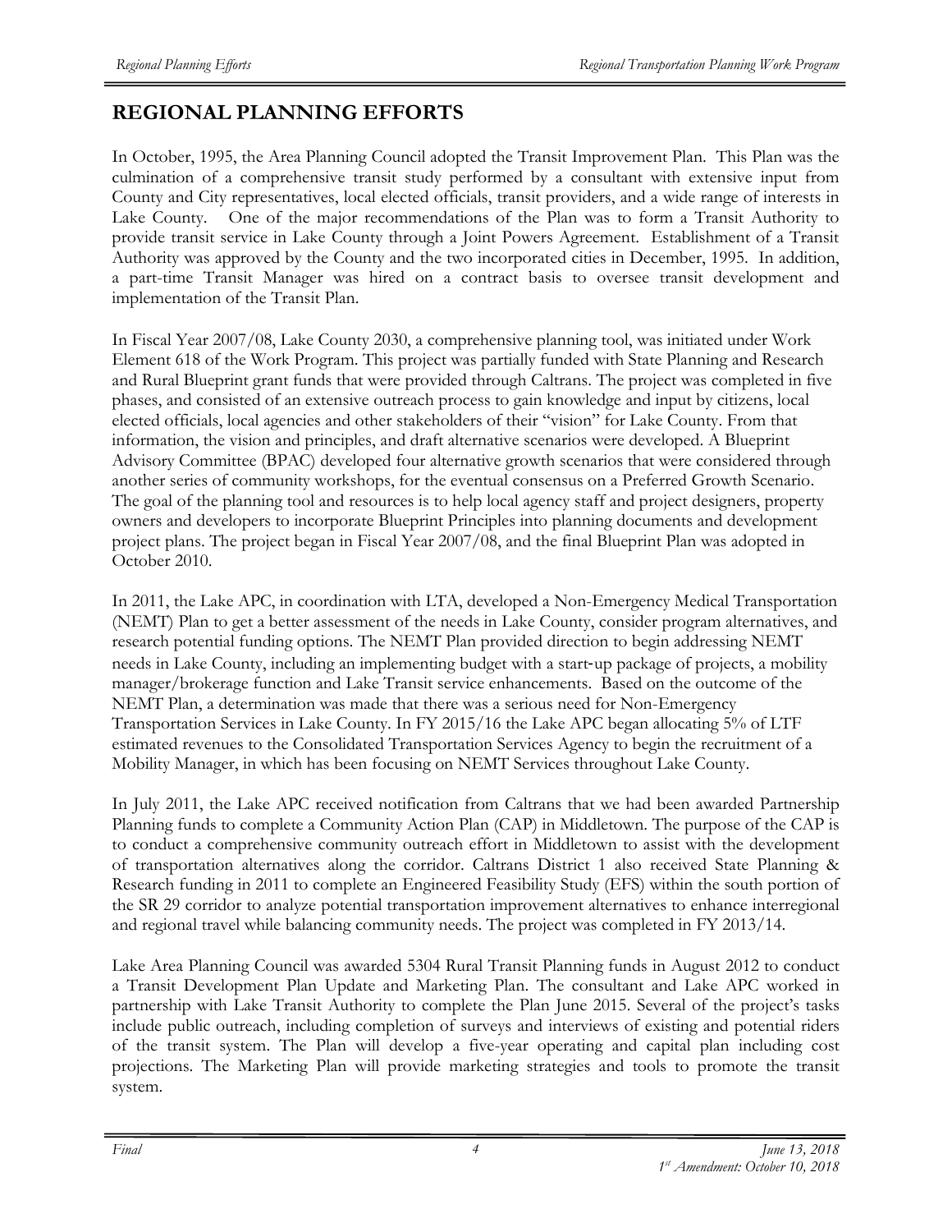## REGIONAL PLANNING EFFORTS

In October, 1995, the Area Planning Council adopted the Transit Improvement Plan. This Plan was the culmination of a comprehensive transit study performed by a consultant with extensive input from County and City representatives, local elected officials, transit providers, and a wide range of interests in Lake County. One of the major recommendations of the Plan was to form a Transit Authority to provide transit service in Lake County through a Joint Powers Agreement. Establishment of a Transit Authority was approved by the County and the two incorporated cities in December, 1995. In addition, a part-time Transit Manager was hired on a contract basis to oversee transit development and implementation of the Transit Plan.

In Fiscal Year 2007/08, Lake County 2030, a comprehensive planning tool, was initiated under Work Element 618 of the Work Program. This project was partially funded with State Planning and Research and Rural Blueprint grant funds that were provided through Caltrans. The project was completed in five phases, and consisted of an extensive outreach process to gain knowledge and input by citizens, local elected officials, local agencies and other stakeholders of their "vision" for Lake County. From that information, the vision and principles, and draft alternative scenarios were developed. A Blueprint Advisory Committee (BPAC) developed four alternative growth scenarios that were considered through another series of community workshops, for the eventual consensus on a Preferred Growth Scenario. The goal of the planning tool and resources is to help local agency staff and project designers, property owners and developers to incorporate Blueprint Principles into planning documents and development project plans. The project began in Fiscal Year 2007/08, and the final Blueprint Plan was adopted in October 2010.

In 2011, the Lake APC, in coordination with LTA, developed a Non-Emergency Medical Transportation (NEMT) Plan to get a better assessment of the needs in Lake County, consider program alternatives, and research potential funding options. The NEMT Plan provided direction to begin addressing NEMT needs in Lake County, including an implementing budget with a start-up package of projects, a mobility manager/brokerage function and Lake Transit service enhancements. Based on the outcome of the NEMT Plan, a determination was made that there was a serious need for Non-Emergency Transportation Services in Lake County. In FY 2015/16 the Lake APC began allocating 5% of LTF estimated revenues to the Consolidated Transportation Services Agency to begin the recruitment of a Mobility Manager, in which has been focusing on NEMT Services throughout Lake County.

In July 2011, the Lake APC received notification from Caltrans that we had been awarded Partnership Planning funds to complete a Community Action Plan (CAP) in Middletown. The purpose of the CAP is to conduct a comprehensive community outreach effort in Middletown to assist with the development of transportation alternatives along the corridor. Caltrans District 1 also received State Planning & Research funding in 2011 to complete an Engineered Feasibility Study (EFS) within the south portion of the SR 29 corridor to analyze potential transportation improvement alternatives to enhance interregional and regional travel while balancing community needs. The project was completed in FY 2013/14.

Lake Area Planning Council was awarded 5304 Rural Transit Planning funds in August 2012 to conduct a Transit Development Plan Update and Marketing Plan. The consultant and Lake APC worked in partnership with Lake Transit Authority to complete the Plan June 2015. Several of the project's tasks include public outreach, including completion of surveys and interviews of existing and potential riders of the transit system. The Plan will develop a five-year operating and capital plan including cost projections. The Marketing Plan will provide marketing strategies and tools to promote the transit system.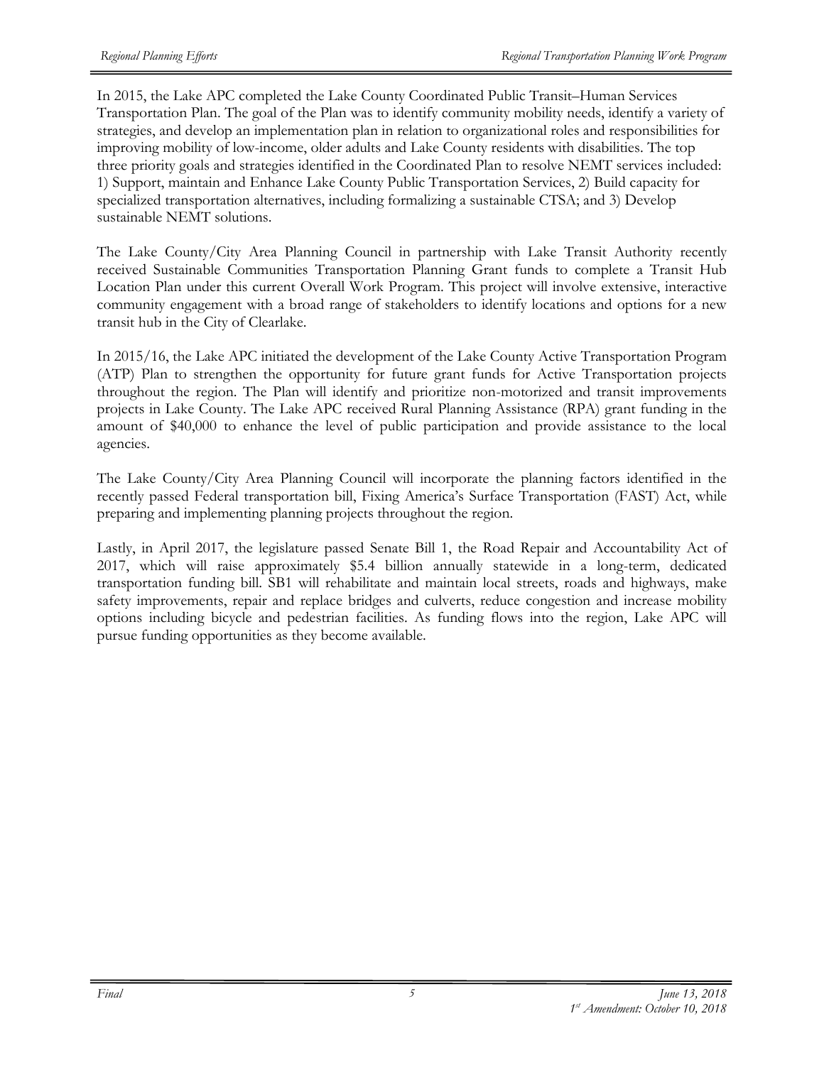In 2015, the Lake APC completed the Lake County Coordinated Public Transit–Human Services Transportation Plan. The goal of the Plan was to identify community mobility needs, identify a variety of strategies, and develop an implementation plan in relation to organizational roles and responsibilities for improving mobility of low-income, older adults and Lake County residents with disabilities. The top three priority goals and strategies identified in the Coordinated Plan to resolve NEMT services included: 1) Support, maintain and Enhance Lake County Public Transportation Services, 2) Build capacity for specialized transportation alternatives, including formalizing a sustainable CTSA; and 3) Develop sustainable NEMT solutions.

The Lake County/City Area Planning Council in partnership with Lake Transit Authority recently received Sustainable Communities Transportation Planning Grant funds to complete a Transit Hub Location Plan under this current Overall Work Program. This project will involve extensive, interactive community engagement with a broad range of stakeholders to identify locations and options for a new transit hub in the City of Clearlake.

In 2015/16, the Lake APC initiated the development of the Lake County Active Transportation Program (ATP) Plan to strengthen the opportunity for future grant funds for Active Transportation projects throughout the region. The Plan will identify and prioritize non-motorized and transit improvements projects in Lake County. The Lake APC received Rural Planning Assistance (RPA) grant funding in the amount of $40,000 to enhance the level of public participation and provide assistance to the local agencies.

The Lake County/City Area Planning Council will incorporate the planning factors identified in the recently passed Federal transportation bill, Fixing America's Surface Transportation (FAST) Act, while preparing and implementing planning projects throughout the region.

Lastly, in April 2017, the legislature passed Senate Bill 1, the Road Repair and Accountability Act of 2017, which will raise approximately $5.4 billion annually statewide in a long-term, dedicated transportation funding bill. SB1 will rehabilitate and maintain local streets, roads and highways, make safety improvements, repair and replace bridges and culverts, reduce congestion and increase mobility options including bicycle and pedestrian facilities. As funding flows into the region, Lake APC will pursue funding opportunities as they become available.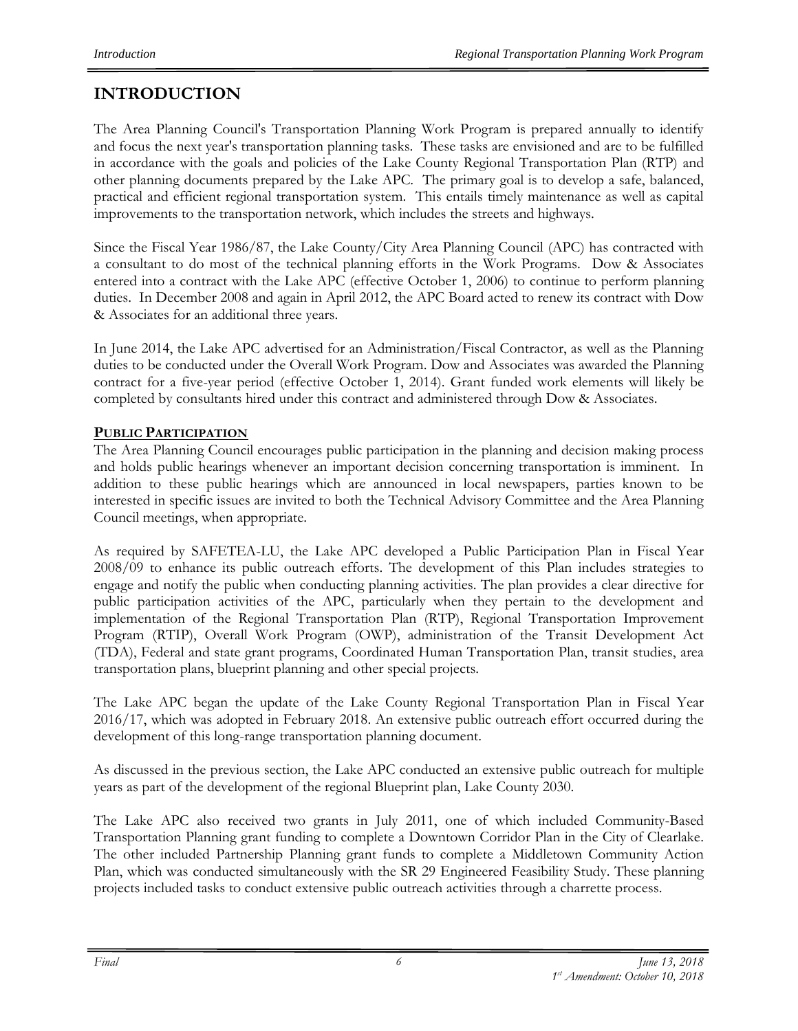# INTRODUCTION

The Area Planning Council's Transportation Planning Work Program is prepared annually to identify and focus the next year's transportation planning tasks. These tasks are envisioned and are to be fulfilled in accordance with the goals and policies of the Lake County Regional Transportation Plan (RTP) and other planning documents prepared by the Lake APC. The primary goal is to develop a safe, balanced, practical and efficient regional transportation system. This entails timely maintenance as well as capital improvements to the transportation network, which includes the streets and highways.

Since the Fiscal Year 1986/87, the Lake County/City Area Planning Council (APC) has contracted with a consultant to do most of the technical planning efforts in the Work Programs. Dow & Associates entered into a contract with the Lake APC (effective October 1, 2006) to continue to perform planning duties. In December 2008 and again in April 2012, the APC Board acted to renew its contract with Dow & Associates for an additional three years.

In June 2014, the Lake APC advertised for an Administration/Fiscal Contractor, as well as the Planning duties to be conducted under the Overall Work Program. Dow and Associates was awarded the Planning contract for a five-year period (effective October 1, 2014). Grant funded work elements will likely be completed by consultants hired under this contract and administered through Dow & Associates.

## PUBLIC PARTICIPATION

The Area Planning Council encourages public participation in the planning and decision making process and holds public hearings whenever an important decision concerning transportation is imminent. In addition to these public hearings which are announced in local newspapers, parties known to be interested in specific issues are invited to both the Technical Advisory Committee and the Area Planning Council meetings, when appropriate.

As required by SAFETEA-LU, the Lake APC developed a Public Participation Plan in Fiscal Year 2008/09 to enhance its public outreach efforts. The development of this Plan includes strategies to engage and notify the public when conducting planning activities. The plan provides a clear directive for public participation activities of the APC, particularly when they pertain to the development and implementation of the Regional Transportation Plan (RTP), Regional Transportation Improvement Program (RTIP), Overall Work Program (OWP), administration of the Transit Development Act (TDA), Federal and state grant programs, Coordinated Human Transportation Plan, transit studies, area transportation plans, blueprint planning and other special projects.

The Lake APC began the update of the Lake County Regional Transportation Plan in Fiscal Year 2016/17, which was adopted in February 2018. An extensive public outreach effort occurred during the development of this long-range transportation planning document.

As discussed in the previous section, the Lake APC conducted an extensive public outreach for multiple years as part of the development of the regional Blueprint plan, Lake County 2030.

The Lake APC also received two grants in July 2011, one of which included Community-Based Transportation Planning grant funding to complete a Downtown Corridor Plan in the City of Clearlake. The other included Partnership Planning grant funds to complete a Middletown Community Action Plan, which was conducted simultaneously with the SR 29 Engineered Feasibility Study. These planning projects included tasks to conduct extensive public outreach activities through a charrette process.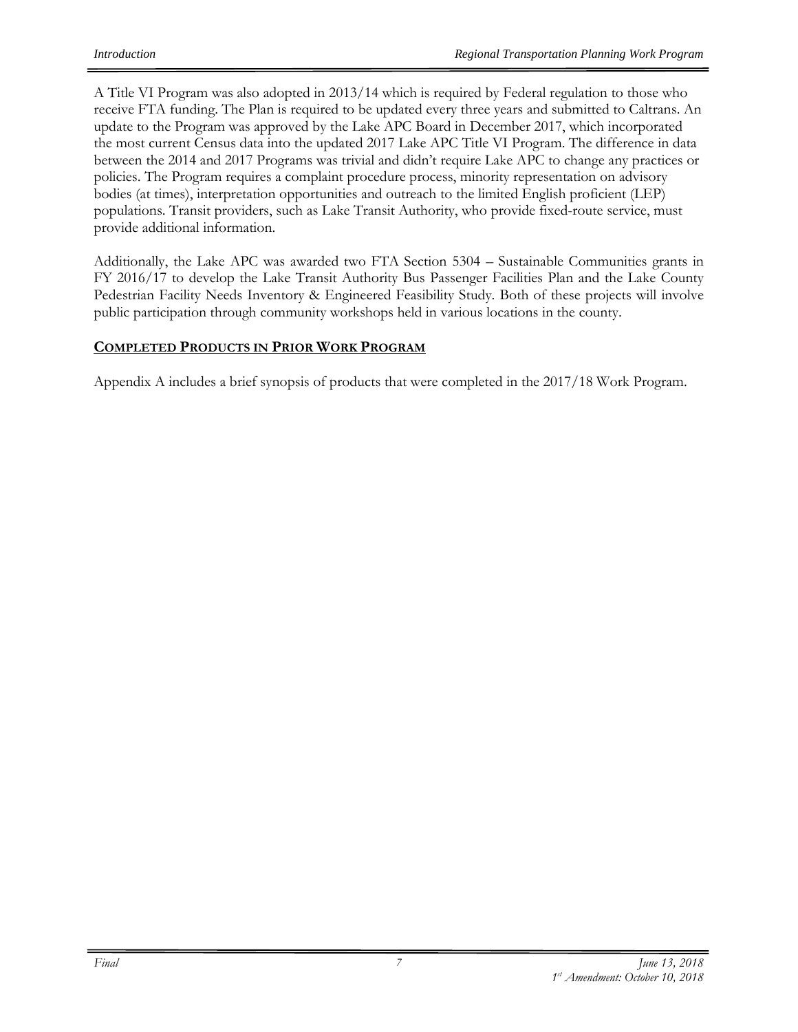A Title VI Program was also adopted in 2013/14 which is required by Federal regulation to those who receive FTA funding. The Plan is required to be updated every three years and submitted to Caltrans. An update to the Program was approved by the Lake APC Board in December 2017, which incorporated the most current Census data into the updated 2017 Lake APC Title VI Program. The difference in data between the 2014 and 2017 Programs was trivial and didn't require Lake APC to change any practices or policies. The Program requires a complaint procedure process, minority representation on advisory bodies (at times), interpretation opportunities and outreach to the limited English proficient (LEP) populations. Transit providers, such as Lake Transit Authority, who provide fixed-route service, must provide additional information.

Additionally, the Lake APC was awarded two FTA Section 5304 – Sustainable Communities grants in FY 2016/17 to develop the Lake Transit Authority Bus Passenger Facilities Plan and the Lake County Pedestrian Facility Needs Inventory & Engineered Feasibility Study. Both of these projects will involve public participation through community workshops held in various locations in the county.

## COMPLETED PRODUCTS IN PRIOR WORK PROGRAM

Appendix A includes a brief synopsis of products that were completed in the 2017/18 Work Program.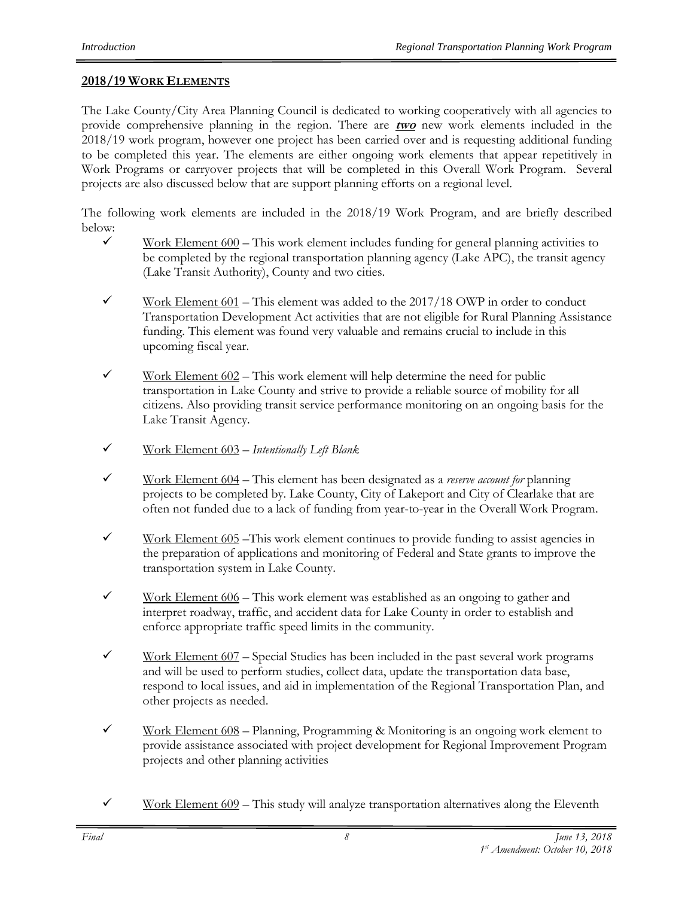## 2018/19 WORK ELEMENTS

The Lake County/City Area Planning Council is dedicated to working cooperatively with all agencies to provide comprehensive planning in the region. There are ***two*** new work elements included in the 2018/19 work program, however one project has been carried over and is requesting additional funding to be completed this year. The elements are either ongoing work elements that appear repetitively in Work Programs or carryover projects that will be completed in this Overall Work Program. Several projects are also discussed below that are support planning efforts on a regional level.

The following work elements are included in the 2018/19 Work Program, and are briefly described below:

- ✓ Work Element 600 – This work element includes funding for general planning activities to be completed by the regional transportation planning agency (Lake APC), the transit agency (Lake Transit Authority), County and two cities.
- ✓ Work Element 601 – This element was added to the 2017/18 OWP in order to conduct Transportation Development Act activities that are not eligible for Rural Planning Assistance funding. This element was found very valuable and remains crucial to include in this upcoming fiscal year.
- ✓ Work Element 602 – This work element will help determine the need for public transportation in Lake County and strive to provide a reliable source of mobility for all citizens. Also providing transit service performance monitoring on an ongoing basis for the Lake Transit Agency.
- ✓ Work Element 603 – *Intentionally Left Blank*
- ✓ Work Element 604 – This element has been designated as a *reserve account for* planning projects to be completed by. Lake County, City of Lakeport and City of Clearlake that are often not funded due to a lack of funding from year-to-year in the Overall Work Program.
- ✓ Work Element 605 –This work element continues to provide funding to assist agencies in the preparation of applications and monitoring of Federal and State grants to improve the transportation system in Lake County.
- ✓ Work Element 606 – This work element was established as an ongoing to gather and interpret roadway, traffic, and accident data for Lake County in order to establish and enforce appropriate traffic speed limits in the community.
- ✓ Work Element 607 – Special Studies has been included in the past several work programs and will be used to perform studies, collect data, update the transportation data base, respond to local issues, and aid in implementation of the Regional Transportation Plan, and other projects as needed.
- ✓ Work Element 608 – Planning, Programming & Monitoring is an ongoing work element to provide assistance associated with project development for Regional Improvement Program projects and other planning activities
- ✓ Work Element 609 – This study will analyze transportation alternatives along the Eleventh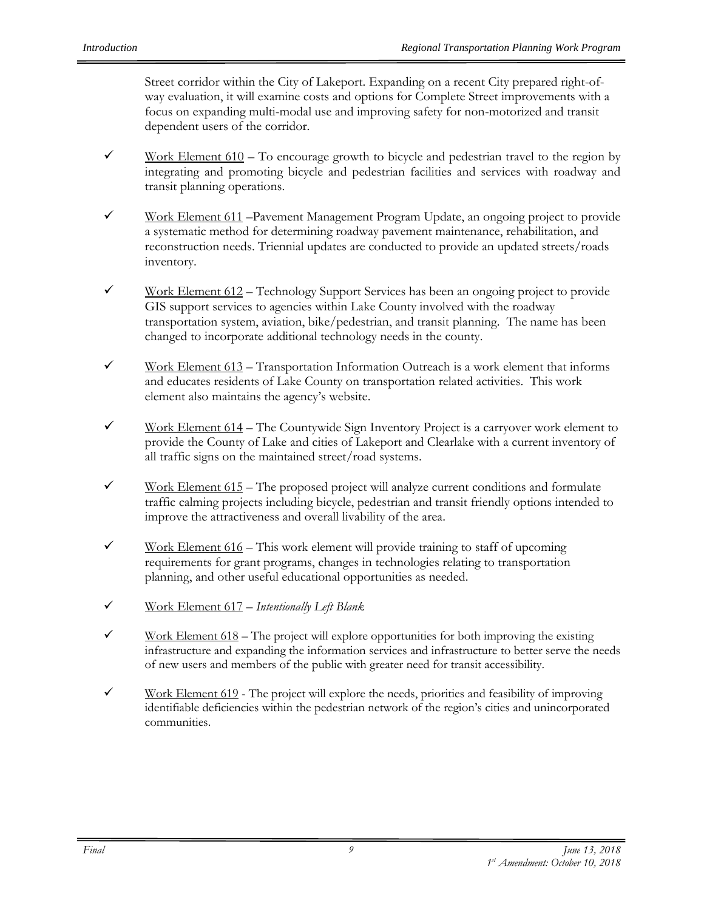Street corridor within the City of Lakeport. Expanding on a recent City prepared right-of-way evaluation, it will examine costs and options for Complete Street improvements with a focus on expanding multi-modal use and improving safety for non-motorized and transit dependent users of the corridor.

- ✓ Work Element 610 – To encourage growth to bicycle and pedestrian travel to the region by integrating and promoting bicycle and pedestrian facilities and services with roadway and transit planning operations.

- ✓ Work Element 611 –Pavement Management Program Update, an ongoing project to provide a systematic method for determining roadway pavement maintenance, rehabilitation, and reconstruction needs. Triennial updates are conducted to provide an updated streets/roads inventory.

- ✓ Work Element 612 – Technology Support Services has been an ongoing project to provide GIS support services to agencies within Lake County involved with the roadway transportation system, aviation, bike/pedestrian, and transit planning. The name has been changed to incorporate additional technology needs in the county.

- ✓ Work Element 613 – Transportation Information Outreach is a work element that informs and educates residents of Lake County on transportation related activities. This work element also maintains the agency's website.

- ✓ Work Element 614 – The Countywide Sign Inventory Project is a carryover work element to provide the County of Lake and cities of Lakeport and Clearlake with a current inventory of all traffic signs on the maintained street/road systems.

- ✓ Work Element 615 – The proposed project will analyze current conditions and formulate traffic calming projects including bicycle, pedestrian and transit friendly options intended to improve the attractiveness and overall livability of the area.

- ✓ Work Element 616 – This work element will provide training to staff of upcoming requirements for grant programs, changes in technologies relating to transportation planning, and other useful educational opportunities as needed.

- ✓ Work Element 617 – *Intentionally Left Blank*

- ✓ Work Element 618 – The project will explore opportunities for both improving the existing infrastructure and expanding the information services and infrastructure to better serve the needs of new users and members of the public with greater need for transit accessibility.

- ✓ Work Element 619 - The project will explore the needs, priorities and feasibility of improving identifiable deficiencies within the pedestrian network of the region's cities and unincorporated communities.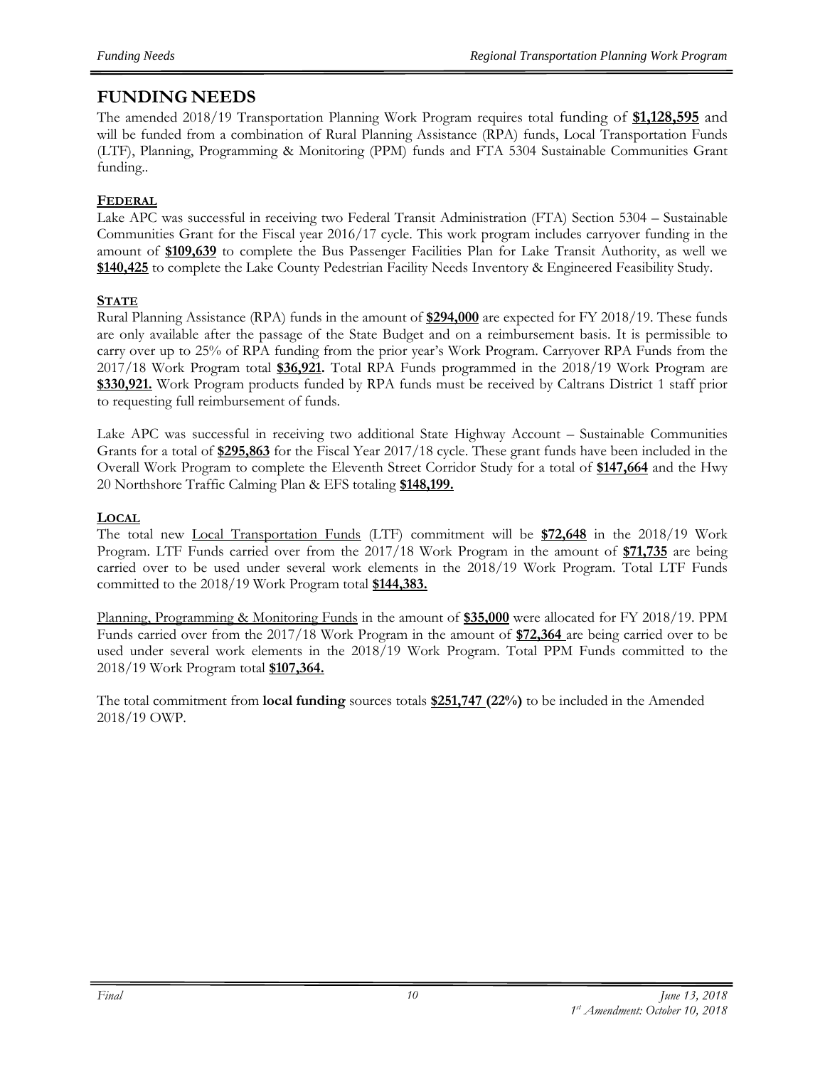# FUNDING NEEDS

The amended 2018/19 Transportation Planning Work Program requires total funding of **$1,128,595** and will be funded from a combination of Rural Planning Assistance (RPA) funds, Local Transportation Funds (LTF), Planning, Programming & Monitoring (PPM) funds and FTA 5304 Sustainable Communities Grant funding..

## FEDERAL

Lake APC was successful in receiving two Federal Transit Administration (FTA) Section 5304 – Sustainable Communities Grant for the Fiscal year 2016/17 cycle. This work program includes carryover funding in the amount of **$109,639** to complete the Bus Passenger Facilities Plan for Lake Transit Authority, as well we **$140,425** to complete the Lake County Pedestrian Facility Needs Inventory & Engineered Feasibility Study.

## STATE

Rural Planning Assistance (RPA) funds in the amount of **$294,000** are expected for FY 2018/19. These funds are only available after the passage of the State Budget and on a reimbursement basis. It is permissible to carry over up to 25% of RPA funding from the prior year's Work Program. Carryover RPA Funds from the 2017/18 Work Program total **$36,921.** Total RPA Funds programmed in the 2018/19 Work Program are **$330,921.** Work Program products funded by RPA funds must be received by Caltrans District 1 staff prior to requesting full reimbursement of funds.

Lake APC was successful in receiving two additional State Highway Account – Sustainable Communities Grants for a total of **$295,863** for the Fiscal Year 2017/18 cycle. These grant funds have been included in the Overall Work Program to complete the Eleventh Street Corridor Study for a total of **$147,664** and the Hwy 20 Northshore Traffic Calming Plan & EFS totaling **$148,199.**

## LOCAL

The total new Local Transportation Funds (LTF) commitment will be **$72,648** in the 2018/19 Work Program. LTF Funds carried over from the 2017/18 Work Program in the amount of **$71,735** are being carried over to be used under several work elements in the 2018/19 Work Program. Total LTF Funds committed to the 2018/19 Work Program total **$144,383.**

Planning, Programming & Monitoring Funds in the amount of **$35,000** were allocated for FY 2018/19. PPM Funds carried over from the 2017/18 Work Program in the amount of **$72,364** are being carried over to be used under several work elements in the 2018/19 Work Program. Total PPM Funds committed to the 2018/19 Work Program total **$107,364.**

The total commitment from **local funding** sources totals **$251,747 (22%)** to be included in the Amended 2018/19 OWP.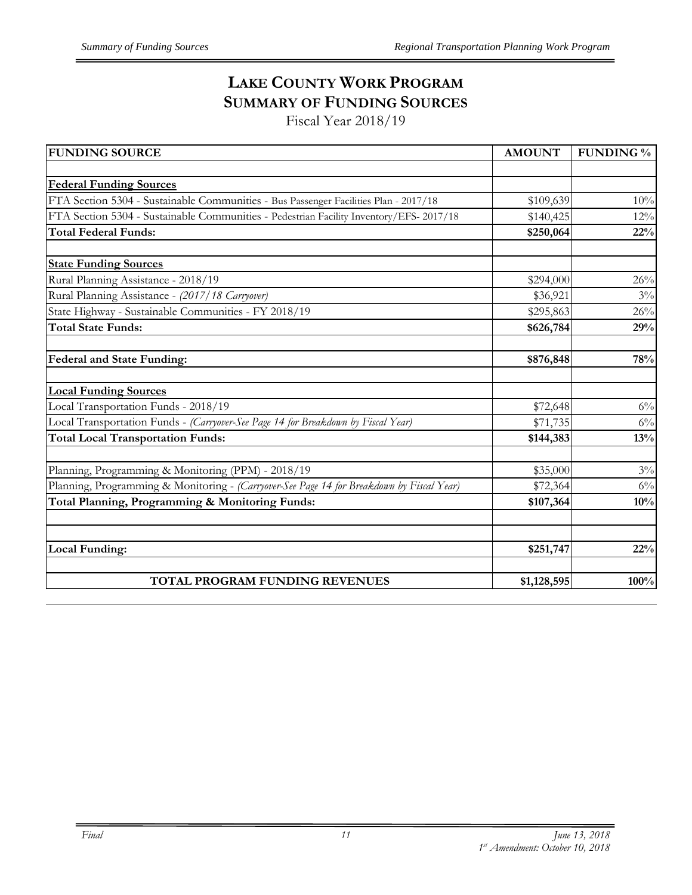# LAKE COUNTY WORK PROGRAM
## SUMMARY OF FUNDING SOURCES
Fiscal Year 2018/19

| FUNDING SOURCE | AMOUNT | FUNDING % |
|---|---|---|
| | | |
| **Federal Funding Sources** | | |
| FTA Section 5304 - Sustainable Communities - Bus Passenger Facilities Plan - 2017/18 | $109,639 | 10% |
| FTA Section 5304 - Sustainable Communities - Pedestrian Facility Inventory/EFS- 2017/18 | $140,425 | 12% |
| **Total Federal Funds:** | **$250,064** | **22%** |
| | | |
| **State Funding Sources** | | |
| Rural Planning Assistance - 2018/19 | $294,000 | 26% |
| Rural Planning Assistance - *(2017/18 Carryover)* | $36,921 | 3% |
| State Highway - Sustainable Communities - FY 2018/19 | $295,863 | 26% |
| **Total State Funds:** | **$626,784** | **29%** |
| | | |
| **Federal and State Funding:** | **$876,848** | **78%** |
| | | |
| **Local Funding Sources** | | |
| Local Transportation Funds - 2018/19 | $72,648 | 6% |
| Local Transportation Funds - *(Carryover-See Page 14 for Breakdown by Fiscal Year)* | $71,735 | 6% |
| **Total Local Transportation Funds:** | **$144,383** | **13%** |
| | | |
| Planning, Programming & Monitoring (PPM) - 2018/19 | $35,000 | 3% |
| Planning, Programming & Monitoring - *(Carryover-See Page 14 for Breakdown by Fiscal Year)* | $72,364 | 6% |
| **Total Planning, Programming & Monitoring Funds:** | **$107,364** | **10%** |
| | | |
| | | |
| **Local Funding:** | **$251,747** | **22%** |
| | | |
| **TOTAL PROGRAM FUNDING REVENUES** | **$1,128,595** | **100%** |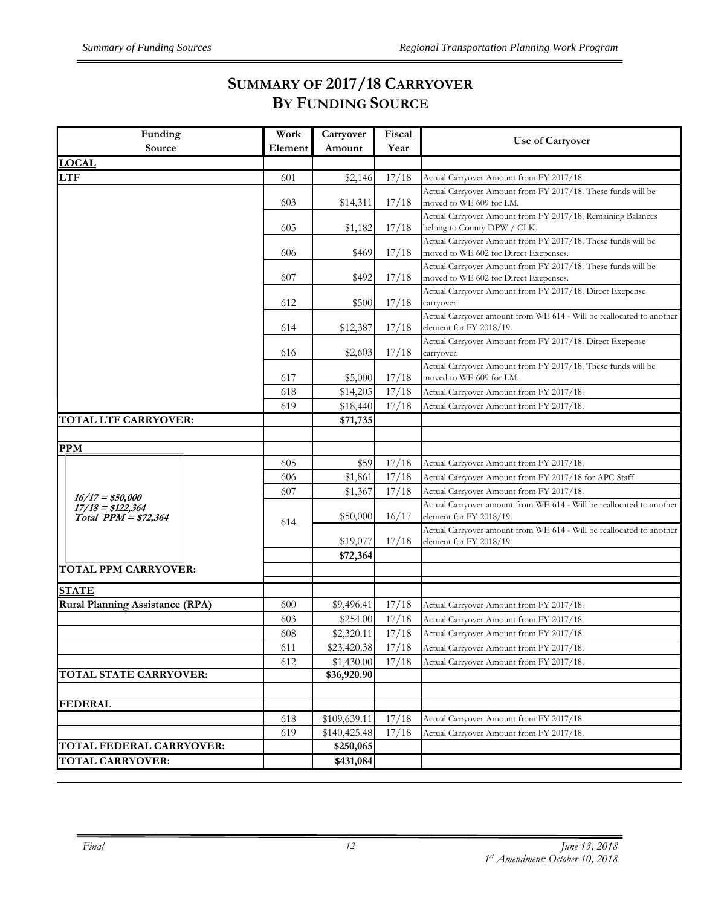# SUMMARY OF 2017/18 CARRYOVER BY FUNDING SOURCE

| Funding Source | Work Element | Carryover Amount | Fiscal Year | Use of Carryover |
|---|---|---|---|---|
| **LOCAL** | | | | |
| **LTF** | 601 | $2,146 | 17/18 | Actual Carryover Amount from FY 2017/18. |
| | 603 | $14,311 | 17/18 | Actual Carryover Amount from FY 2017/18. These funds will be moved to WE 609 for LM. |
| | 605 | $1,182 | 17/18 | Actual Carryover Amount from FY 2017/18. Remaining Balances belong to County DPW / CLK. |
| | 606 | $469 | 17/18 | Actual Carryover Amount from FY 2017/18. These funds will be moved to WE 602 for Direct Exepenses. |
| | 607 | $492 | 17/18 | Actual Carryover Amount from FY 2017/18. These funds will be moved to WE 602 for Direct Exepenses. |
| | 612 | $500 | 17/18 | Actual Carryover Amount from FY 2017/18. Direct Exepense carryover. |
| | 614 | $12,387 | 17/18 | Actual Carryover amount from WE 614 - Will be reallocated to another element for FY 2018/19. |
| | 616 | $2,603 | 17/18 | Actual Carryover Amount from FY 2017/18. Direct Exepense carryover. |
| | 617 | $5,000 | 17/18 | Actual Carryover Amount from FY 2017/18. These funds will be moved to WE 609 for LM. |
| | 618 | $14,205 | 17/18 | Actual Carryover Amount from FY 2017/18. |
| | 619 | $18,440 | 17/18 | Actual Carryover Amount from FY 2017/18. |
| **TOTAL LTF CARRYOVER:** | | **$71,735** | | |
| | | | | |
| **PPM** | | | | |
| *16/17 = $50,000* *17/18 = $122,364* *Total PPM = $72,364* | 605 | $59 | 17/18 | Actual Carryover Amount from FY 2017/18. |
| | 606 | $1,861 | 17/18 | Actual Carryover Amount from FY 2017/18 for APC Staff. |
| | 607 | $1,367 | 17/18 | Actual Carryover Amount from FY 2017/18. |
| | 614 | $50,000 | 16/17 | Actual Carryover amount from WE 614 - Will be reallocated to another element for FY 2018/19. |
| | | $19,077 | 17/18 | Actual Carryover amount from WE 614 - Will be reallocated to another element for FY 2018/19. |
| | | **$72,364** | | |
| **TOTAL PPM CARRYOVER:** | | | | |
| **STATE** | | | | |
| **Rural Planning Assistance (RPA)** | 600 | $9,496.41 | 17/18 | Actual Carryover Amount from FY 2017/18. |
| | 603 | $254.00 | 17/18 | Actual Carryover Amount from FY 2017/18. |
| | 608 | $2,320.11 | 17/18 | Actual Carryover Amount from FY 2017/18. |
| | 611 | $23,420.38 | 17/18 | Actual Carryover Amount from FY 2017/18. |
| | 612 | $1,430.00 | 17/18 | Actual Carryover Amount from FY 2017/18. |
| **TOTAL STATE CARRYOVER:** | | **$36,920.90** | | |
| | | | | |
| **FEDERAL** | | | | |
| | 618 | $109,639.11 | 17/18 | Actual Carryover Amount from FY 2017/18. |
| | 619 | $140,425.48 | 17/18 | Actual Carryover Amount from FY 2017/18. |
| **TOTAL FEDERAL CARRYOVER:** | | **$250,065** | | |
| **TOTAL CARRYOVER:** | | **$431,084** | | |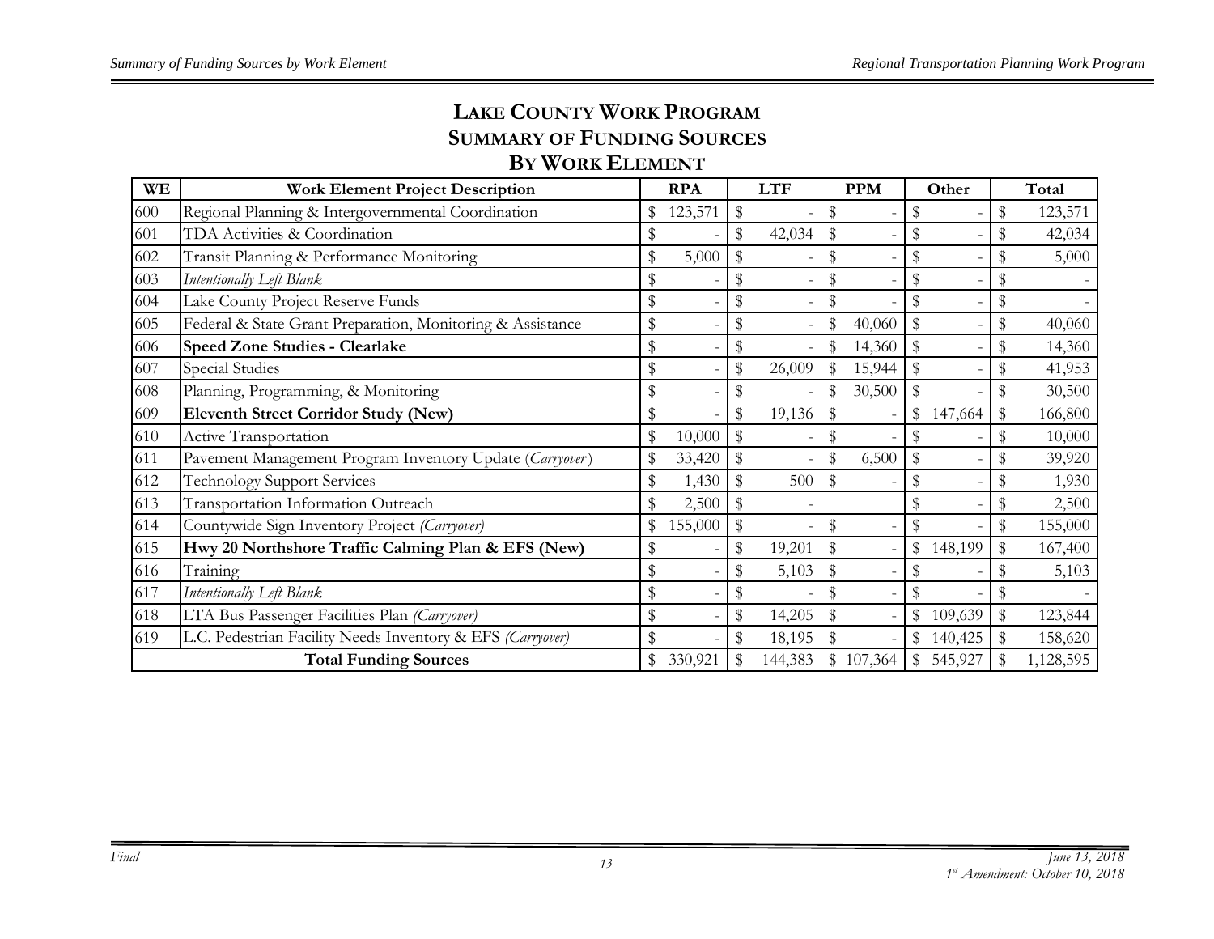# LAKE COUNTY WORK PROGRAM
# SUMMARY OF FUNDING SOURCES
# BY WORK ELEMENT

| WE | Work Element Project Description | RPA | LTF | PPM | Other | Total |
|---|---|---|---|---|---|---|
| 600 | Regional Planning & Intergovernmental Coordination | $ 123,571 | $ - | $ - | $ - | $ 123,571 |
| 601 | TDA Activities & Coordination | $ - | $ 42,034 | $ - | $ - | $ 42,034 |
| 602 | Transit Planning & Performance Monitoring | $ 5,000 | $ - | $ - | $ - | $ 5,000 |
| 603 | *Intentionally Left Blank* | $ - | $ - | $ - | $ - | $ - |
| 604 | Lake County Project Reserve Funds | $ - | $ - | $ - | $ - | $ - |
| 605 | Federal & State Grant Preparation, Monitoring & Assistance | $ - | $ - | $ 40,060 | $ - | $ 40,060 |
| 606 | **Speed Zone Studies - Clearlake** | $ - | $ - | $ 14,360 | $ - | $ 14,360 |
| 607 | Special Studies | $ - | $ 26,009 | $ 15,944 | $ - | $ 41,953 |
| 608 | Planning, Programming, & Monitoring | $ - | $ - | $ 30,500 | $ - | $ 30,500 |
| 609 | **Eleventh Street Corridor Study (New)** | $ - | $ 19,136 | $ - | $ 147,664 | $ 166,800 |
| 610 | Active Transportation | $ 10,000 | $ - | $ - | $ - | $ 10,000 |
| 611 | Pavement Management Program Inventory Update (*Carryover*) | $ 33,420 | $ - | $ 6,500 | $ - | $ 39,920 |
| 612 | Technology Support Services | $ 1,430 | $ 500 | $ - | $ - | $ 1,930 |
| 613 | Transportation Information Outreach | $ 2,500 | $ - | | $ - | $ 2,500 |
| 614 | Countywide Sign Inventory Project *(Carryover)* | $ 155,000 | $ - | $ - | $ - | $ 155,000 |
| 615 | **Hwy 20 Northshore Traffic Calming Plan & EFS (New)** | $ - | $ 19,201 | $ - | $ 148,199 | $ 167,400 |
| 616 | Training | $ - | $ 5,103 | $ - | $ - | $ 5,103 |
| 617 | *Intentionally Left Blank* | $ - | $ - | $ - | $ - | $ - |
| 618 | LTA Bus Passenger Facilities Plan *(Carryover)* | $ - | $ 14,205 | $ - | $ 109,639 | $ 123,844 |
| 619 | L.C. Pedestrian Facility Needs Inventory & EFS *(Carryover)* | $ - | $ 18,195 | $ - | $ 140,425 | $ 158,620 |
| | **Total Funding Sources** | $ 330,921 | $ 144,383 | $ 107,364 | $ 545,927 | $ 1,128,595 |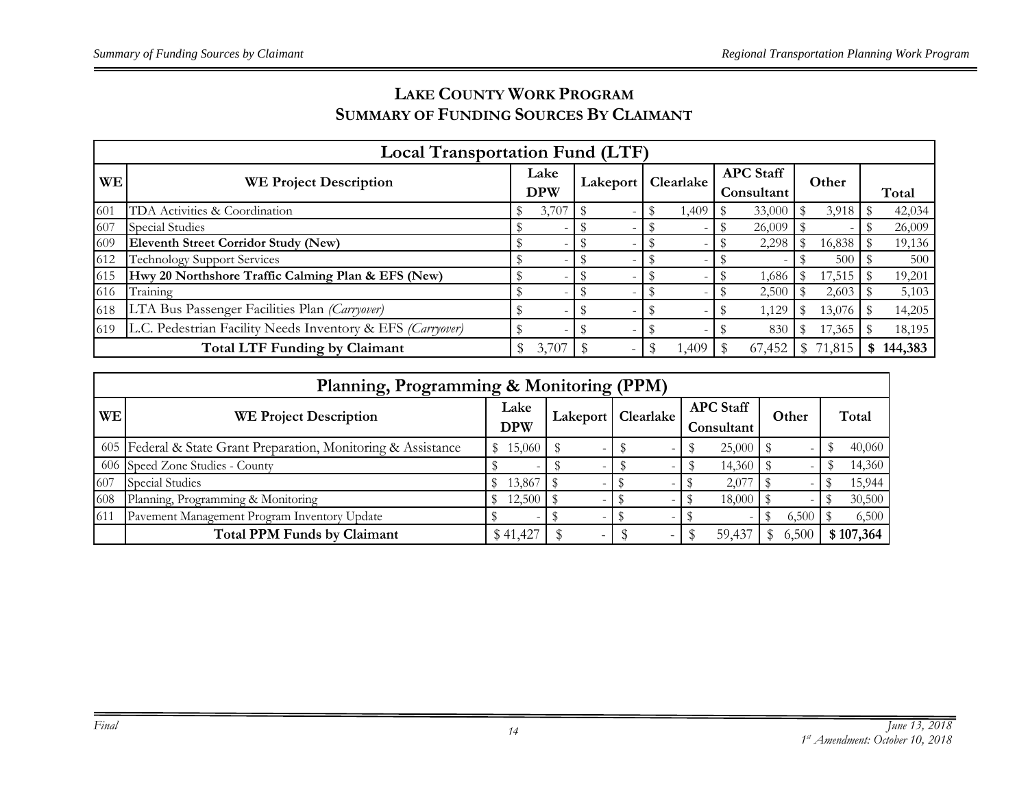# LAKE COUNTY WORK PROGRAM
## SUMMARY OF FUNDING SOURCES BY CLAIMANT

| Local Transportation Fund (LTF) | | | | | | | |
|---|---|---|---|---|---|---|---|
| **WE** | **WE Project Description** | **Lake DPW** | **Lakeport** | **Clearlake** | **APC Staff Consultant** | **Other** | **Total** |
| 601 | TDA Activities & Coordination | $ 3,707 | $ - | $ 1,409 | $ 33,000 | $ 3,918 | $ 42,034 |
| 607 | Special Studies | $ - | $ - | $ - | $ 26,009 | $ - | $ 26,009 |
| 609 | **Eleventh Street Corridor Study (New)** | $ - | $ - | $ - | $ 2,298 | $ 16,838 | $ 19,136 |
| 612 | Technology Support Services | $ - | $ - | $ - | $ - | $ 500 | $ 500 |
| 615 | **Hwy 20 Northshore Traffic Calming Plan & EFS (New)** | $ - | $ - | $ - | $ 1,686 | $ 17,515 | $ 19,201 |
| 616 | Training | $ - | $ - | $ - | $ 2,500 | $ 2,603 | $ 5,103 |
| 618 | LTA Bus Passenger Facilities Plan *(Carryover)* | $ - | $ - | $ - | $ 1,129 | $ 13,076 | $ 14,205 |
| 619 | L.C. Pedestrian Facility Needs Inventory & EFS *(Carryover)* | $ - | $ - | $ - | $ 830 | $ 17,365 | $ 18,195 |
| | **Total LTF Funding by Claimant** | $ 3,707 | $ - | $ 1,409 | $ 67,452 | $ 71,815 | **$ 144,383** |

| Planning, Programming & Monitoring (PPM) | | | | | | | |
|---|---|---|---|---|---|---|---|
| **WE** | **WE Project Description** | **Lake DPW** | **Lakeport** | **Clearlake** | **APC Staff Consultant** | **Other** | **Total** |
| 605 | Federal & State Grant Preparation, Monitoring & Assistance | $ 15,060 | $ - | $ - | $ 25,000 | $ - | $ 40,060 |
| 606 | Speed Zone Studies - County | $ - | $ - | $ - | $ 14,360 | $ - | $ 14,360 |
| 607 | Special Studies | $ 13,867 | $ - | $ - | $ 2,077 | $ - | $ 15,944 |
| 608 | Planning, Programming & Monitoring | $ 12,500 | $ - | $ - | $ 18,000 | $ - | $ 30,500 |
| 611 | Pavement Management Program Inventory Update | $ - | $ - | $ - | $ - | $ 6,500 | $ 6,500 |
| | **Total PPM Funds by Claimant** | $ 41,427 | $ - | $ - | $ 59,437 | $ 6,500 | **$ 107,364** |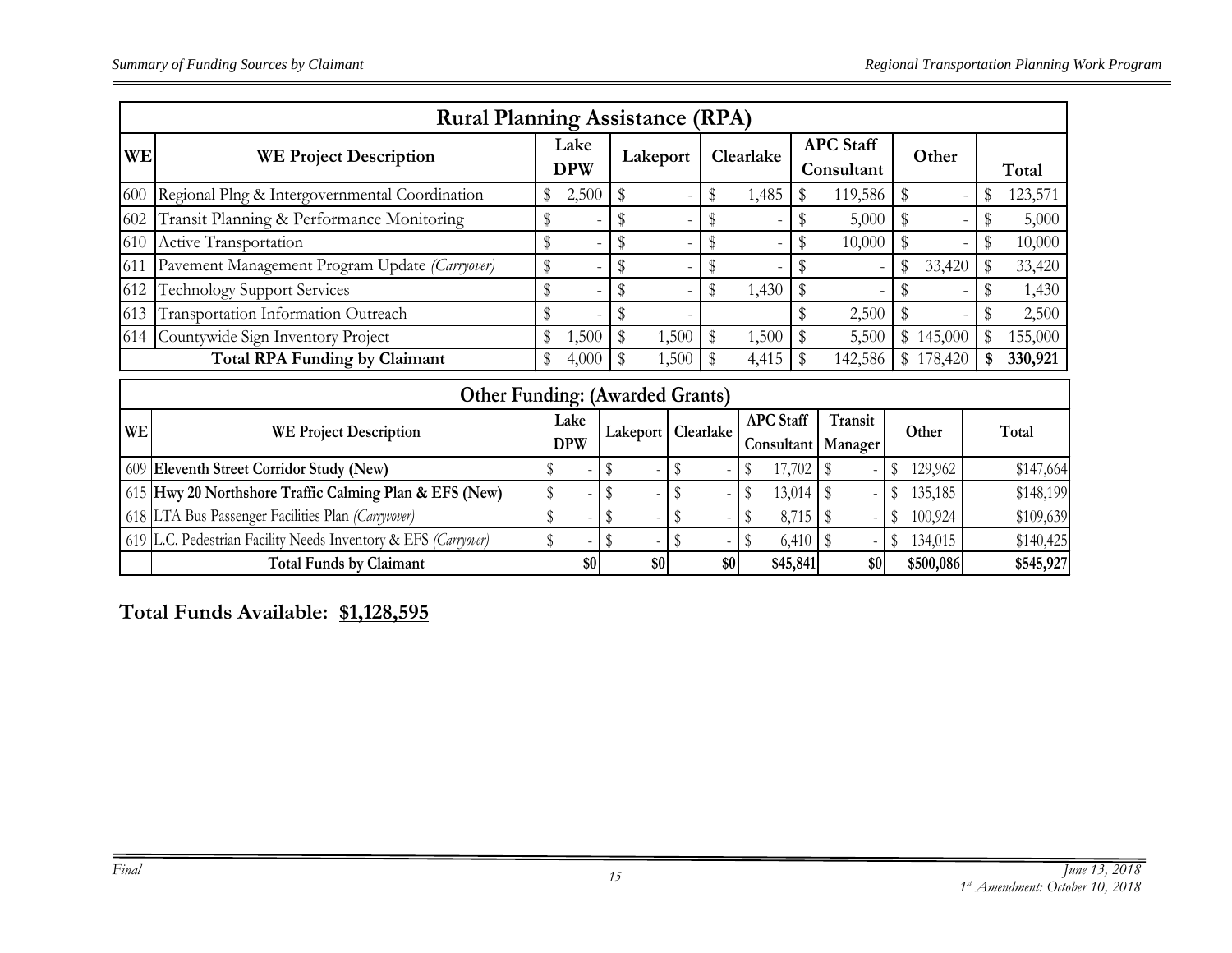## Rural Planning Assistance (RPA)

| WE | WE Project Description | Lake DPW | Lakeport | Clearlake | APC Staff Consultant | Other | Total |
|---|---|---|---|---|---|---|---|
| 600 | Regional Plng & Intergovernmental Coordination | $ 2,500 | $ - | $ 1,485 | $ 119,586 | $ - | $ 123,571 |
| 602 | Transit Planning & Performance Monitoring | $ - | $ - | $ - | $ 5,000 | $ - | $ 5,000 |
| 610 | Active Transportation | $ - | $ - | $ - | $ 10,000 | $ - | $ 10,000 |
| 611 | Pavement Management Program Update *(Carryover)* | $ - | $ - | $ - | $ - | $ 33,420 | $ 33,420 |
| 612 | Technology Support Services | $ - | $ - | $ 1,430 | $ - | $ - | $ 1,430 |
| 613 | Transportation Information Outreach | $ - | $ - | | $ 2,500 | $ - | $ 2,500 |
| 614 | Countywide Sign Inventory Project | $ 1,500 | $ 1,500 | $ 1,500 | $ 5,500 | $ 145,000 | $ 155,000 |
| | **Total RPA Funding by Claimant** | $ 4,000 | $ 1,500 | $ 4,415 | $ 142,586 | $ 178,420 | **$ 330,921** |

## Other Funding: (Awarded Grants)

| WE | WE Project Description | Lake DPW | Lakeport | Clearlake | APC Staff Consultant | Transit Manager | Other | Total |
|---|---|---|---|---|---|---|---|---|
| 609 | **Eleventh Street Corridor Study (New)** | $ - | $ - | $ - | $ 17,702 | $ - | $ 129,962 | $147,664 |
| 615 | **Hwy 20 Northshore Traffic Calming Plan & EFS (New)** | $ - | $ - | $ - | $ 13,014 | $ - | $ 135,185 | $148,199 |
| 618 | LTA Bus Passenger Facilities Plan *(Carryover)* | $ - | $ - | $ - | $ 8,715 | $ - | $ 100,924 | $109,639 |
| 619 | L.C. Pedestrian Facility Needs Inventory & EFS *(Carryover)* | $ - | $ - | $ - | $ 6,410 | $ - | $ 134,015 | $140,425 |
| | **Total Funds by Claimant** | **$0** | **$0** | **$0** | **$45,841** | **$0** | **$500,086** | **$545,927** |

**Total Funds Available: $1,128,595**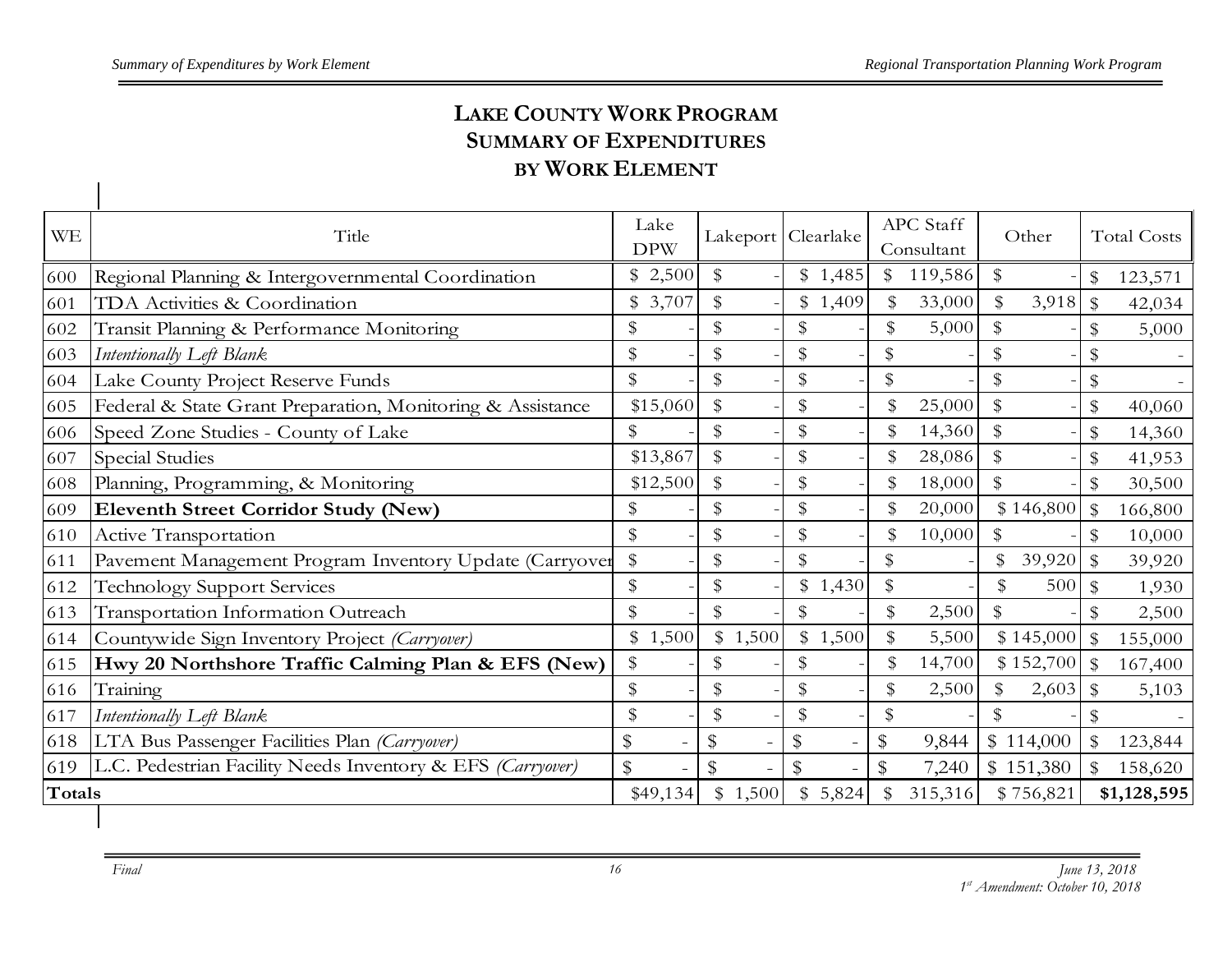# LAKE COUNTY WORK PROGRAM SUMMARY OF EXPENDITURES BY WORK ELEMENT

| WE | Title | Lake DPW | Lakeport | Clearlake | APC Staff Consultant | Other | Total Costs |
|---|---|---|---|---|---|---|---|
| 600 | Regional Planning & Intergovernmental Coordination | $ 2,500 | $ - | $ 1,485 | $ 119,586 | $ - | $ 123,571 |
| 601 | TDA Activities & Coordination | $ 3,707 | $ - | $ 1,409 | $ 33,000 | $ 3,918 | $ 42,034 |
| 602 | Transit Planning & Performance Monitoring | $ - | $ - | $ - | $ 5,000 | $ - | $ 5,000 |
| 603 | *Intentionally Left Blank* | $ - | $ - | $ - | $ - | $ - | $ - |
| 604 | Lake County Project Reserve Funds | $ - | $ - | $ - | $ - | $ - | $ - |
| 605 | Federal & State Grant Preparation, Monitoring & Assistance | $15,060 | $ - | $ - | $ 25,000 | $ - | $ 40,060 |
| 606 | Speed Zone Studies - County of Lake | $ - | $ - | $ - | $ 14,360 | $ - | $ 14,360 |
| 607 | Special Studies | $13,867 | $ - | $ - | $ 28,086 | $ - | $ 41,953 |
| 608 | Planning, Programming, & Monitoring | $12,500 | $ - | $ - | $ 18,000 | $ - | $ 30,500 |
| 609 | **Eleventh Street Corridor Study (New)** | $ - | $ - | $ - | $ 20,000 | $ 146,800 | $ 166,800 |
| 610 | Active Transportation | $ - | $ - | $ - | $ 10,000 | $ - | $ 10,000 |
| 611 | Pavement Management Program Inventory Update (Carryover | $ - | $ - | $ - | $ - | $ 39,920 | $ 39,920 |
| 612 | Technology Support Services | $ - | $ - | $ 1,430 | $ - | $ 500 | $ 1,930 |
| 613 | Transportation Information Outreach | $ - | $ - | $ - | $ 2,500 | $ - | $ 2,500 |
| 614 | Countywide Sign Inventory Project *(Carryover)* | $ 1,500 | $ 1,500 | $ 1,500 | $ 5,500 | $ 145,000 | $ 155,000 |
| 615 | **Hwy 20 Northshore Traffic Calming Plan & EFS (New)** | $ - | $ - | $ - | $ 14,700 | $ 152,700 | $ 167,400 |
| 616 | Training | $ - | $ - | $ - | $ 2,500 | $ 2,603 | $ 5,103 |
| 617 | *Intentionally Left Blank* | $ - | $ - | $ - | $ - | $ - | $ - |
| 618 | LTA Bus Passenger Facilities Plan *(Carryover)* | $ - | $ - | $ - | $ 9,844 | $ 114,000 | $ 123,844 |
| 619 | L.C. Pedestrian Facility Needs Inventory & EFS *(Carryover)* | $ - | $ - | $ - | $ 7,240 | $ 151,380 | $ 158,620 |
| **Totals** | | $49,134 | $ 1,500 | $ 5,824 | $ 315,316 | $ 756,821 | **$1,128,595** |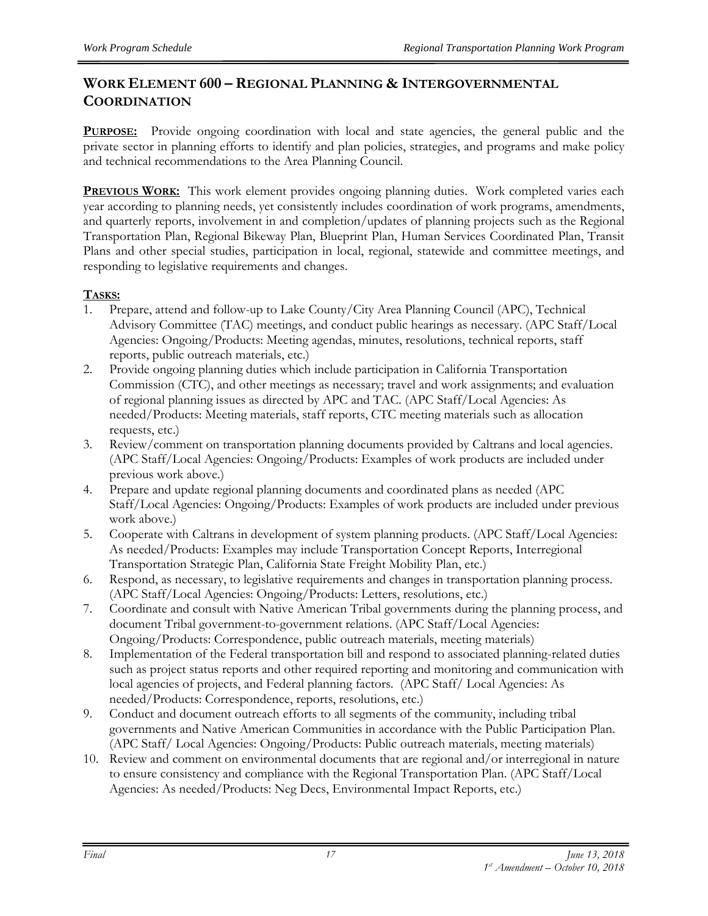## WORK ELEMENT 600 – REGIONAL PLANNING & INTERGOVERNMENTAL COORDINATION

**PURPOSE:** Provide ongoing coordination with local and state agencies, the general public and the private sector in planning efforts to identify and plan policies, strategies, and programs and make policy and technical recommendations to the Area Planning Council.

**PREVIOUS WORK:** This work element provides ongoing planning duties. Work completed varies each year according to planning needs, yet consistently includes coordination of work programs, amendments, and quarterly reports, involvement in and completion/updates of planning projects such as the Regional Transportation Plan, Regional Bikeway Plan, Blueprint Plan, Human Services Coordinated Plan, Transit Plans and other special studies, participation in local, regional, statewide and committee meetings, and responding to legislative requirements and changes.

**TASKS:**

1. Prepare, attend and follow-up to Lake County/City Area Planning Council (APC), Technical Advisory Committee (TAC) meetings, and conduct public hearings as necessary. (APC Staff/Local Agencies: Ongoing/Products: Meeting agendas, minutes, resolutions, technical reports, staff reports, public outreach materials, etc.)
2. Provide ongoing planning duties which include participation in California Transportation Commission (CTC), and other meetings as necessary; travel and work assignments; and evaluation of regional planning issues as directed by APC and TAC. (APC Staff/Local Agencies: As needed/Products: Meeting materials, staff reports, CTC meeting materials such as allocation requests, etc.)
3. Review/comment on transportation planning documents provided by Caltrans and local agencies. (APC Staff/Local Agencies: Ongoing/Products: Examples of work products are included under previous work above.)
4. Prepare and update regional planning documents and coordinated plans as needed (APC Staff/Local Agencies: Ongoing/Products: Examples of work products are included under previous work above.)
5. Cooperate with Caltrans in development of system planning products. (APC Staff/Local Agencies: As needed/Products: Examples may include Transportation Concept Reports, Interregional Transportation Strategic Plan, California State Freight Mobility Plan, etc.)
6. Respond, as necessary, to legislative requirements and changes in transportation planning process. (APC Staff/Local Agencies: Ongoing/Products: Letters, resolutions, etc.)
7. Coordinate and consult with Native American Tribal governments during the planning process, and document Tribal government-to-government relations. (APC Staff/Local Agencies: Ongoing/Products: Correspondence, public outreach materials, meeting materials)
8. Implementation of the Federal transportation bill and respond to associated planning-related duties such as project status reports and other required reporting and monitoring and communication with local agencies of projects, and Federal planning factors. (APC Staff/ Local Agencies: As needed/Products: Correspondence, reports, resolutions, etc.)
9. Conduct and document outreach efforts to all segments of the community, including tribal governments and Native American Communities in accordance with the Public Participation Plan. (APC Staff/ Local Agencies: Ongoing/Products: Public outreach materials, meeting materials)
10. Review and comment on environmental documents that are regional and/or interregional in nature to ensure consistency and compliance with the Regional Transportation Plan. (APC Staff/Local Agencies: As needed/Products: Neg Decs, Environmental Impact Reports, etc.)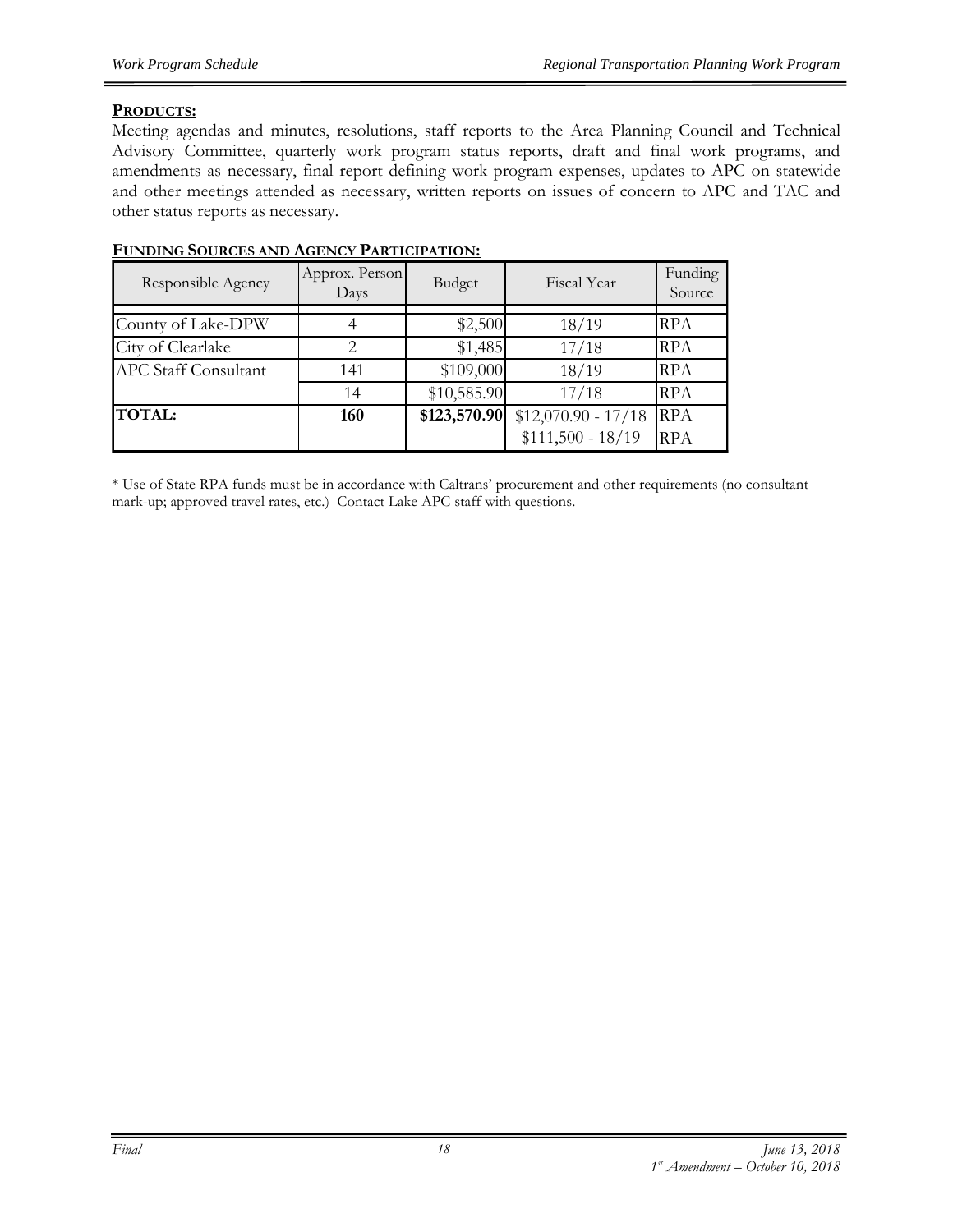**PRODUCTS:**

Meeting agendas and minutes, resolutions, staff reports to the Area Planning Council and Technical Advisory Committee, quarterly work program status reports, draft and final work programs, and amendments as necessary, final report defining work program expenses, updates to APC on statewide and other meetings attended as necessary, written reports on issues of concern to APC and TAC and other status reports as necessary.

**FUNDING SOURCES AND AGENCY PARTICIPATION:**

| Responsible Agency | Approx. Person Days | Budget | Fiscal Year | Funding Source |
|---|---|---|---|---|
| County of Lake-DPW | 4 | $2,500 | 18/19 | RPA |
| City of Clearlake | 2 | $1,485 | 17/18 | RPA |
| APC Staff Consultant | 141 | $109,000 | 18/19 | RPA |
| | 14 | $10,585.90 | 17/18 | RPA |
| **TOTAL:** | **160** | **$123,570.90** | $12,070.90 - 17/18<br>$111,500 - 18/19 | RPA<br>RPA |

* Use of State RPA funds must be in accordance with Caltrans' procurement and other requirements (no consultant mark-up; approved travel rates, etc.) Contact Lake APC staff with questions.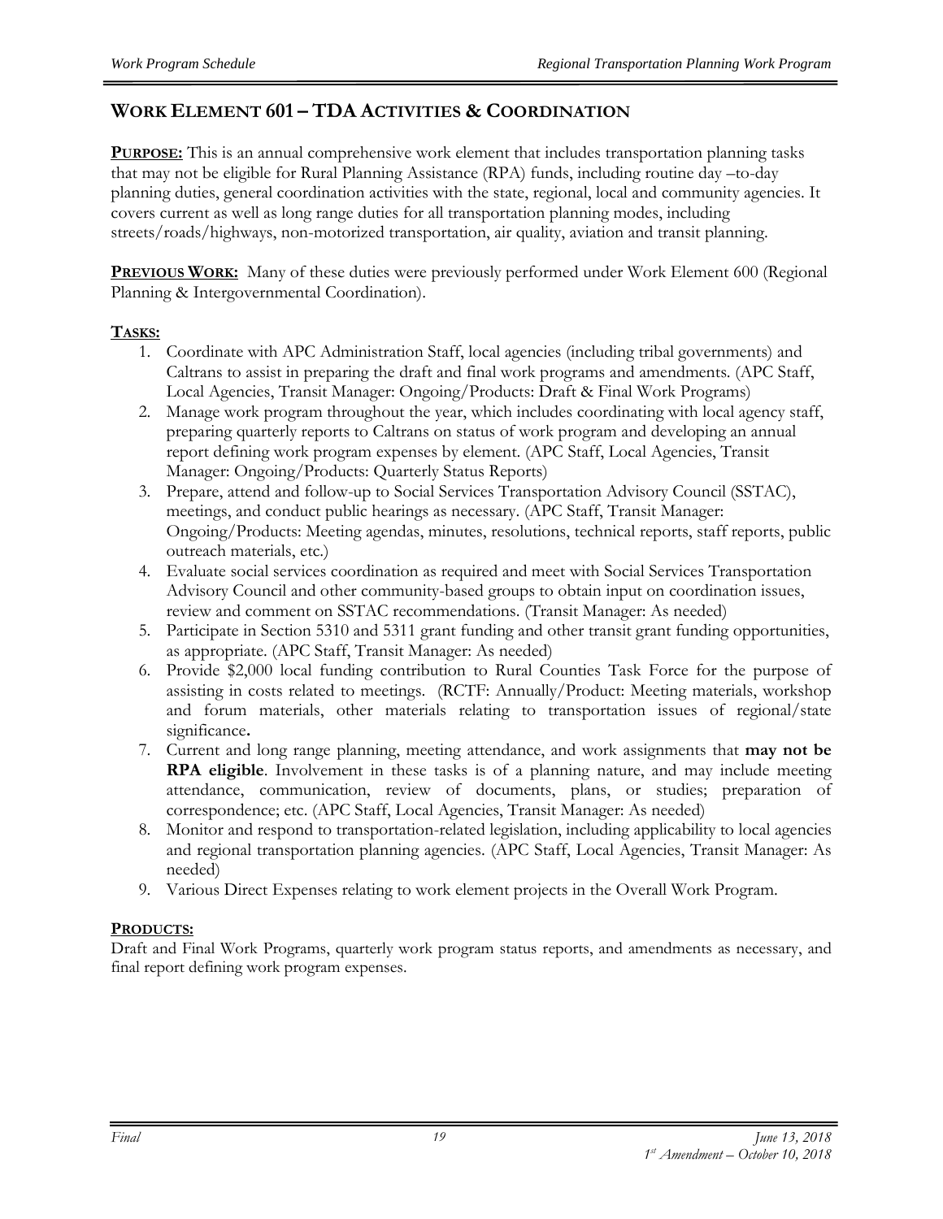## WORK ELEMENT 601 – TDA ACTIVITIES & COORDINATION

**PURPOSE:** This is an annual comprehensive work element that includes transportation planning tasks that may not be eligible for Rural Planning Assistance (RPA) funds, including routine day –to-day planning duties, general coordination activities with the state, regional, local and community agencies. It covers current as well as long range duties for all transportation planning modes, including streets/roads/highways, non-motorized transportation, air quality, aviation and transit planning.

**PREVIOUS WORK:** Many of these duties were previously performed under Work Element 600 (Regional Planning & Intergovernmental Coordination).

**TASKS:**

1. Coordinate with APC Administration Staff, local agencies (including tribal governments) and Caltrans to assist in preparing the draft and final work programs and amendments. (APC Staff, Local Agencies, Transit Manager: Ongoing/Products: Draft & Final Work Programs)
2. Manage work program throughout the year, which includes coordinating with local agency staff, preparing quarterly reports to Caltrans on status of work program and developing an annual report defining work program expenses by element. (APC Staff, Local Agencies, Transit Manager: Ongoing/Products: Quarterly Status Reports)
3. Prepare, attend and follow-up to Social Services Transportation Advisory Council (SSTAC), meetings, and conduct public hearings as necessary. (APC Staff, Transit Manager: Ongoing/Products: Meeting agendas, minutes, resolutions, technical reports, staff reports, public outreach materials, etc.)
4. Evaluate social services coordination as required and meet with Social Services Transportation Advisory Council and other community-based groups to obtain input on coordination issues, review and comment on SSTAC recommendations. (Transit Manager: As needed)
5. Participate in Section 5310 and 5311 grant funding and other transit grant funding opportunities, as appropriate. (APC Staff, Transit Manager: As needed)
6. Provide $2,000 local funding contribution to Rural Counties Task Force for the purpose of assisting in costs related to meetings. (RCTF: Annually/Product: Meeting materials, workshop and forum materials, other materials relating to transportation issues of regional/state significance**.**
7. Current and long range planning, meeting attendance, and work assignments that **may not be RPA eligible**. Involvement in these tasks is of a planning nature, and may include meeting attendance, communication, review of documents, plans, or studies; preparation of correspondence; etc. (APC Staff, Local Agencies, Transit Manager: As needed)
8. Monitor and respond to transportation-related legislation, including applicability to local agencies and regional transportation planning agencies. (APC Staff, Local Agencies, Transit Manager: As needed)
9. Various Direct Expenses relating to work element projects in the Overall Work Program.

**PRODUCTS:**

Draft and Final Work Programs, quarterly work program status reports, and amendments as necessary, and final report defining work program expenses.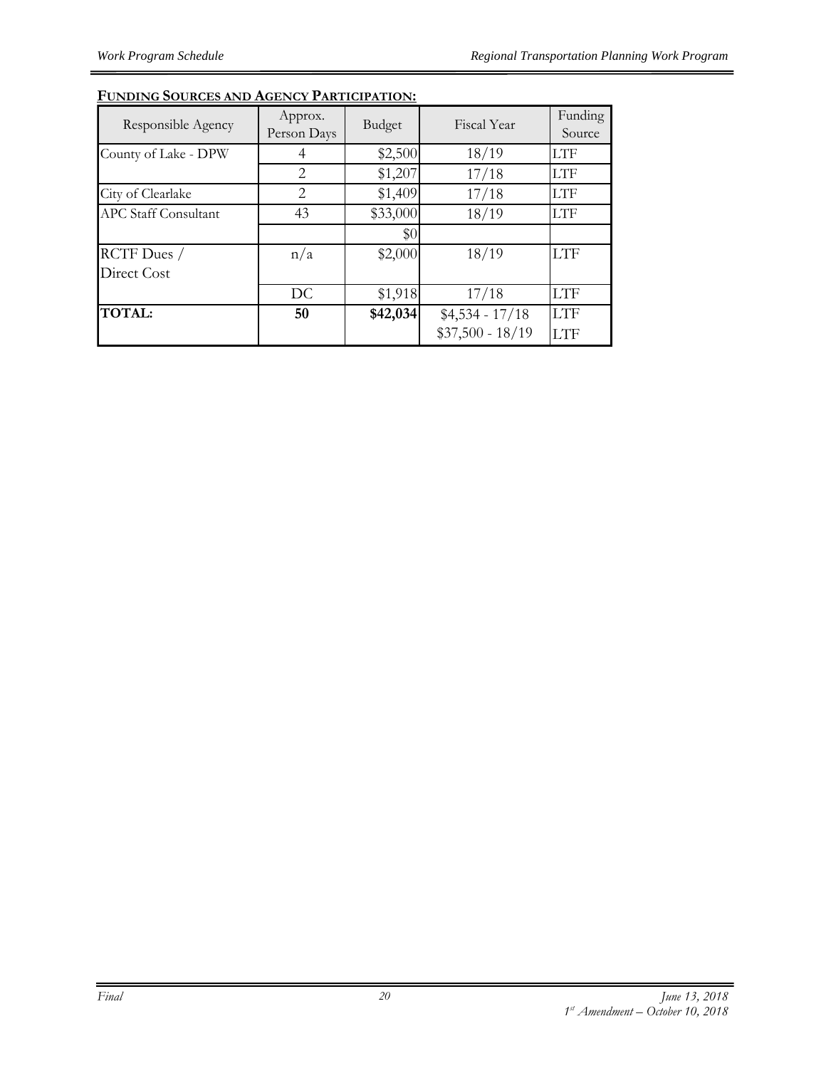**FUNDING SOURCES AND AGENCY PARTICIPATION:**

| Responsible Agency | Approx. Person Days | Budget | Fiscal Year | Funding Source |
|---|---|---|---|---|
| County of Lake - DPW | 4 | \$2,500 | 18/19 | LTF |
| | 2 | \$1,207 | 17/18 | LTF |
| City of Clearlake | 2 | \$1,409 | 17/18 | LTF |
| APC Staff Consultant | 43 | \$33,000 | 18/19 | LTF |
| | | \$0 | | |
| RCTF Dues / Direct Cost | n/a | \$2,000 | 18/19 | LTF |
| | DC | \$1,918 | 17/18 | LTF |
| **TOTAL:** | **50** | **\$42,034** | \$4,534 - 17/18<br>\$37,500 - 18/19 | LTF<br>LTF |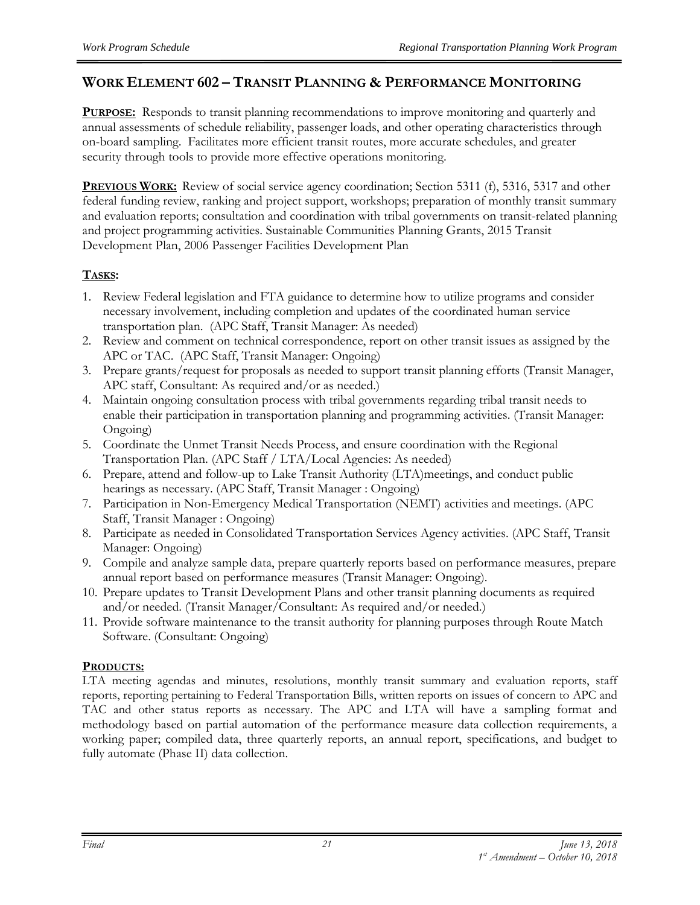## WORK ELEMENT 602 – TRANSIT PLANNING & PERFORMANCE MONITORING

**PURPOSE:** Responds to transit planning recommendations to improve monitoring and quarterly and annual assessments of schedule reliability, passenger loads, and other operating characteristics through on-board sampling. Facilitates more efficient transit routes, more accurate schedules, and greater security through tools to provide more effective operations monitoring.

**PREVIOUS WORK:** Review of social service agency coordination; Section 5311 (f), 5316, 5317 and other federal funding review, ranking and project support, workshops; preparation of monthly transit summary and evaluation reports; consultation and coordination with tribal governments on transit-related planning and project programming activities. Sustainable Communities Planning Grants, 2015 Transit Development Plan, 2006 Passenger Facilities Development Plan

**TASKS:**

1. Review Federal legislation and FTA guidance to determine how to utilize programs and consider necessary involvement, including completion and updates of the coordinated human service transportation plan. (APC Staff, Transit Manager: As needed)
2. Review and comment on technical correspondence, report on other transit issues as assigned by the APC or TAC. (APC Staff, Transit Manager: Ongoing)
3. Prepare grants/request for proposals as needed to support transit planning efforts (Transit Manager, APC staff, Consultant: As required and/or as needed.)
4. Maintain ongoing consultation process with tribal governments regarding tribal transit needs to enable their participation in transportation planning and programming activities. (Transit Manager: Ongoing)
5. Coordinate the Unmet Transit Needs Process, and ensure coordination with the Regional Transportation Plan. (APC Staff / LTA/Local Agencies: As needed)
6. Prepare, attend and follow-up to Lake Transit Authority (LTA)meetings, and conduct public hearings as necessary. (APC Staff, Transit Manager : Ongoing)
7. Participation in Non-Emergency Medical Transportation (NEMT) activities and meetings. (APC Staff, Transit Manager : Ongoing)
8. Participate as needed in Consolidated Transportation Services Agency activities. (APC Staff, Transit Manager: Ongoing)
9. Compile and analyze sample data, prepare quarterly reports based on performance measures, prepare annual report based on performance measures (Transit Manager: Ongoing).
10. Prepare updates to Transit Development Plans and other transit planning documents as required and/or needed. (Transit Manager/Consultant: As required and/or needed.)
11. Provide software maintenance to the transit authority for planning purposes through Route Match Software. (Consultant: Ongoing)

**PRODUCTS:**

LTA meeting agendas and minutes, resolutions, monthly transit summary and evaluation reports, staff reports, reporting pertaining to Federal Transportation Bills, written reports on issues of concern to APC and TAC and other status reports as necessary. The APC and LTA will have a sampling format and methodology based on partial automation of the performance measure data collection requirements, a working paper; compiled data, three quarterly reports, an annual report, specifications, and budget to fully automate (Phase II) data collection.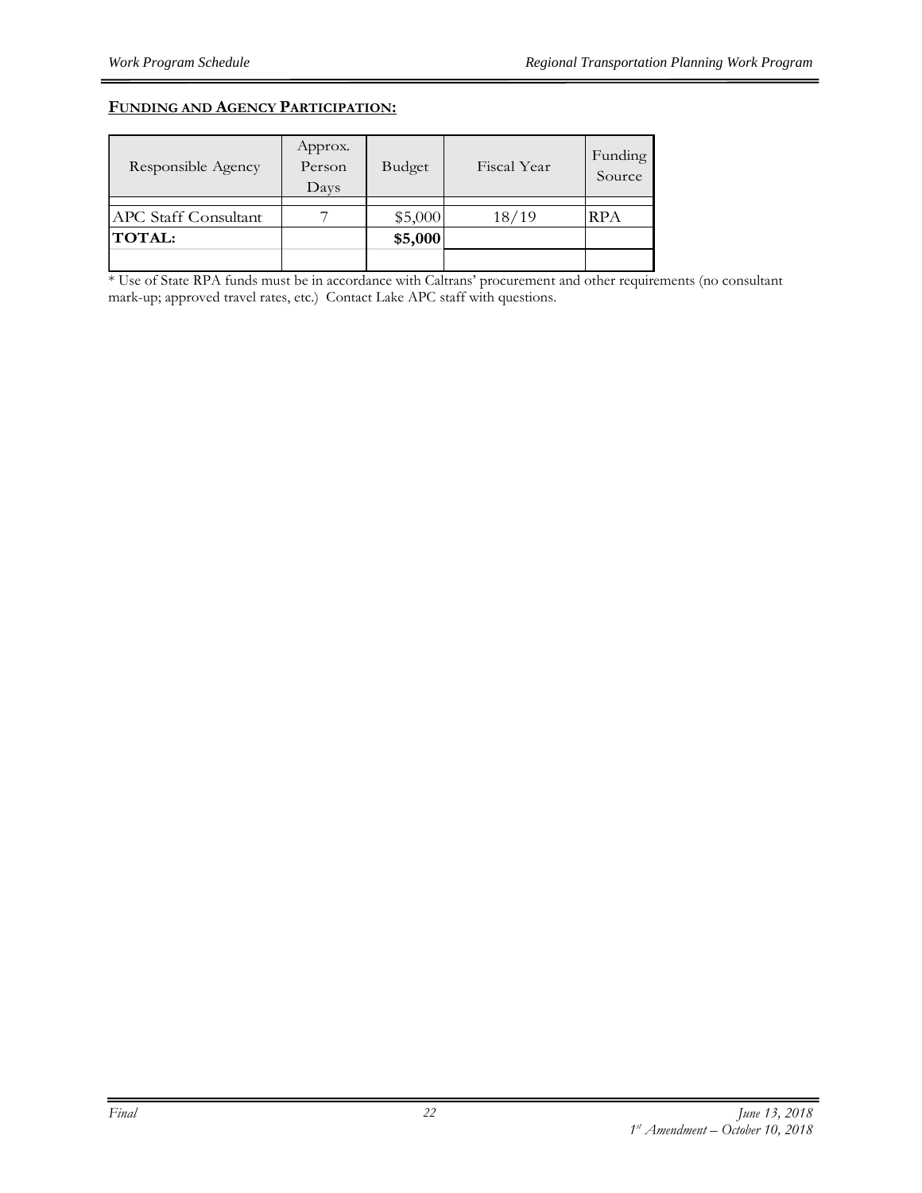**FUNDING AND AGENCY PARTICIPATION:**

| Responsible Agency | Approx. Person Days | Budget | Fiscal Year | Funding Source |
|---|---|---|---|---|
| APC Staff Consultant | 7 | $5,000 | 18/19 | RPA |
| **TOTAL:** | | **$5,000** | | |
| | | | | |

* Use of State RPA funds must be in accordance with Caltrans' procurement and other requirements (no consultant mark-up; approved travel rates, etc.) Contact Lake APC staff with questions.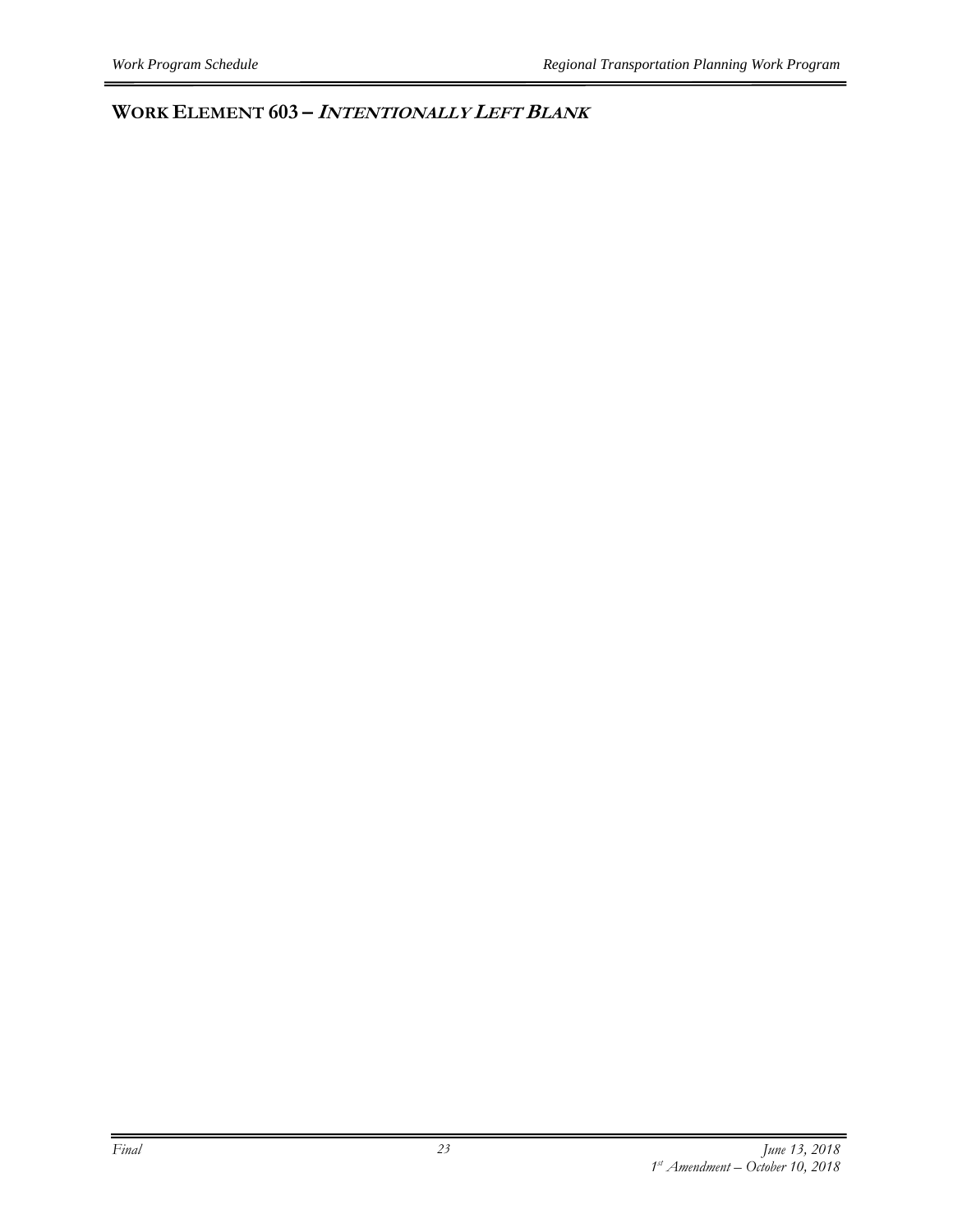## WORK ELEMENT 603 – *INTENTIONALLY LEFT BLANK*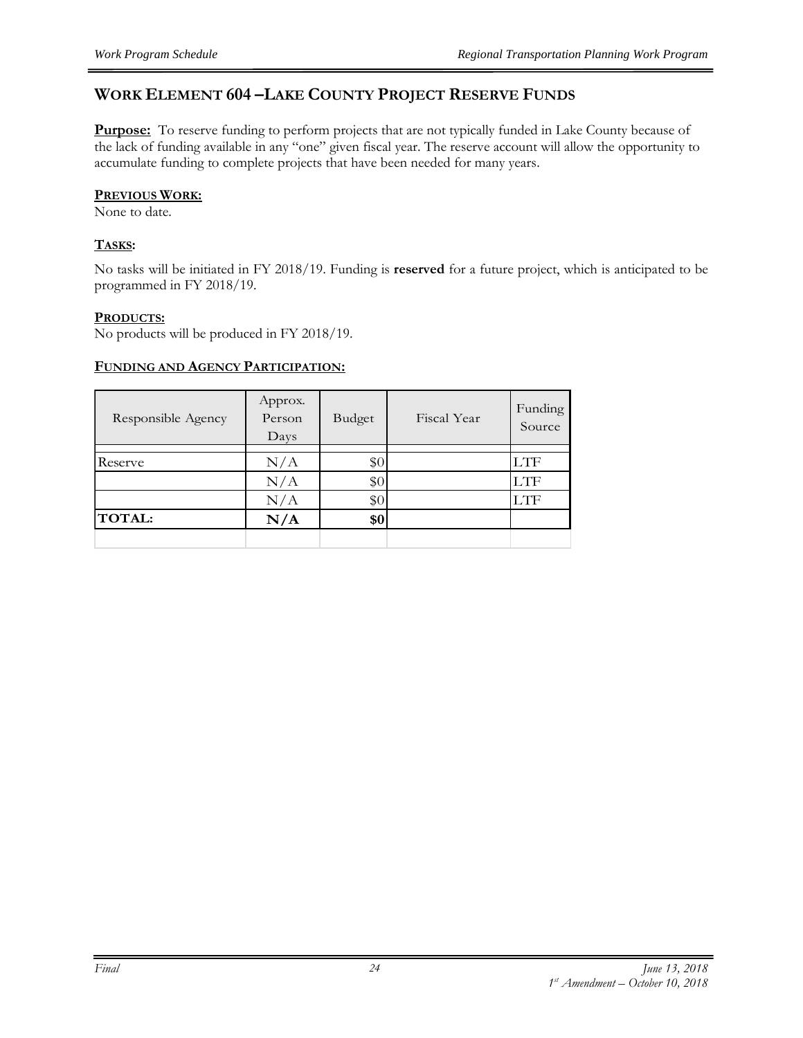## WORK ELEMENT 604 –LAKE COUNTY PROJECT RESERVE FUNDS

**Purpose:** To reserve funding to perform projects that are not typically funded in Lake County because of the lack of funding available in any "one" given fiscal year. The reserve account will allow the opportunity to accumulate funding to complete projects that have been needed for many years.

**PREVIOUS WORK:**
None to date.

**TASKS:**

No tasks will be initiated in FY 2018/19. Funding is **reserved** for a future project, which is anticipated to be programmed in FY 2018/19.

**PRODUCTS:**
No products will be produced in FY 2018/19.

**FUNDING AND AGENCY PARTICIPATION:**

| Responsible Agency | Approx. Person Days | Budget | Fiscal Year | Funding Source |
|---|---|---|---|---|
| Reserve | N/A | $0 | | LTF |
| | N/A | $0 | | LTF |
| | N/A | $0 | | LTF |
| **TOTAL:** | **N/A** | **$0** | | |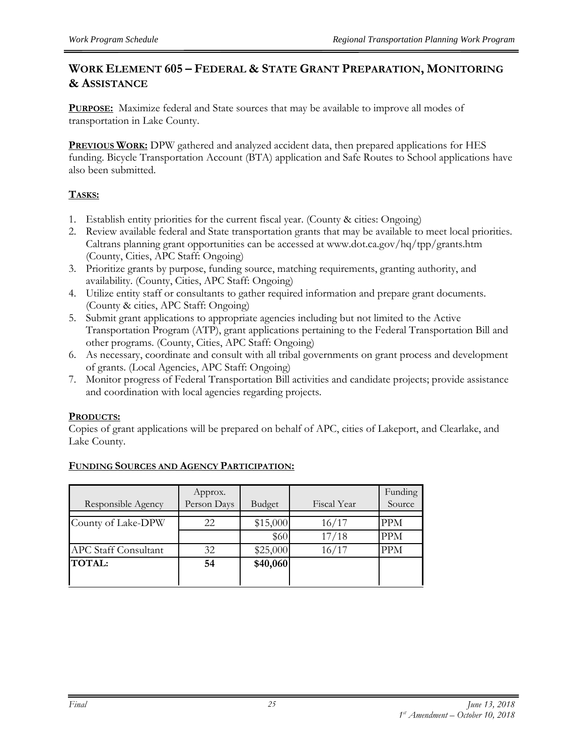## WORK ELEMENT 605 – FEDERAL & STATE GRANT PREPARATION, MONITORING & ASSISTANCE

**PURPOSE:** Maximize federal and State sources that may be available to improve all modes of transportation in Lake County.

**PREVIOUS WORK:** DPW gathered and analyzed accident data, then prepared applications for HES funding. Bicycle Transportation Account (BTA) application and Safe Routes to School applications have also been submitted.

**TASKS:**

1. Establish entity priorities for the current fiscal year. (County & cities: Ongoing)
2. Review available federal and State transportation grants that may be available to meet local priorities. Caltrans planning grant opportunities can be accessed at www.dot.ca.gov/hq/tpp/grants.htm (County, Cities, APC Staff: Ongoing)
3. Prioritize grants by purpose, funding source, matching requirements, granting authority, and availability. (County, Cities, APC Staff: Ongoing)
4. Utilize entity staff or consultants to gather required information and prepare grant documents. (County & cities, APC Staff: Ongoing)
5. Submit grant applications to appropriate agencies including but not limited to the Active Transportation Program (ATP), grant applications pertaining to the Federal Transportation Bill and other programs. (County, Cities, APC Staff: Ongoing)
6. As necessary, coordinate and consult with all tribal governments on grant process and development of grants. (Local Agencies, APC Staff: Ongoing)
7. Monitor progress of Federal Transportation Bill activities and candidate projects; provide assistance and coordination with local agencies regarding projects.

**PRODUCTS:**

Copies of grant applications will be prepared on behalf of APC, cities of Lakeport, and Clearlake, and Lake County.

**FUNDING SOURCES AND AGENCY PARTICIPATION:**

| Responsible Agency | Approx. Person Days | Budget | Fiscal Year | Funding Source |
|---|---|---|---|---|
| County of Lake-DPW | 22 | $15,000 | 16/17 | PPM |
| | | $60 | 17/18 | PPM |
| APC Staff Consultant | 32 | $25,000 | 16/17 | PPM |
| **TOTAL:** | **54** | **$40,060** | | |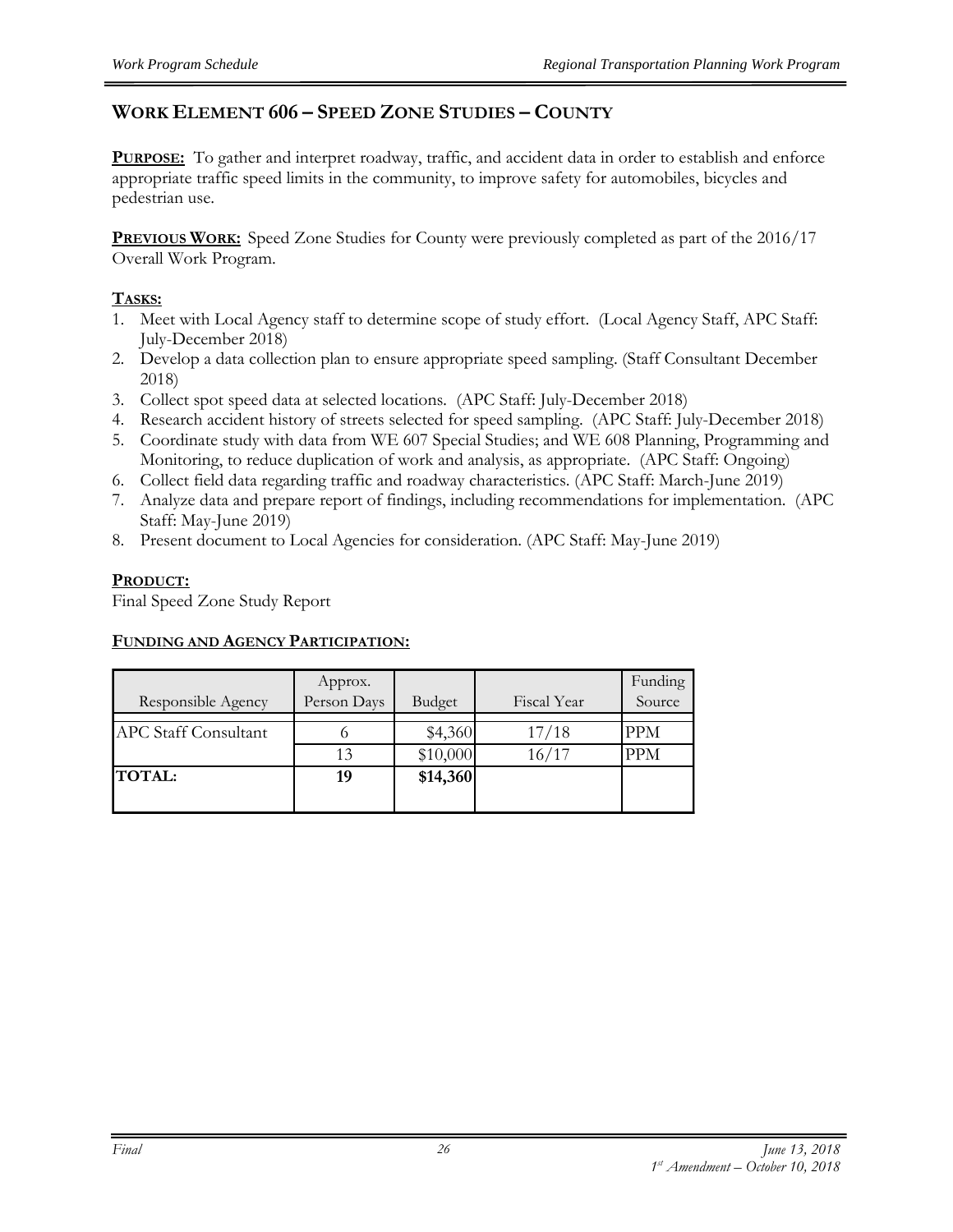## WORK ELEMENT 606 – SPEED ZONE STUDIES – COUNTY

**PURPOSE:** To gather and interpret roadway, traffic, and accident data in order to establish and enforce appropriate traffic speed limits in the community, to improve safety for automobiles, bicycles and pedestrian use.

**PREVIOUS WORK:** Speed Zone Studies for County were previously completed as part of the 2016/17 Overall Work Program.

**TASKS:**

1. Meet with Local Agency staff to determine scope of study effort. (Local Agency Staff, APC Staff: July-December 2018)
2. Develop a data collection plan to ensure appropriate speed sampling. (Staff Consultant December 2018)
3. Collect spot speed data at selected locations. (APC Staff: July-December 2018)
4. Research accident history of streets selected for speed sampling. (APC Staff: July-December 2018)
5. Coordinate study with data from WE 607 Special Studies; and WE 608 Planning, Programming and Monitoring, to reduce duplication of work and analysis, as appropriate. (APC Staff: Ongoing)
6. Collect field data regarding traffic and roadway characteristics. (APC Staff: March-June 2019)
7. Analyze data and prepare report of findings, including recommendations for implementation. (APC Staff: May-June 2019)
8. Present document to Local Agencies for consideration. (APC Staff: May-June 2019)

**PRODUCT:**

Final Speed Zone Study Report

**FUNDING AND AGENCY PARTICIPATION:**

| Responsible Agency | Approx. Person Days | Budget | Fiscal Year | Funding Source |
|---|---|---|---|---|
| APC Staff Consultant | 6 | $4,360 | 17/18 | PPM |
| | 13 | $10,000 | 16/17 | PPM |
| **TOTAL:** | **19** | **$14,360** | | |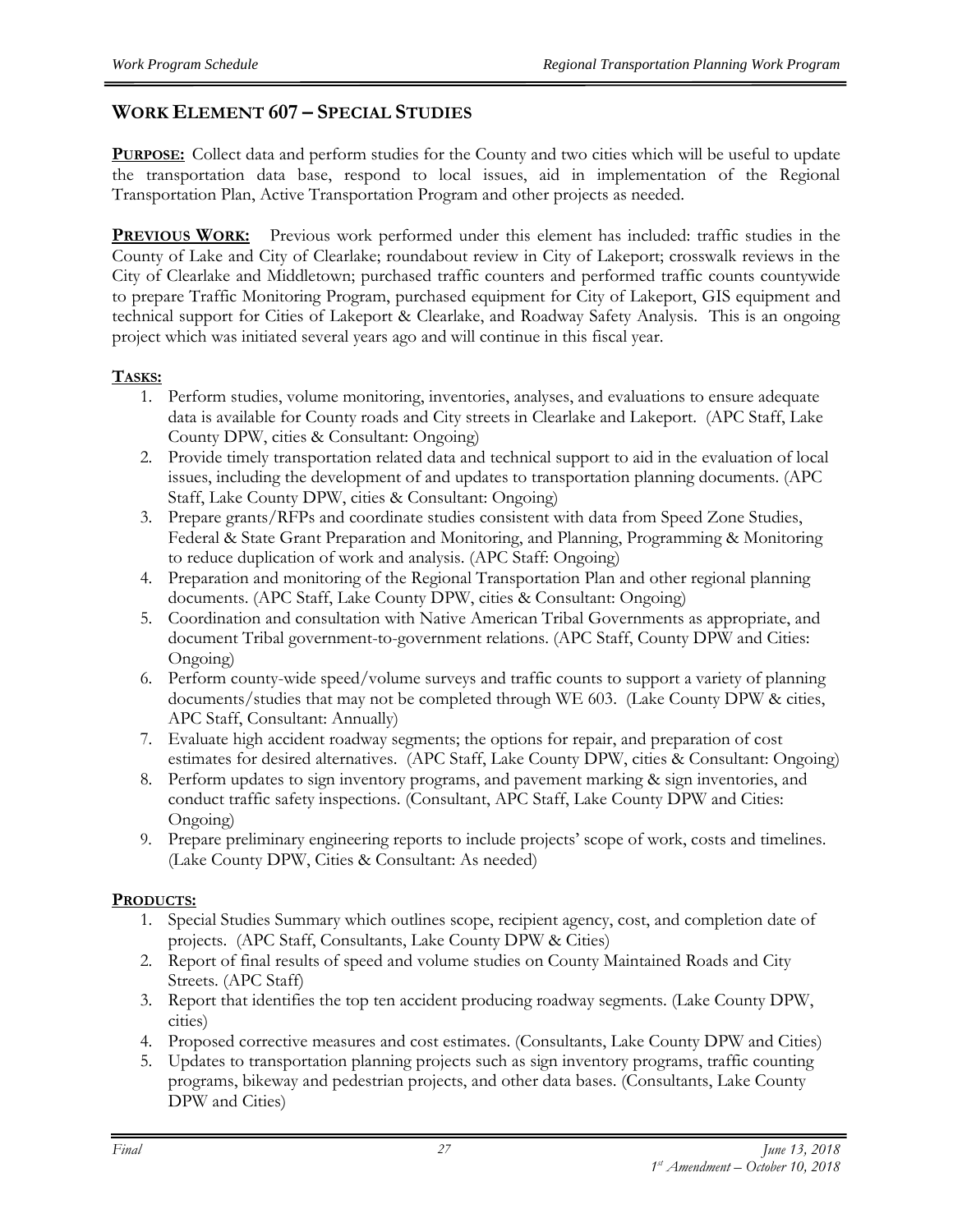## WORK ELEMENT 607 – SPECIAL STUDIES

**PURPOSE:** Collect data and perform studies for the County and two cities which will be useful to update the transportation data base, respond to local issues, aid in implementation of the Regional Transportation Plan, Active Transportation Program and other projects as needed.

**PREVIOUS WORK:** Previous work performed under this element has included: traffic studies in the County of Lake and City of Clearlake; roundabout review in City of Lakeport; crosswalk reviews in the City of Clearlake and Middletown; purchased traffic counters and performed traffic counts countywide to prepare Traffic Monitoring Program, purchased equipment for City of Lakeport, GIS equipment and technical support for Cities of Lakeport & Clearlake, and Roadway Safety Analysis. This is an ongoing project which was initiated several years ago and will continue in this fiscal year.

**TASKS:**

1. Perform studies, volume monitoring, inventories, analyses, and evaluations to ensure adequate data is available for County roads and City streets in Clearlake and Lakeport. (APC Staff, Lake County DPW, cities & Consultant: Ongoing)
2. Provide timely transportation related data and technical support to aid in the evaluation of local issues, including the development of and updates to transportation planning documents. (APC Staff, Lake County DPW, cities & Consultant: Ongoing)
3. Prepare grants/RFPs and coordinate studies consistent with data from Speed Zone Studies, Federal & State Grant Preparation and Monitoring, and Planning, Programming & Monitoring to reduce duplication of work and analysis. (APC Staff: Ongoing)
4. Preparation and monitoring of the Regional Transportation Plan and other regional planning documents. (APC Staff, Lake County DPW, cities & Consultant: Ongoing)
5. Coordination and consultation with Native American Tribal Governments as appropriate, and document Tribal government-to-government relations. (APC Staff, County DPW and Cities: Ongoing)
6. Perform county-wide speed/volume surveys and traffic counts to support a variety of planning documents/studies that may not be completed through WE 603. (Lake County DPW & cities, APC Staff, Consultant: Annually)
7. Evaluate high accident roadway segments; the options for repair, and preparation of cost estimates for desired alternatives. (APC Staff, Lake County DPW, cities & Consultant: Ongoing)
8. Perform updates to sign inventory programs, and pavement marking & sign inventories, and conduct traffic safety inspections. (Consultant, APC Staff, Lake County DPW and Cities: Ongoing)
9. Prepare preliminary engineering reports to include projects' scope of work, costs and timelines. (Lake County DPW, Cities & Consultant: As needed)

**PRODUCTS:**

1. Special Studies Summary which outlines scope, recipient agency, cost, and completion date of projects. (APC Staff, Consultants, Lake County DPW & Cities)
2. Report of final results of speed and volume studies on County Maintained Roads and City Streets. (APC Staff)
3. Report that identifies the top ten accident producing roadway segments. (Lake County DPW, cities)
4. Proposed corrective measures and cost estimates. (Consultants, Lake County DPW and Cities)
5. Updates to transportation planning projects such as sign inventory programs, traffic counting programs, bikeway and pedestrian projects, and other data bases. (Consultants, Lake County DPW and Cities)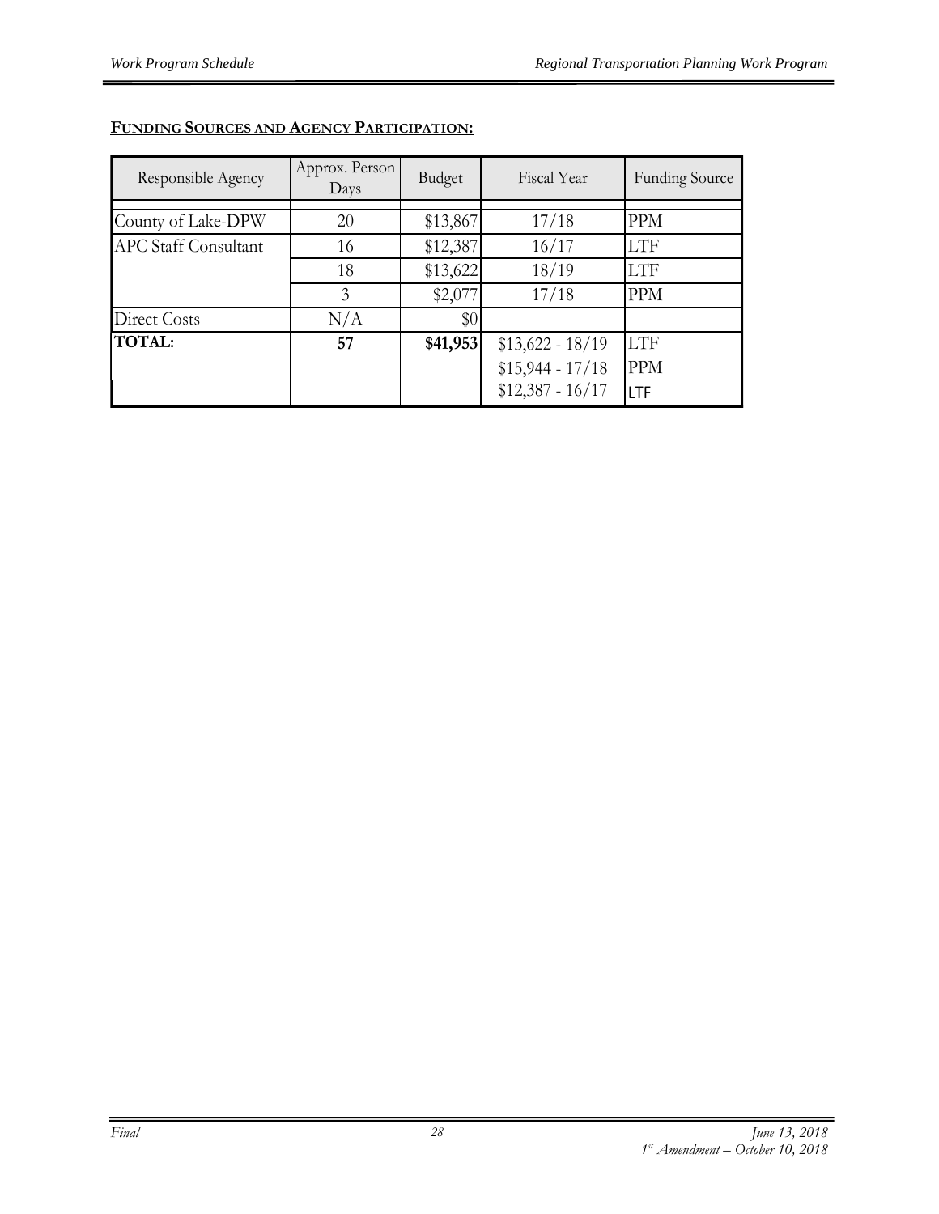**FUNDING SOURCES AND AGENCY PARTICIPATION:**

| Responsible Agency | Approx. Person Days | Budget | Fiscal Year | Funding Source |
|---|---|---|---|---|
| County of Lake-DPW | 20 | $13,867 | 17/18 | PPM |
| APC Staff Consultant | 16 | $12,387 | 16/17 | LTF |
| | 18 | $13,622 | 18/19 | LTF |
| | 3 | $2,077 | 17/18 | PPM |
| Direct Costs | N/A | $0 | | |
| **TOTAL:** | **57** | **$41,953** | $13,622 - 18/19<br>$15,944 - 17/18<br>$12,387 - 16/17 | LTF<br>PPM<br>LTF |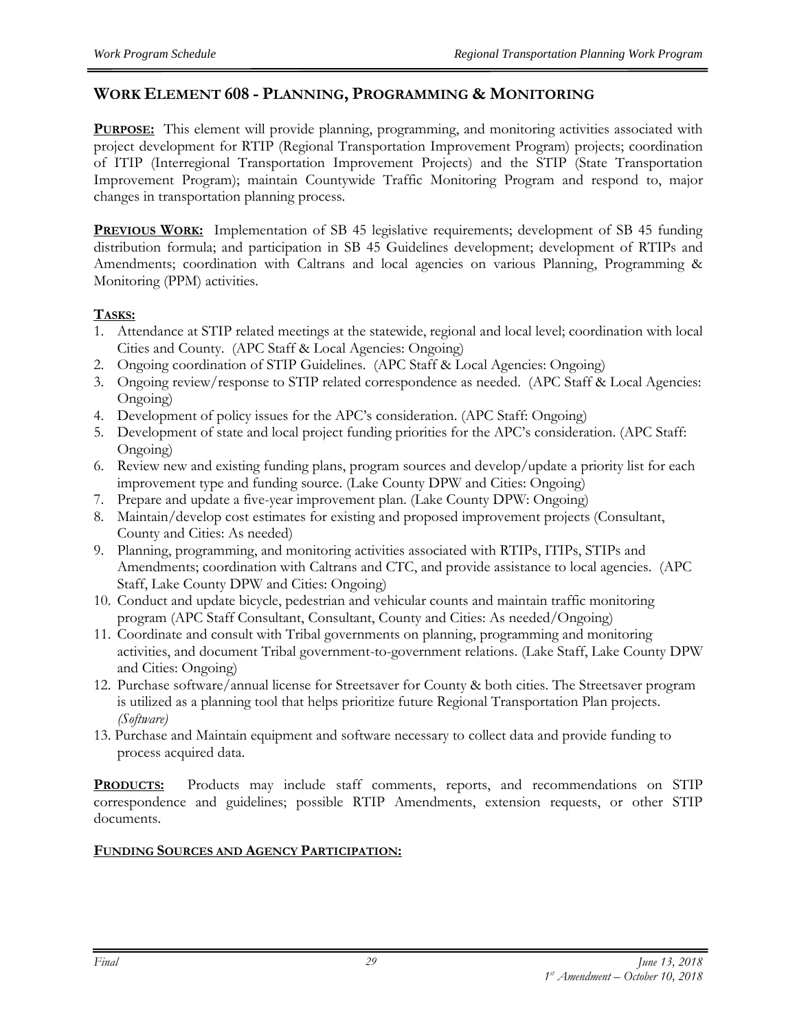## WORK ELEMENT 608 - PLANNING, PROGRAMMING & MONITORING

**PURPOSE:** This element will provide planning, programming, and monitoring activities associated with project development for RTIP (Regional Transportation Improvement Program) projects; coordination of ITIP (Interregional Transportation Improvement Projects) and the STIP (State Transportation Improvement Program); maintain Countywide Traffic Monitoring Program and respond to, major changes in transportation planning process.

**PREVIOUS WORK:** Implementation of SB 45 legislative requirements; development of SB 45 funding distribution formula; and participation in SB 45 Guidelines development; development of RTIPs and Amendments; coordination with Caltrans and local agencies on various Planning, Programming & Monitoring (PPM) activities.

**TASKS:**

1. Attendance at STIP related meetings at the statewide, regional and local level; coordination with local Cities and County. (APC Staff & Local Agencies: Ongoing)
2. Ongoing coordination of STIP Guidelines. (APC Staff & Local Agencies: Ongoing)
3. Ongoing review/response to STIP related correspondence as needed. (APC Staff & Local Agencies: Ongoing)
4. Development of policy issues for the APC's consideration. (APC Staff: Ongoing)
5. Development of state and local project funding priorities for the APC's consideration. (APC Staff: Ongoing)
6. Review new and existing funding plans, program sources and develop/update a priority list for each improvement type and funding source. (Lake County DPW and Cities: Ongoing)
7. Prepare and update a five-year improvement plan. (Lake County DPW: Ongoing)
8. Maintain/develop cost estimates for existing and proposed improvement projects (Consultant, County and Cities: As needed)
9. Planning, programming, and monitoring activities associated with RTIPs, ITIPs, STIPs and Amendments; coordination with Caltrans and CTC, and provide assistance to local agencies. (APC Staff, Lake County DPW and Cities: Ongoing)
10. Conduct and update bicycle, pedestrian and vehicular counts and maintain traffic monitoring program (APC Staff Consultant, Consultant, County and Cities: As needed/Ongoing)
11. Coordinate and consult with Tribal governments on planning, programming and monitoring activities, and document Tribal government-to-government relations. (Lake Staff, Lake County DPW and Cities: Ongoing)
12. Purchase software/annual license for Streetsaver for County & both cities. The Streetsaver program is utilized as a planning tool that helps prioritize future Regional Transportation Plan projects. *(Software)*
13. Purchase and Maintain equipment and software necessary to collect data and provide funding to process acquired data.

**PRODUCTS:** Products may include staff comments, reports, and recommendations on STIP correspondence and guidelines; possible RTIP Amendments, extension requests, or other STIP documents.

**FUNDING SOURCES AND AGENCY PARTICIPATION:**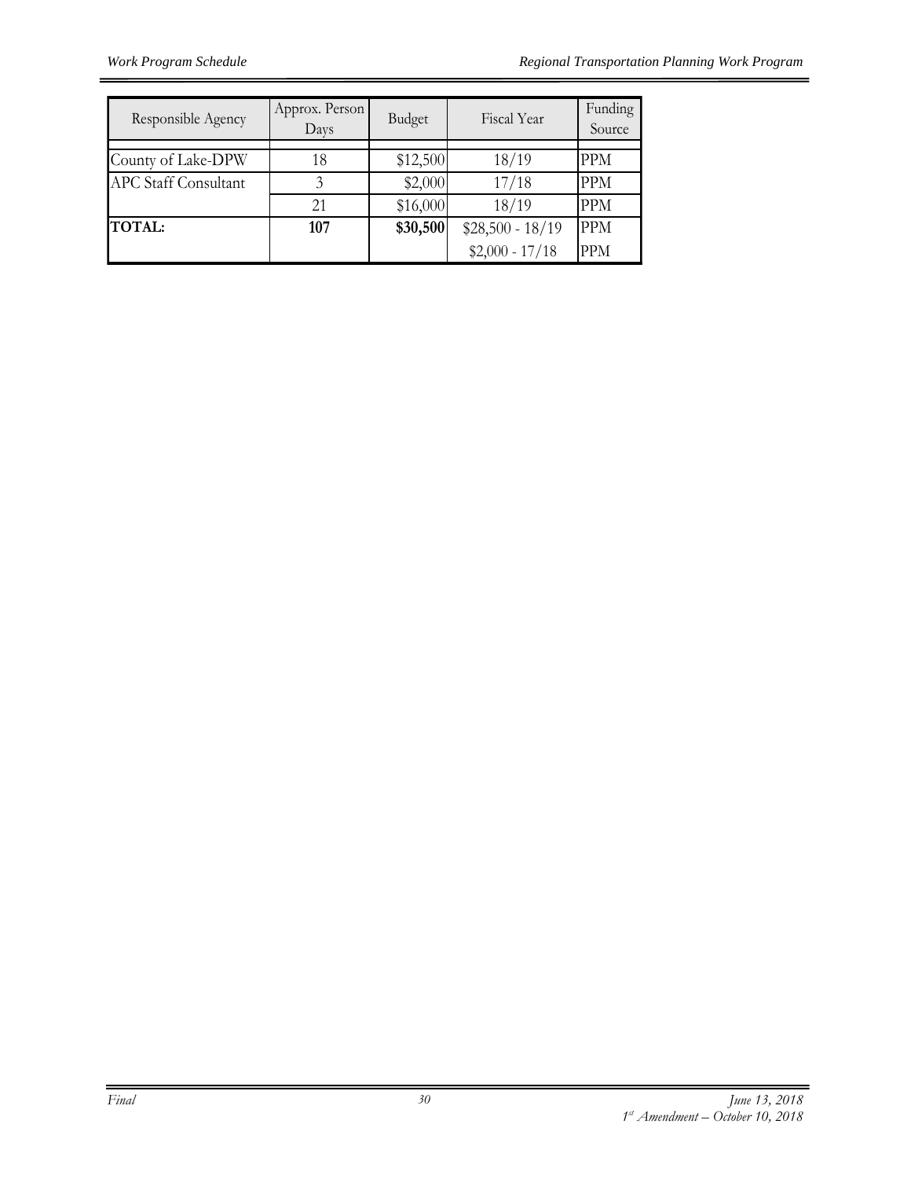| Responsible Agency | Approx. Person Days | Budget | Fiscal Year | Funding Source |
|---|---|---|---|---|
| County of Lake-DPW | 18 | $12,500 | 18/19 | PPM |
| APC Staff Consultant | 3 | $2,000 | 17/18 | PPM |
| | 21 | $16,000 | 18/19 | PPM |
| **TOTAL:** | **107** | **$30,500** | $28,500 - 18/19 | PPM |
| | | | $2,000 - 17/18 | PPM |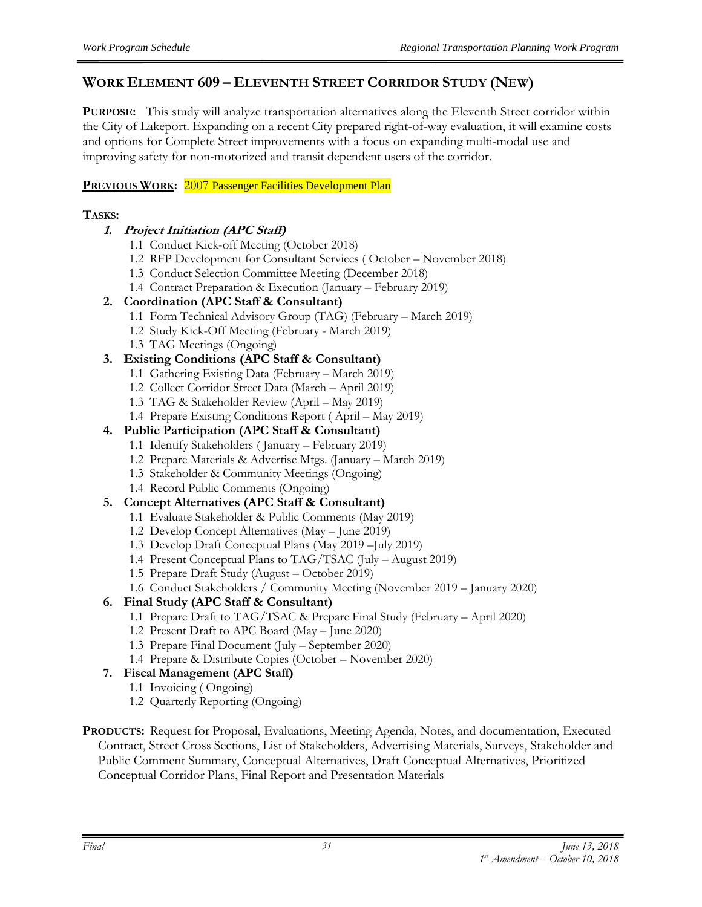## WORK ELEMENT 609 – ELEVENTH STREET CORRIDOR STUDY (NEW)

**PURPOSE:** This study will analyze transportation alternatives along the Eleventh Street corridor within the City of Lakeport. Expanding on a recent City prepared right-of-way evaluation, it will examine costs and options for Complete Street improvements with a focus on expanding multi-modal use and improving safety for non-motorized and transit dependent users of the corridor.

**PREVIOUS WORK:** 2007 Passenger Facilities Development Plan

**TASKS:**

1. ***Project Initiation (APC Staff)***
   - 1.1 Conduct Kick-off Meeting (October 2018)
   - 1.2 RFP Development for Consultant Services ( October – November 2018)
   - 1.3 Conduct Selection Committee Meeting (December 2018)
   - 1.4 Contract Preparation & Execution (January – February 2019)
2. **Coordination (APC Staff & Consultant)**
   - 1.1 Form Technical Advisory Group (TAG) (February – March 2019)
   - 1.2 Study Kick-Off Meeting (February - March 2019)
   - 1.3 TAG Meetings (Ongoing)
3. **Existing Conditions (APC Staff & Consultant)**
   - 1.1 Gathering Existing Data (February – March 2019)
   - 1.2 Collect Corridor Street Data (March – April 2019)
   - 1.3 TAG & Stakeholder Review (April – May 2019)
   - 1.4 Prepare Existing Conditions Report ( April – May 2019)
4. **Public Participation (APC Staff & Consultant)**
   - 1.1 Identify Stakeholders ( January – February 2019)
   - 1.2 Prepare Materials & Advertise Mtgs. (January – March 2019)
   - 1.3 Stakeholder & Community Meetings (Ongoing)
   - 1.4 Record Public Comments (Ongoing)
5. **Concept Alternatives (APC Staff & Consultant)**
   - 1.1 Evaluate Stakeholder & Public Comments (May 2019)
   - 1.2 Develop Concept Alternatives (May – June 2019)
   - 1.3 Develop Draft Conceptual Plans (May 2019 –July 2019)
   - 1.4 Present Conceptual Plans to TAG/TSAC (July – August 2019)
   - 1.5 Prepare Draft Study (August – October 2019)
   - 1.6 Conduct Stakeholders / Community Meeting (November 2019 – January 2020)
6. **Final Study (APC Staff & Consultant)**
   - 1.1 Prepare Draft to TAG/TSAC & Prepare Final Study (February – April 2020)
   - 1.2 Present Draft to APC Board (May – June 2020)
   - 1.3 Prepare Final Document (July – September 2020)
   - 1.4 Prepare & Distribute Copies (October – November 2020)
7. **Fiscal Management (APC Staff)**
   - 1.1 Invoicing ( Ongoing)
   - 1.2 Quarterly Reporting (Ongoing)

**PRODUCTS:** Request for Proposal, Evaluations, Meeting Agenda, Notes, and documentation, Executed Contract, Street Cross Sections, List of Stakeholders, Advertising Materials, Surveys, Stakeholder and Public Comment Summary, Conceptual Alternatives, Draft Conceptual Alternatives, Prioritized Conceptual Corridor Plans, Final Report and Presentation Materials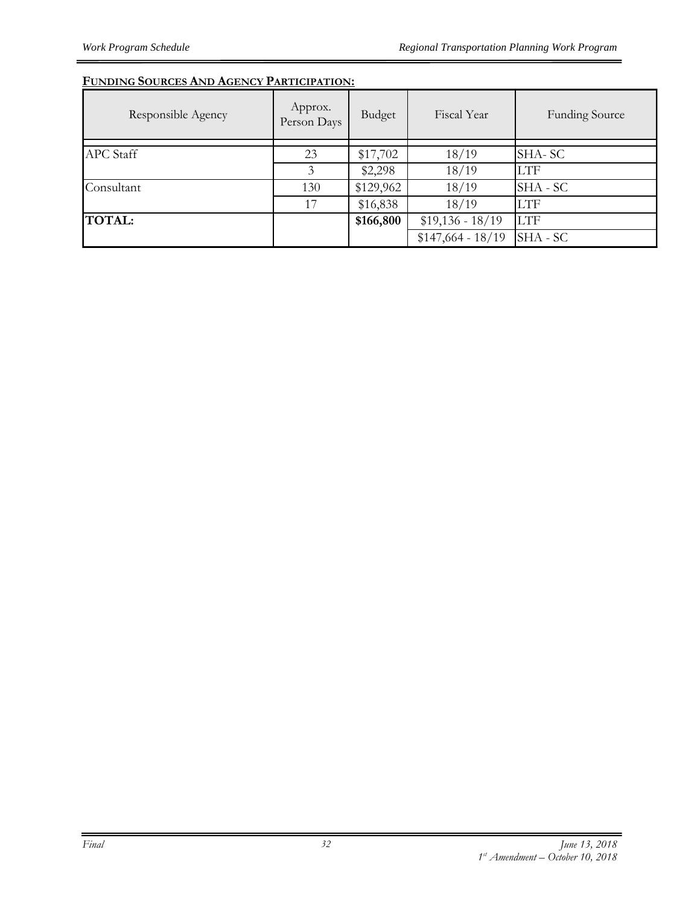**FUNDING SOURCES AND AGENCY PARTICIPATION:**

| Responsible Agency | Approx. Person Days | Budget | Fiscal Year | Funding Source |
|---|---|---|---|---|
| APC Staff | 23 | $17,702 | 18/19 | SHA- SC |
| | 3 | $2,298 | 18/19 | LTF |
| Consultant | 130 | $129,962 | 18/19 | SHA - SC |
| | 17 | $16,838 | 18/19 | LTF |
| **TOTAL:** | | **$166,800** | $19,136 - 18/19 | LTF |
| | | | $147,664 - 18/19 | SHA - SC |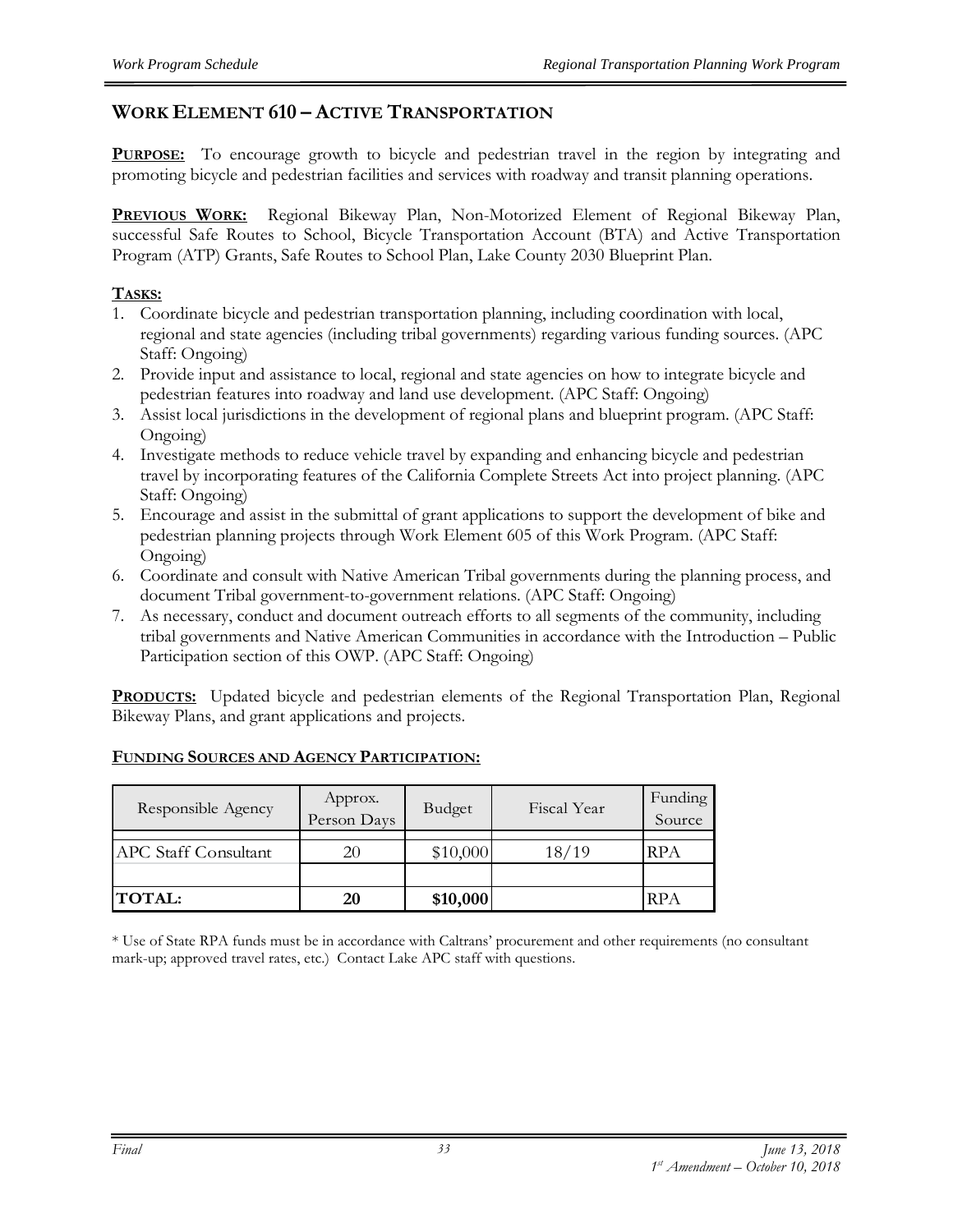## WORK ELEMENT 610 – ACTIVE TRANSPORTATION

**PURPOSE:** To encourage growth to bicycle and pedestrian travel in the region by integrating and promoting bicycle and pedestrian facilities and services with roadway and transit planning operations.

**PREVIOUS WORK:** Regional Bikeway Plan, Non-Motorized Element of Regional Bikeway Plan, successful Safe Routes to School, Bicycle Transportation Account (BTA) and Active Transportation Program (ATP) Grants, Safe Routes to School Plan, Lake County 2030 Blueprint Plan.

**TASKS:**

1. Coordinate bicycle and pedestrian transportation planning, including coordination with local, regional and state agencies (including tribal governments) regarding various funding sources. (APC Staff: Ongoing)
2. Provide input and assistance to local, regional and state agencies on how to integrate bicycle and pedestrian features into roadway and land use development. (APC Staff: Ongoing)
3. Assist local jurisdictions in the development of regional plans and blueprint program. (APC Staff: Ongoing)
4. Investigate methods to reduce vehicle travel by expanding and enhancing bicycle and pedestrian travel by incorporating features of the California Complete Streets Act into project planning. (APC Staff: Ongoing)
5. Encourage and assist in the submittal of grant applications to support the development of bike and pedestrian planning projects through Work Element 605 of this Work Program. (APC Staff: Ongoing)
6. Coordinate and consult with Native American Tribal governments during the planning process, and document Tribal government-to-government relations. (APC Staff: Ongoing)
7. As necessary, conduct and document outreach efforts to all segments of the community, including tribal governments and Native American Communities in accordance with the Introduction – Public Participation section of this OWP. (APC Staff: Ongoing)

**PRODUCTS:** Updated bicycle and pedestrian elements of the Regional Transportation Plan, Regional Bikeway Plans, and grant applications and projects.

**FUNDING SOURCES AND AGENCY PARTICIPATION:**

| Responsible Agency | Approx. Person Days | Budget | Fiscal Year | Funding Source |
|---|---|---|---|---|
| APC Staff Consultant | 20 | $10,000 | 18/19 | RPA |
| | | | | |
| **TOTAL:** | **20** | **$10,000** | | RPA |

* Use of State RPA funds must be in accordance with Caltrans' procurement and other requirements (no consultant mark-up; approved travel rates, etc.) Contact Lake APC staff with questions.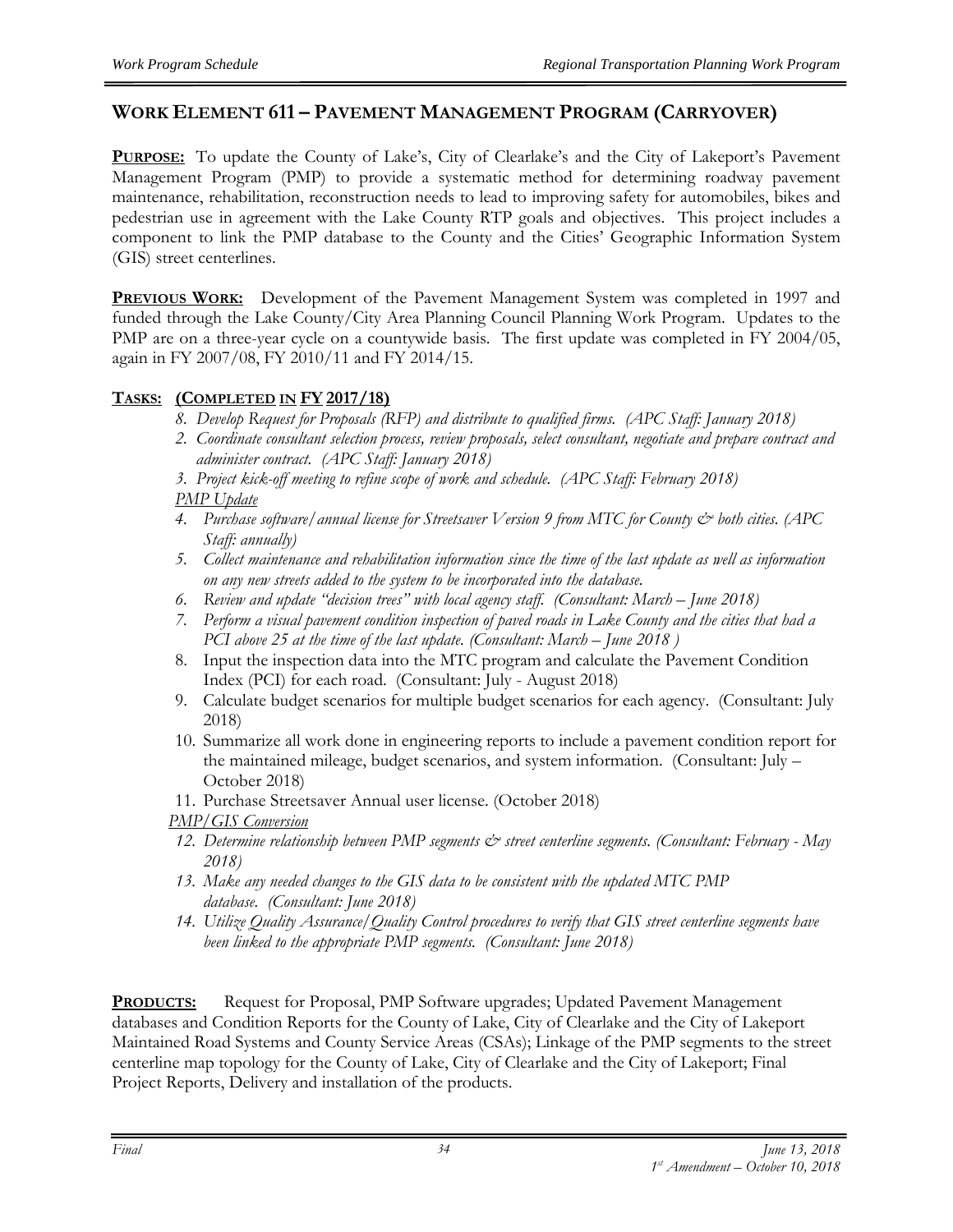## WORK ELEMENT 611 – PAVEMENT MANAGEMENT PROGRAM (CARRYOVER)

**PURPOSE:** To update the County of Lake's, City of Clearlake's and the City of Lakeport's Pavement Management Program (PMP) to provide a systematic method for determining roadway pavement maintenance, rehabilitation, reconstruction needs to lead to improving safety for automobiles, bikes and pedestrian use in agreement with the Lake County RTP goals and objectives. This project includes a component to link the PMP database to the County and the Cities' Geographic Information System (GIS) street centerlines.

**PREVIOUS WORK:** Development of the Pavement Management System was completed in 1997 and funded through the Lake County/City Area Planning Council Planning Work Program. Updates to the PMP are on a three-year cycle on a countywide basis. The first update was completed in FY 2004/05, again in FY 2007/08, FY 2010/11 and FY 2014/15.

**TASKS: (COMPLETED IN FY 2017/18)**

8. *Develop Request for Proposals (RFP) and distribute to qualified firms. (APC Staff: January 2018)*
2. *Coordinate consultant selection process, review proposals, select consultant, negotiate and prepare contract and administer contract. (APC Staff: January 2018)*
3. *Project kick-off meeting to refine scope of work and schedule. (APC Staff: February 2018)*

*PMP Update*

4. *Purchase software/annual license for Streetsaver Version 9 from MTC for County & both cities. (APC Staff: annually)*
5. *Collect maintenance and rehabilitation information since the time of the last update as well as information on any new streets added to the system to be incorporated into the database.*
6. *Review and update "decision trees" with local agency staff. (Consultant: March – June 2018)*
7. *Perform a visual pavement condition inspection of paved roads in Lake County and the cities that had a PCI above 25 at the time of the last update. (Consultant: March – June 2018 )*
8. Input the inspection data into the MTC program and calculate the Pavement Condition Index (PCI) for each road. (Consultant: July - August 2018)
9. Calculate budget scenarios for multiple budget scenarios for each agency. (Consultant: July 2018)
10. Summarize all work done in engineering reports to include a pavement condition report for the maintained mileage, budget scenarios, and system information. (Consultant: July – October 2018)
11. Purchase Streetsaver Annual user license. (October 2018)

*PMP/GIS Conversion*

12. *Determine relationship between PMP segments & street centerline segments. (Consultant: February - May 2018)*
13. *Make any needed changes to the GIS data to be consistent with the updated MTC PMP database. (Consultant: June 2018)*
14. *Utilize Quality Assurance/Quality Control procedures to verify that GIS street centerline segments have been linked to the appropriate PMP segments. (Consultant: June 2018)*

**PRODUCTS:** Request for Proposal, PMP Software upgrades; Updated Pavement Management databases and Condition Reports for the County of Lake, City of Clearlake and the City of Lakeport Maintained Road Systems and County Service Areas (CSAs); Linkage of the PMP segments to the street centerline map topology for the County of Lake, City of Clearlake and the City of Lakeport; Final Project Reports, Delivery and installation of the products.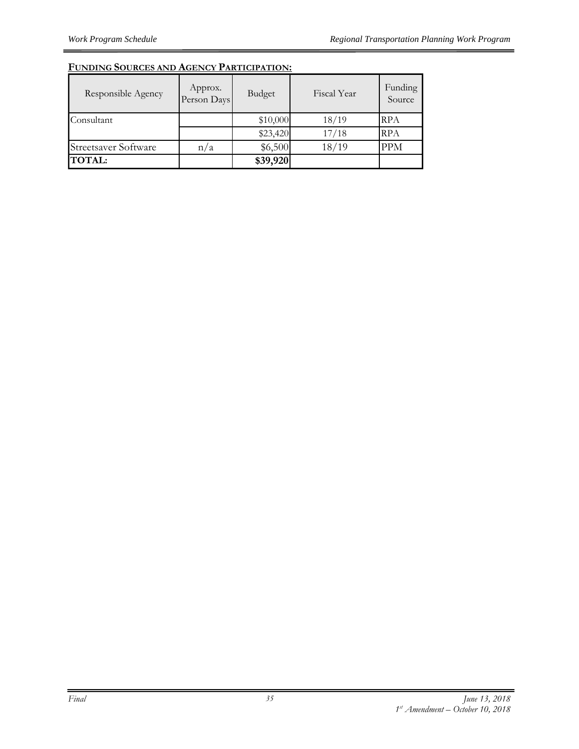**FUNDING SOURCES AND AGENCY PARTICIPATION:**

| Responsible Agency | Approx. Person Days | Budget | Fiscal Year | Funding Source |
|---|---|---|---|---|
| Consultant | | $10,000 | 18/19 | RPA |
| | | $23,420 | 17/18 | RPA |
| Streetsaver Software | n/a | $6,500 | 18/19 | PPM |
| **TOTAL:** | | **$39,920** | | |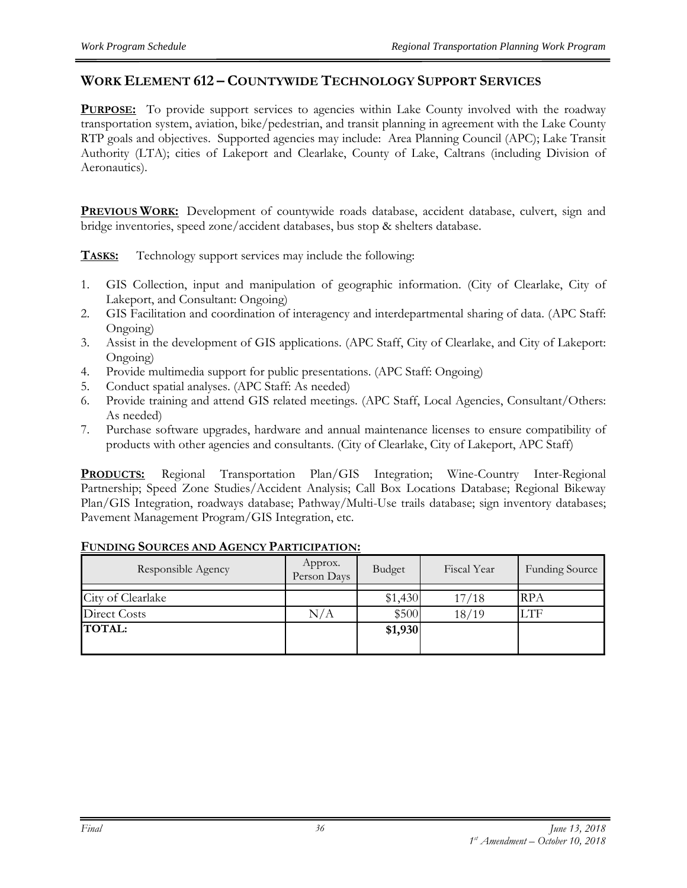## WORK ELEMENT 612 – COUNTYWIDE TECHNOLOGY SUPPORT SERVICES

**PURPOSE:** To provide support services to agencies within Lake County involved with the roadway transportation system, aviation, bike/pedestrian, and transit planning in agreement with the Lake County RTP goals and objectives. Supported agencies may include: Area Planning Council (APC); Lake Transit Authority (LTA); cities of Lakeport and Clearlake, County of Lake, Caltrans (including Division of Aeronautics).

**PREVIOUS WORK:** Development of countywide roads database, accident database, culvert, sign and bridge inventories, speed zone/accident databases, bus stop & shelters database.

**TASKS:** Technology support services may include the following:

1. GIS Collection, input and manipulation of geographic information. (City of Clearlake, City of Lakeport, and Consultant: Ongoing)
2. GIS Facilitation and coordination of interagency and interdepartmental sharing of data. (APC Staff: Ongoing)
3. Assist in the development of GIS applications. (APC Staff, City of Clearlake, and City of Lakeport: Ongoing)
4. Provide multimedia support for public presentations. (APC Staff: Ongoing)
5. Conduct spatial analyses. (APC Staff: As needed)
6. Provide training and attend GIS related meetings. (APC Staff, Local Agencies, Consultant/Others: As needed)
7. Purchase software upgrades, hardware and annual maintenance licenses to ensure compatibility of products with other agencies and consultants. (City of Clearlake, City of Lakeport, APC Staff)

**PRODUCTS:** Regional Transportation Plan/GIS Integration; Wine-Country Inter-Regional Partnership; Speed Zone Studies/Accident Analysis; Call Box Locations Database; Regional Bikeway Plan/GIS Integration, roadways database; Pathway/Multi-Use trails database; sign inventory databases; Pavement Management Program/GIS Integration, etc.

**FUNDING SOURCES AND AGENCY PARTICIPATION:**

| Responsible Agency | Approx. Person Days | Budget | Fiscal Year | Funding Source |
|---|---|---|---|---|
| City of Clearlake | | $1,430 | 17/18 | RPA |
| Direct Costs | N/A | $500 | 18/19 | LTF |
| **TOTAL:** | | **$1,930** | | |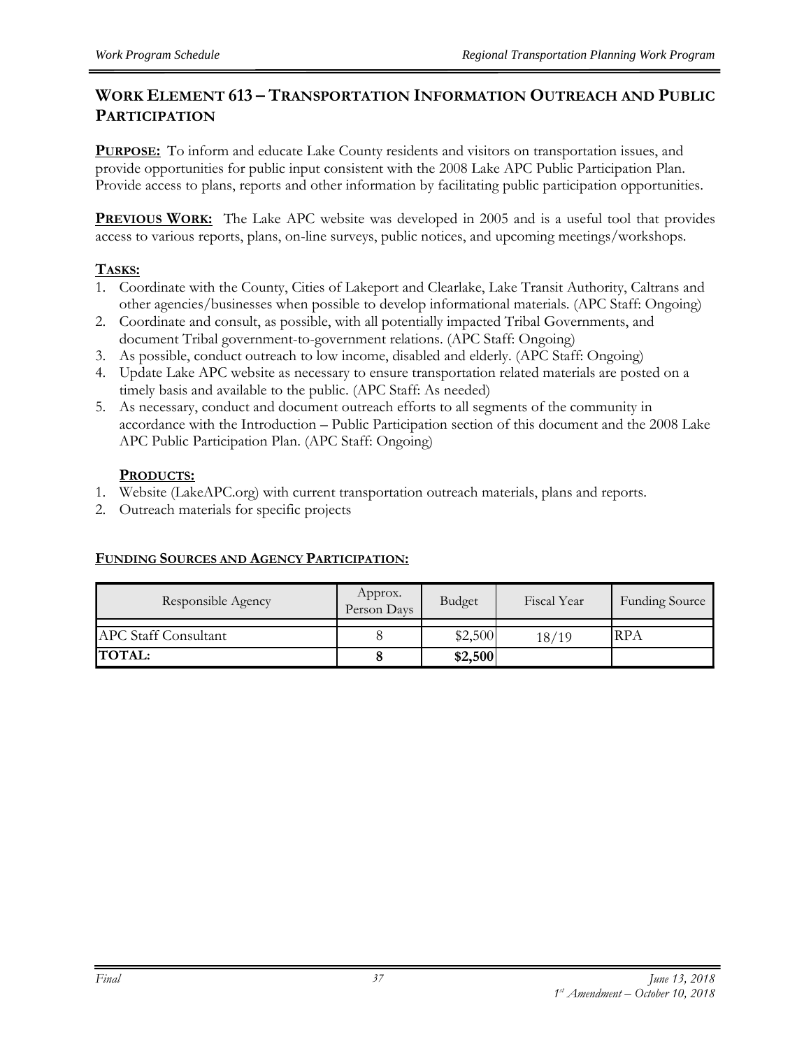## WORK ELEMENT 613 – TRANSPORTATION INFORMATION OUTREACH AND PUBLIC PARTICIPATION

**PURPOSE:** To inform and educate Lake County residents and visitors on transportation issues, and provide opportunities for public input consistent with the 2008 Lake APC Public Participation Plan. Provide access to plans, reports and other information by facilitating public participation opportunities.

**PREVIOUS WORK:** The Lake APC website was developed in 2005 and is a useful tool that provides access to various reports, plans, on-line surveys, public notices, and upcoming meetings/workshops.

**TASKS:**

1. Coordinate with the County, Cities of Lakeport and Clearlake, Lake Transit Authority, Caltrans and other agencies/businesses when possible to develop informational materials. (APC Staff: Ongoing)
2. Coordinate and consult, as possible, with all potentially impacted Tribal Governments, and document Tribal government-to-government relations. (APC Staff: Ongoing)
3. As possible, conduct outreach to low income, disabled and elderly. (APC Staff: Ongoing)
4. Update Lake APC website as necessary to ensure transportation related materials are posted on a timely basis and available to the public. (APC Staff: As needed)
5. As necessary, conduct and document outreach efforts to all segments of the community in accordance with the Introduction – Public Participation section of this document and the 2008 Lake APC Public Participation Plan. (APC Staff: Ongoing)

**PRODUCTS:**

1. Website (LakeAPC.org) with current transportation outreach materials, plans and reports.
2. Outreach materials for specific projects

**FUNDING SOURCES AND AGENCY PARTICIPATION:**

| Responsible Agency | Approx. Person Days | Budget | Fiscal Year | Funding Source |
|---|---|---|---|---|
| APC Staff Consultant | 8 | $2,500 | 18/19 | RPA |
| **TOTAL:** | **8** | **$2,500** | | |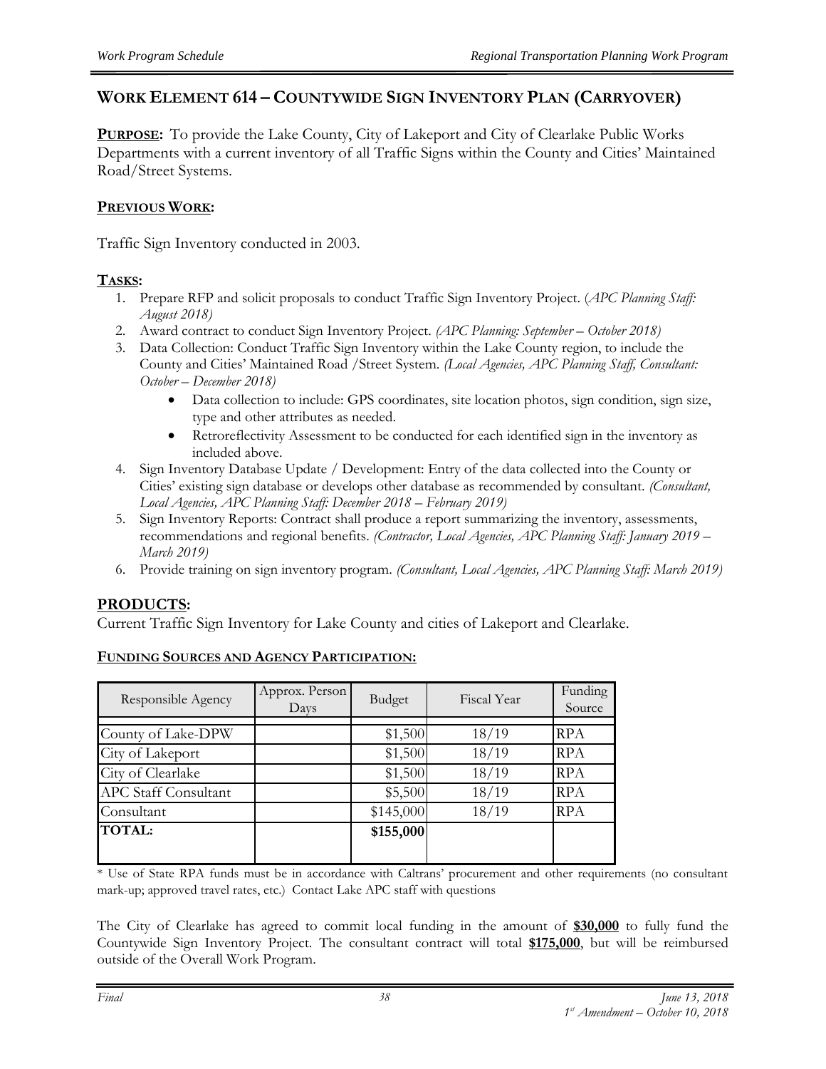## WORK ELEMENT 614 – COUNTYWIDE SIGN INVENTORY PLAN (CARRYOVER)

**PURPOSE:** To provide the Lake County, City of Lakeport and City of Clearlake Public Works Departments with a current inventory of all Traffic Signs within the County and Cities' Maintained Road/Street Systems.

**PREVIOUS WORK:**

Traffic Sign Inventory conducted in 2003.

**TASKS:**

1. Prepare RFP and solicit proposals to conduct Traffic Sign Inventory Project. (*APC Planning Staff: August 2018)*
2. Award contract to conduct Sign Inventory Project. *(APC Planning: September – October 2018)*
3. Data Collection: Conduct Traffic Sign Inventory within the Lake County region, to include the County and Cities' Maintained Road /Street System. *(Local Agencies, APC Planning Staff, Consultant: October – December 2018)*
   - Data collection to include: GPS coordinates, site location photos, sign condition, sign size, type and other attributes as needed.
   - Retroreflectivity Assessment to be conducted for each identified sign in the inventory as included above.
4. Sign Inventory Database Update / Development: Entry of the data collected into the County or Cities' existing sign database or develops other database as recommended by consultant. *(Consultant, Local Agencies, APC Planning Staff: December 2018 – February 2019)*
5. Sign Inventory Reports: Contract shall produce a report summarizing the inventory, assessments, recommendations and regional benefits. *(Contractor, Local Agencies, APC Planning Staff: January 2019 – March 2019)*
6. Provide training on sign inventory program. *(Consultant, Local Agencies, APC Planning Staff: March 2019)*

## PRODUCTS:

Current Traffic Sign Inventory for Lake County and cities of Lakeport and Clearlake.

**FUNDING SOURCES AND AGENCY PARTICIPATION:**

| Responsible Agency | Approx. Person Days | Budget | Fiscal Year | Funding Source |
|---|---|---|---|---|
| County of Lake-DPW | | $1,500 | 18/19 | RPA |
| City of Lakeport | | $1,500 | 18/19 | RPA |
| City of Clearlake | | $1,500 | 18/19 | RPA |
| APC Staff Consultant | | $5,500 | 18/19 | RPA |
| Consultant | | $145,000 | 18/19 | RPA |
| **TOTAL:** | | **$155,000** | | |

* Use of State RPA funds must be in accordance with Caltrans' procurement and other requirements (no consultant mark-up; approved travel rates, etc.) Contact Lake APC staff with questions

The City of Clearlake has agreed to commit local funding in the amount of **$30,000** to fully fund the Countywide Sign Inventory Project. The consultant contract will total **$175,000**, but will be reimbursed outside of the Overall Work Program.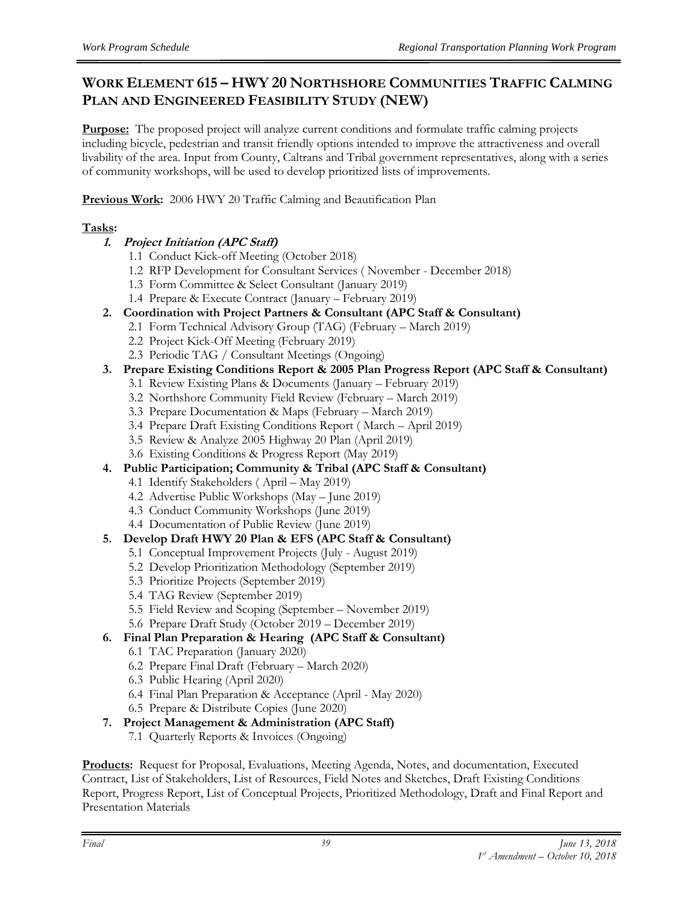## WORK ELEMENT 615 – HWY 20 NORTHSHORE COMMUNITIES TRAFFIC CALMING PLAN AND ENGINEERED FEASIBILITY STUDY (NEW)

**Purpose:** The proposed project will analyze current conditions and formulate traffic calming projects including bicycle, pedestrian and transit friendly options intended to improve the attractiveness and overall livability of the area. Input from County, Caltrans and Tribal government representatives, along with a series of community workshops, will be used to develop prioritized lists of improvements.

**Previous Work:** 2006 HWY 20 Traffic Calming and Beautification Plan

**Tasks:**

1. ***Project Initiation (APC Staff)***
   - 1.1 Conduct Kick-off Meeting (October 2018)
   - 1.2 RFP Development for Consultant Services ( November - December 2018)
   - 1.3 Form Committee & Select Consultant (January 2019)
   - 1.4 Prepare & Execute Contract (January – February 2019)
2. **Coordination with Project Partners & Consultant (APC Staff & Consultant)**
   - 2.1 Form Technical Advisory Group (TAG) (February – March 2019)
   - 2.2 Project Kick-Off Meeting (February 2019)
   - 2.3 Periodic TAG / Consultant Meetings (Ongoing)
3. **Prepare Existing Conditions Report & 2005 Plan Progress Report (APC Staff & Consultant)**
   - 3.1 Review Existing Plans & Documents (January – February 2019)
   - 3.2 Northshore Community Field Review (February – March 2019)
   - 3.3 Prepare Documentation & Maps (February – March 2019)
   - 3.4 Prepare Draft Existing Conditions Report ( March – April 2019)
   - 3.5 Review & Analyze 2005 Highway 20 Plan (April 2019)
   - 3.6 Existing Conditions & Progress Report (May 2019)
4. **Public Participation; Community & Tribal (APC Staff & Consultant)**
   - 4.1 Identify Stakeholders ( April – May 2019)
   - 4.2 Advertise Public Workshops (May – June 2019)
   - 4.3 Conduct Community Workshops (June 2019)
   - 4.4 Documentation of Public Review (June 2019)
5. **Develop Draft HWY 20 Plan & EFS (APC Staff & Consultant)**
   - 5.1 Conceptual Improvement Projects (July - August 2019)
   - 5.2 Develop Prioritization Methodology (September 2019)
   - 5.3 Prioritize Projects (September 2019)
   - 5.4 TAG Review (September 2019)
   - 5.5 Field Review and Scoping (September – November 2019)
   - 5.6 Prepare Draft Study (October 2019 – December 2019)
6. **Final Plan Preparation & Hearing (APC Staff & Consultant)**
   - 6.1 TAC Preparation (January 2020)
   - 6.2 Prepare Final Draft (February – March 2020)
   - 6.3 Public Hearing (April 2020)
   - 6.4 Final Plan Preparation & Acceptance (April - May 2020)
   - 6.5 Prepare & Distribute Copies (June 2020)
7. **Project Management & Administration (APC Staff)**
   - 7.1 Quarterly Reports & Invoices (Ongoing)

**Products:** Request for Proposal, Evaluations, Meeting Agenda, Notes, and documentation, Executed Contract, List of Stakeholders, List of Resources, Field Notes and Sketches, Draft Existing Conditions Report, Progress Report, List of Conceptual Projects, Prioritized Methodology, Draft and Final Report and Presentation Materials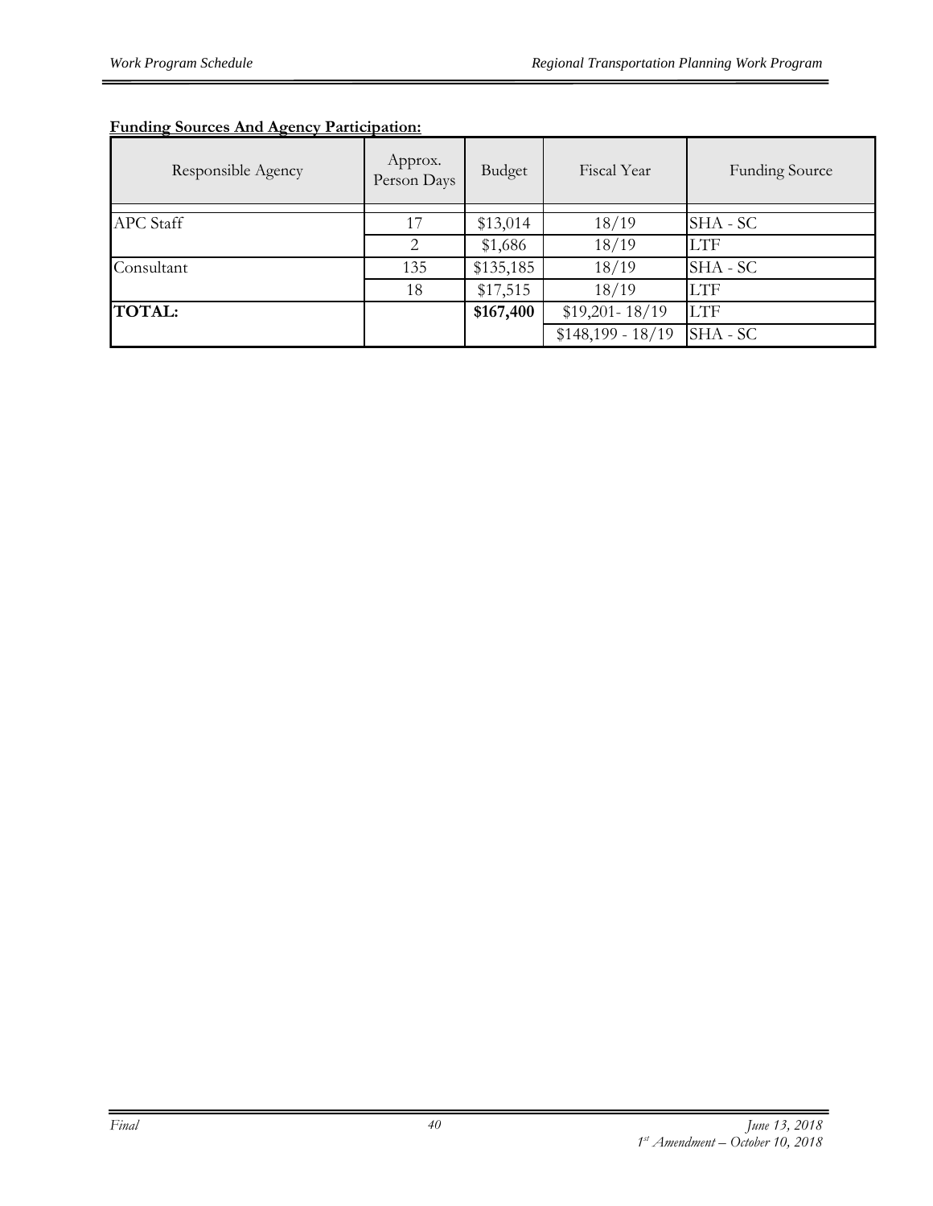**Funding Sources And Agency Participation:**

| Responsible Agency | Approx. Person Days | Budget | Fiscal Year | Funding Source |
|---|---|---|---|---|
| APC Staff | 17 | $13,014 | 18/19 | SHA - SC |
| | 2 | $1,686 | 18/19 | LTF |
| Consultant | 135 | $135,185 | 18/19 | SHA - SC |
| | 18 | $17,515 | 18/19 | LTF |
| **TOTAL:** | | **$167,400** | $19,201- 18/19 | LTF |
| | | | $148,199 - 18/19 | SHA - SC |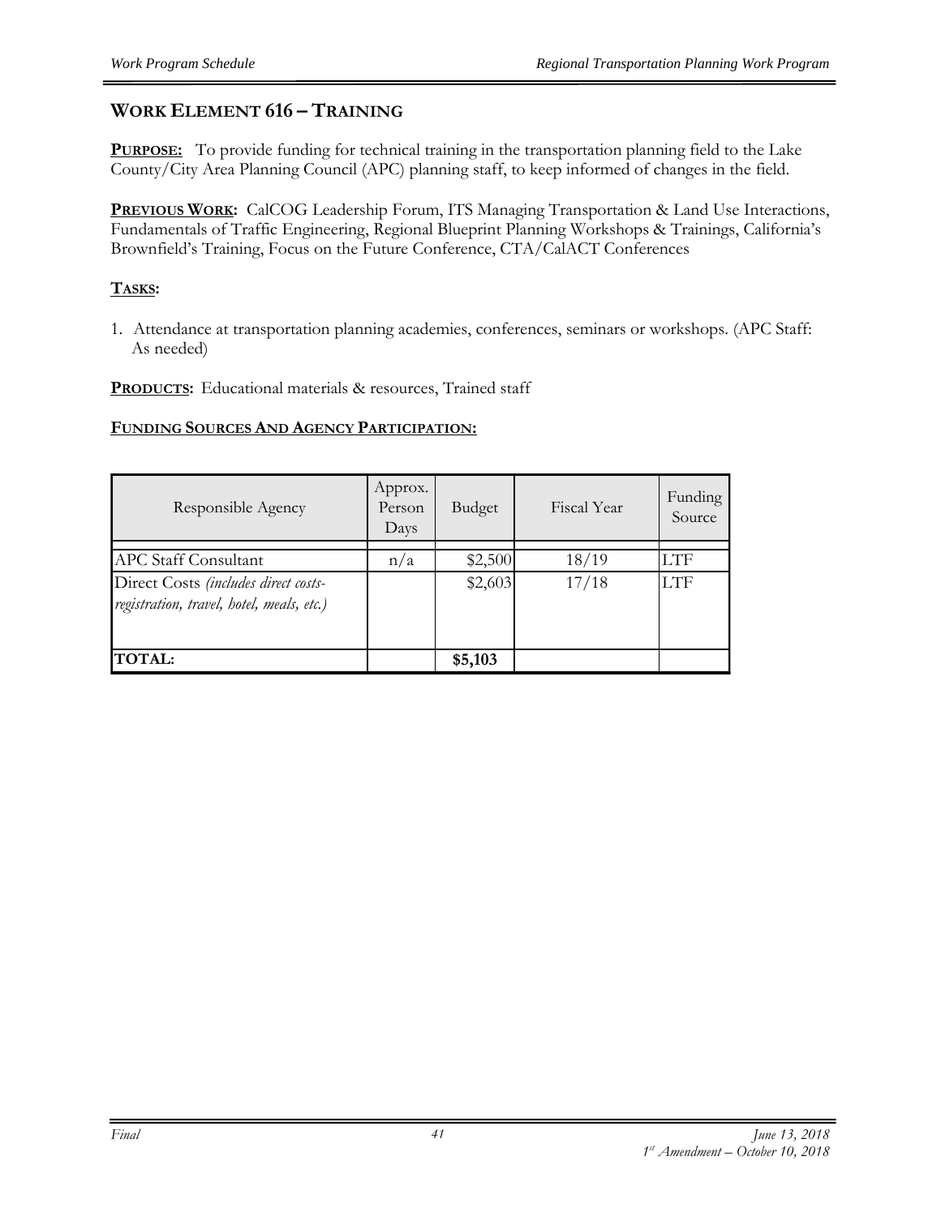## WORK ELEMENT 616 – TRAINING

**PURPOSE:** To provide funding for technical training in the transportation planning field to the Lake County/City Area Planning Council (APC) planning staff, to keep informed of changes in the field.

**PREVIOUS WORK:** CalCOG Leadership Forum, ITS Managing Transportation & Land Use Interactions, Fundamentals of Traffic Engineering, Regional Blueprint Planning Workshops & Trainings, California's Brownfield's Training, Focus on the Future Conference, CTA/CalACT Conferences

**TASKS:**

1. Attendance at transportation planning academies, conferences, seminars or workshops. (APC Staff: As needed)

**PRODUCTS:** Educational materials & resources, Trained staff

**FUNDING SOURCES AND AGENCY PARTICIPATION:**

| Responsible Agency | Approx. Person Days | Budget | Fiscal Year | Funding Source |
|---|---|---|---|---|
| APC Staff Consultant | n/a | $2,500 | 18/19 | LTF |
| Direct Costs *(includes direct costs-registration, travel, hotel, meals, etc.)* | | $2,603 | 17/18 | LTF |
| **TOTAL:** | | **$5,103** | | |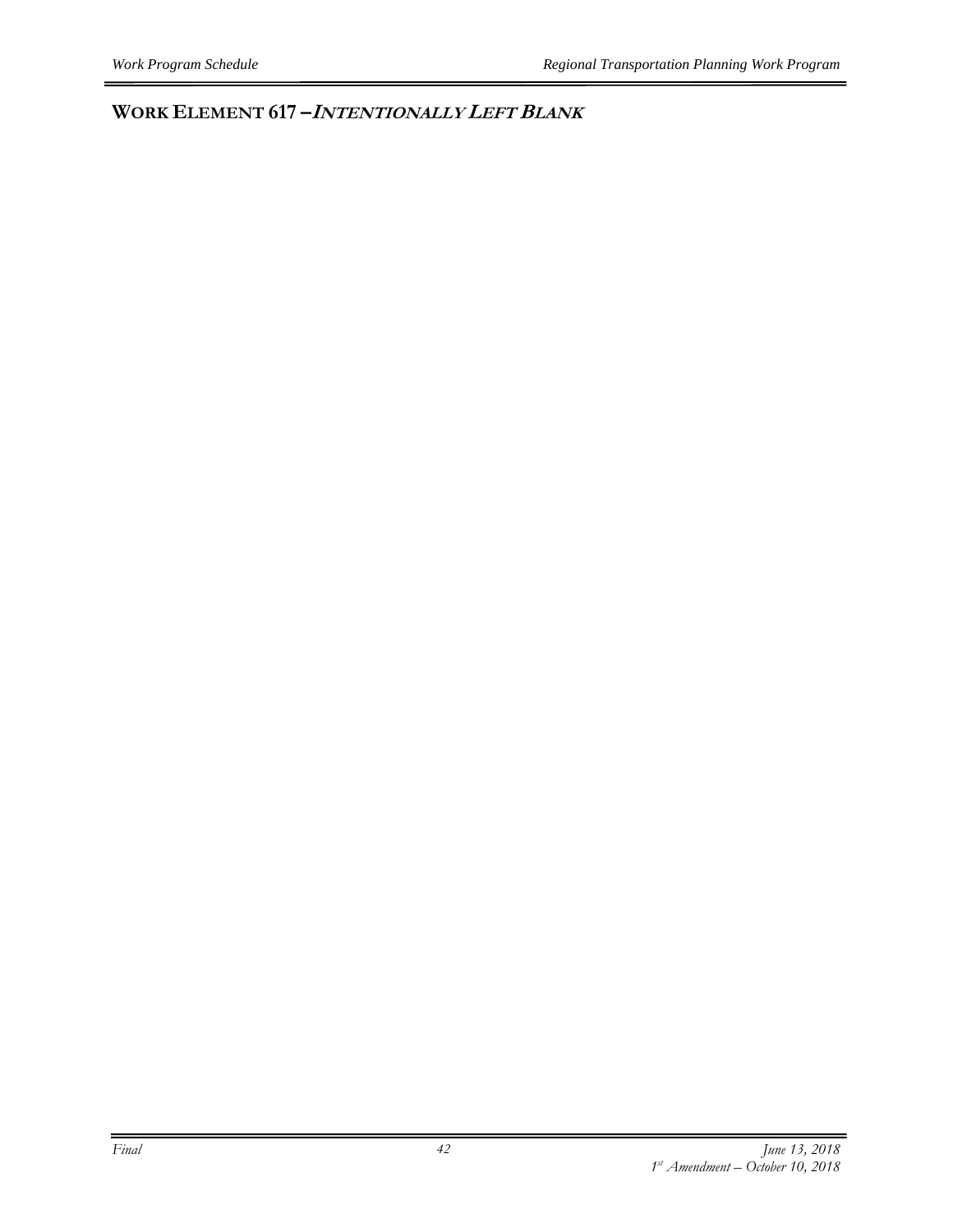## WORK ELEMENT 617 – *INTENTIONALLY LEFT BLANK*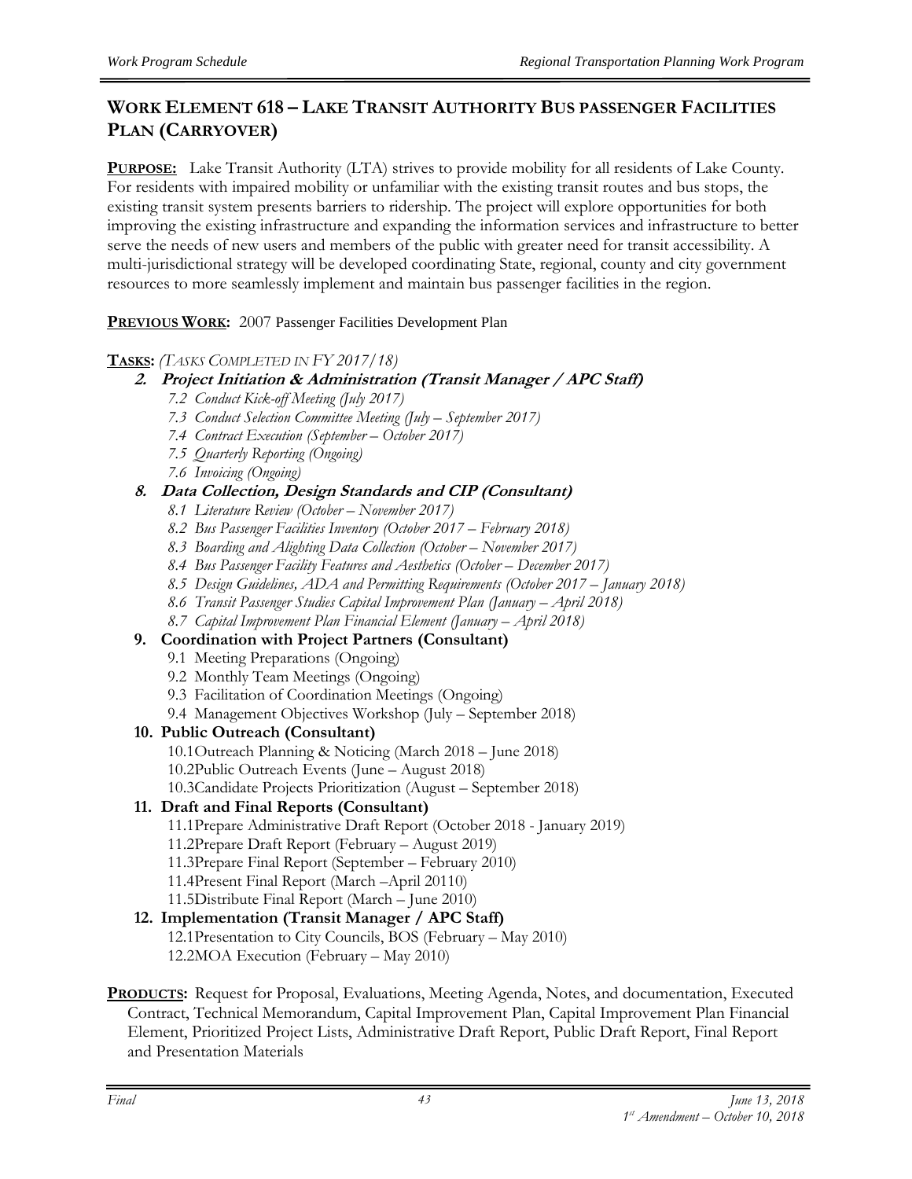## WORK ELEMENT 618 – LAKE TRANSIT AUTHORITY BUS PASSENGER FACILITIES PLAN (CARRYOVER)

**PURPOSE:** Lake Transit Authority (LTA) strives to provide mobility for all residents of Lake County. For residents with impaired mobility or unfamiliar with the existing transit routes and bus stops, the existing transit system presents barriers to ridership. The project will explore opportunities for both improving the existing infrastructure and expanding the information services and infrastructure to better serve the needs of new users and members of the public with greater need for transit accessibility. A multi-jurisdictional strategy will be developed coordinating State, regional, county and city government resources to more seamlessly implement and maintain bus passenger facilities in the region.

**PREVIOUS WORK:** 2007 Passenger Facilities Development Plan

**TASKS:** *(TASKS COMPLETED IN FY 2017/18)*

**2. *Project Initiation & Administration (Transit Manager / APC Staff)***

- *7.2 Conduct Kick-off Meeting (July 2017)*
- *7.3 Conduct Selection Committee Meeting (July – September 2017)*
- *7.4 Contract Execution (September – October 2017)*
- *7.5 Quarterly Reporting (Ongoing)*
- *7.6 Invoicing (Ongoing)*

**8. *Data Collection, Design Standards and CIP (Consultant)***

- *8.1 Literature Review (October – November 2017)*
- *8.2 Bus Passenger Facilities Inventory (October 2017 – February 2018)*
- *8.3 Boarding and Alighting Data Collection (October – November 2017)*
- *8.4 Bus Passenger Facility Features and Aesthetics (October – December 2017)*
- *8.5 Design Guidelines, ADA and Permitting Requirements (October 2017 – January 2018)*
- *8.6 Transit Passenger Studies Capital Improvement Plan (January – April 2018)*
- *8.7 Capital Improvement Plan Financial Element (January – April 2018)*

**9. Coordination with Project Partners (Consultant)**

- 9.1 Meeting Preparations (Ongoing)
- 9.2 Monthly Team Meetings (Ongoing)
- 9.3 Facilitation of Coordination Meetings (Ongoing)
- 9.4 Management Objectives Workshop (July – September 2018)

**10. Public Outreach (Consultant)**

- 10.1Outreach Planning & Noticing (March 2018 – June 2018)
- 10.2Public Outreach Events (June – August 2018)
- 10.3Candidate Projects Prioritization (August – September 2018)

**11. Draft and Final Reports (Consultant)**

- 11.1Prepare Administrative Draft Report (October 2018 - January 2019)
- 11.2Prepare Draft Report (February – August 2019)
- 11.3Prepare Final Report (September – February 2010)
- 11.4Present Final Report (March –April 20110)
- 11.5Distribute Final Report (March – June 2010)

**12. Implementation (Transit Manager / APC Staff)**

- 12.1Presentation to City Councils, BOS (February – May 2010)
- 12.2MOA Execution (February – May 2010)

**PRODUCTS:** Request for Proposal, Evaluations, Meeting Agenda, Notes, and documentation, Executed Contract, Technical Memorandum, Capital Improvement Plan, Capital Improvement Plan Financial Element, Prioritized Project Lists, Administrative Draft Report, Public Draft Report, Final Report and Presentation Materials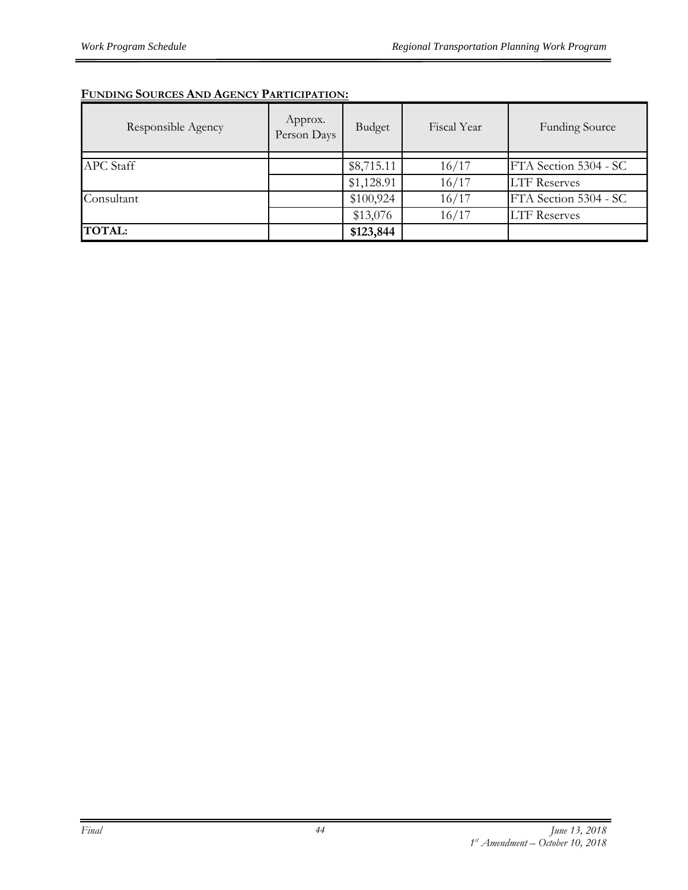**FUNDING SOURCES AND AGENCY PARTICIPATION:**

| Responsible Agency | Approx. Person Days | Budget | Fiscal Year | Funding Source |
|---|---|---|---|---|
| APC Staff | | $8,715.11 | 16/17 | FTA Section 5304 - SC |
| | | $1,128.91 | 16/17 | LTF Reserves |
| Consultant | | $100,924 | 16/17 | FTA Section 5304 - SC |
| | | $13,076 | 16/17 | LTF Reserves |
| **TOTAL:** | | **$123,844** | | |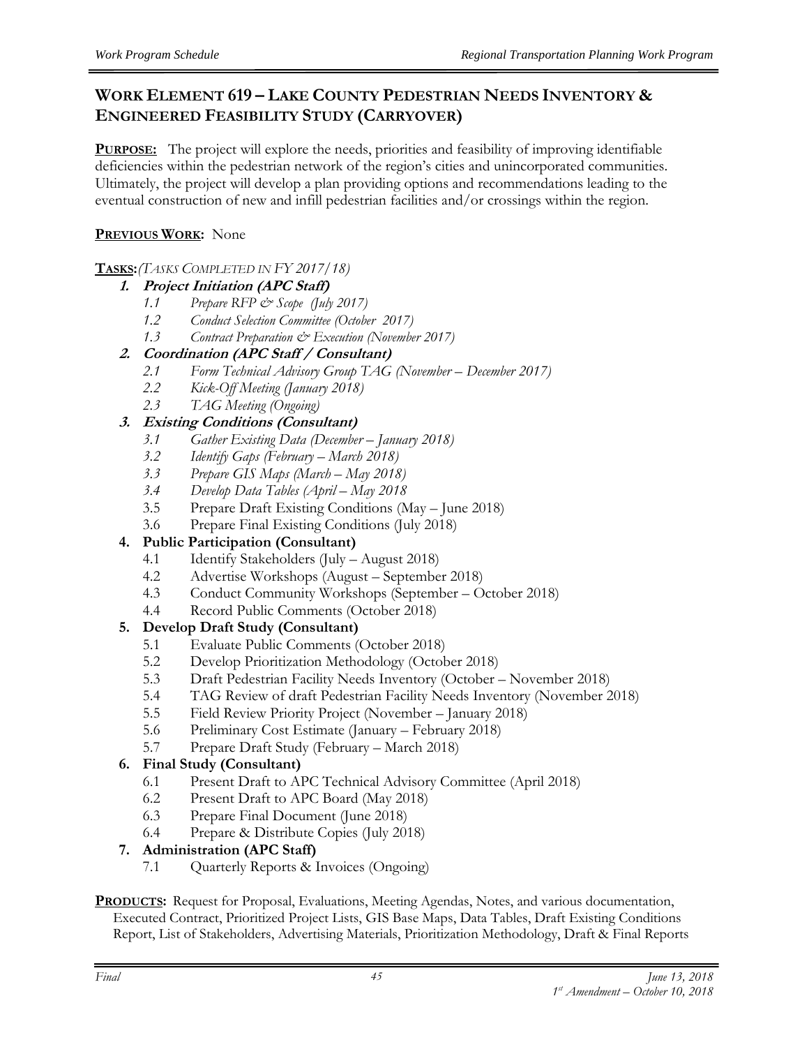## WORK ELEMENT 619 – LAKE COUNTY PEDESTRIAN NEEDS INVENTORY & ENGINEERED FEASIBILITY STUDY (CARRYOVER)

**PURPOSE:** The project will explore the needs, priorities and feasibility of improving identifiable deficiencies within the pedestrian network of the region's cities and unincorporated communities. Ultimately, the project will develop a plan providing options and recommendations leading to the eventual construction of new and infill pedestrian facilities and/or crossings within the region.

**PREVIOUS WORK:** None

**TASKS:** *(TASKS COMPLETED IN FY 2017/18)*

1. ***Project Initiation (APC Staff)***
   - *1.1 Prepare RFP & Scope (July 2017)*
   - *1.2 Conduct Selection Committee (October 2017)*
   - *1.3 Contract Preparation & Execution (November 2017)*
2. ***Coordination (APC Staff / Consultant)***
   - *2.1 Form Technical Advisory Group TAG (November – December 2017)*
   - *2.2 Kick-Off Meeting (January 2018)*
   - *2.3 TAG Meeting (Ongoing)*
3. ***Existing Conditions (Consultant)***
   - *3.1 Gather Existing Data (December – January 2018)*
   - *3.2 Identify Gaps (February – March 2018)*
   - *3.3 Prepare GIS Maps (March – May 2018)*
   - *3.4 Develop Data Tables (April – May 2018*
   - 3.5 Prepare Draft Existing Conditions (May – June 2018)
   - 3.6 Prepare Final Existing Conditions (July 2018)
4. **Public Participation (Consultant)**
   - 4.1 Identify Stakeholders (July – August 2018)
   - 4.2 Advertise Workshops (August – September 2018)
   - 4.3 Conduct Community Workshops (September – October 2018)
   - 4.4 Record Public Comments (October 2018)
5. **Develop Draft Study (Consultant)**
   - 5.1 Evaluate Public Comments (October 2018)
   - 5.2 Develop Prioritization Methodology (October 2018)
   - 5.3 Draft Pedestrian Facility Needs Inventory (October – November 2018)
   - 5.4 TAG Review of draft Pedestrian Facility Needs Inventory (November 2018)
   - 5.5 Field Review Priority Project (November – January 2018)
   - 5.6 Preliminary Cost Estimate (January – February 2018)
   - 5.7 Prepare Draft Study (February – March 2018)
6. **Final Study (Consultant)**
   - 6.1 Present Draft to APC Technical Advisory Committee (April 2018)
   - 6.2 Present Draft to APC Board (May 2018)
   - 6.3 Prepare Final Document (June 2018)
   - 6.4 Prepare & Distribute Copies (July 2018)
7. **Administration (APC Staff)**
   - 7.1 Quarterly Reports & Invoices (Ongoing)

**PRODUCTS:** Request for Proposal, Evaluations, Meeting Agendas, Notes, and various documentation, Executed Contract, Prioritized Project Lists, GIS Base Maps, Data Tables, Draft Existing Conditions Report, List of Stakeholders, Advertising Materials, Prioritization Methodology, Draft & Final Reports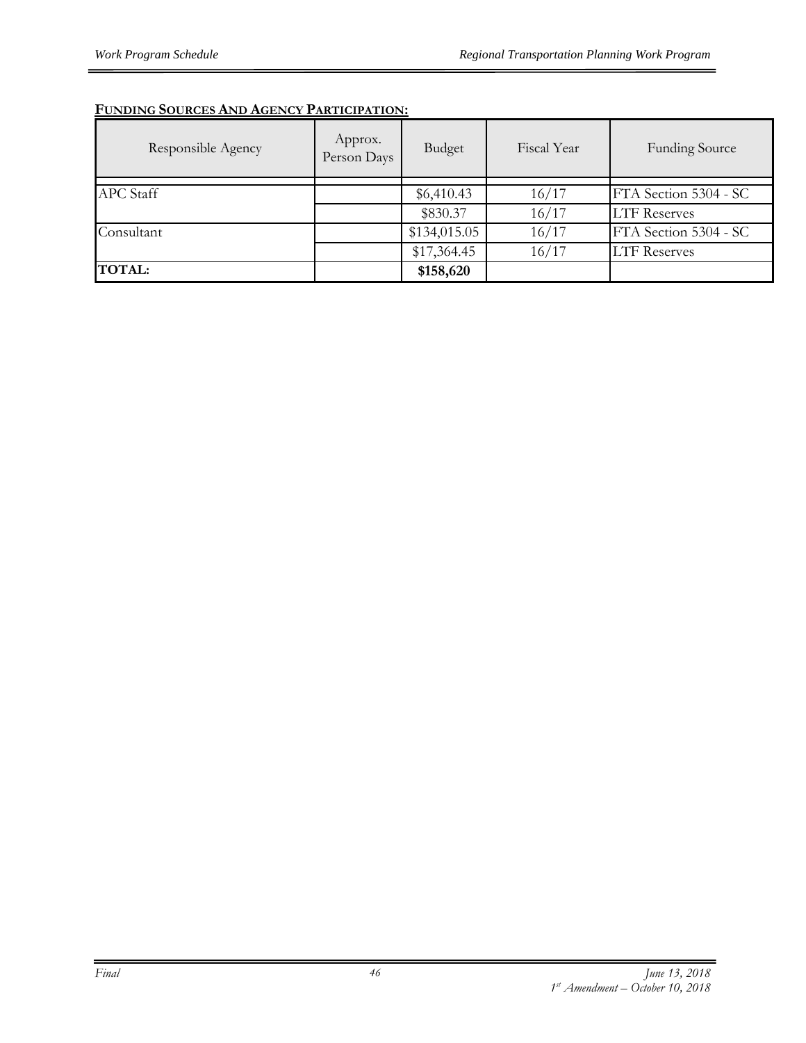**FUNDING SOURCES AND AGENCY PARTICIPATION:**

| Responsible Agency | Approx. Person Days | Budget | Fiscal Year | Funding Source |
| --- | --- | --- | --- | --- |
| APC Staff | | $6,410.43 | 16/17 | FTA Section 5304 - SC |
| | | $830.37 | 16/17 | LTF Reserves |
| Consultant | | $134,015.05 | 16/17 | FTA Section 5304 - SC |
| | | $17,364.45 | 16/17 | LTF Reserves |
| **TOTAL:** | | **$158,620** | | |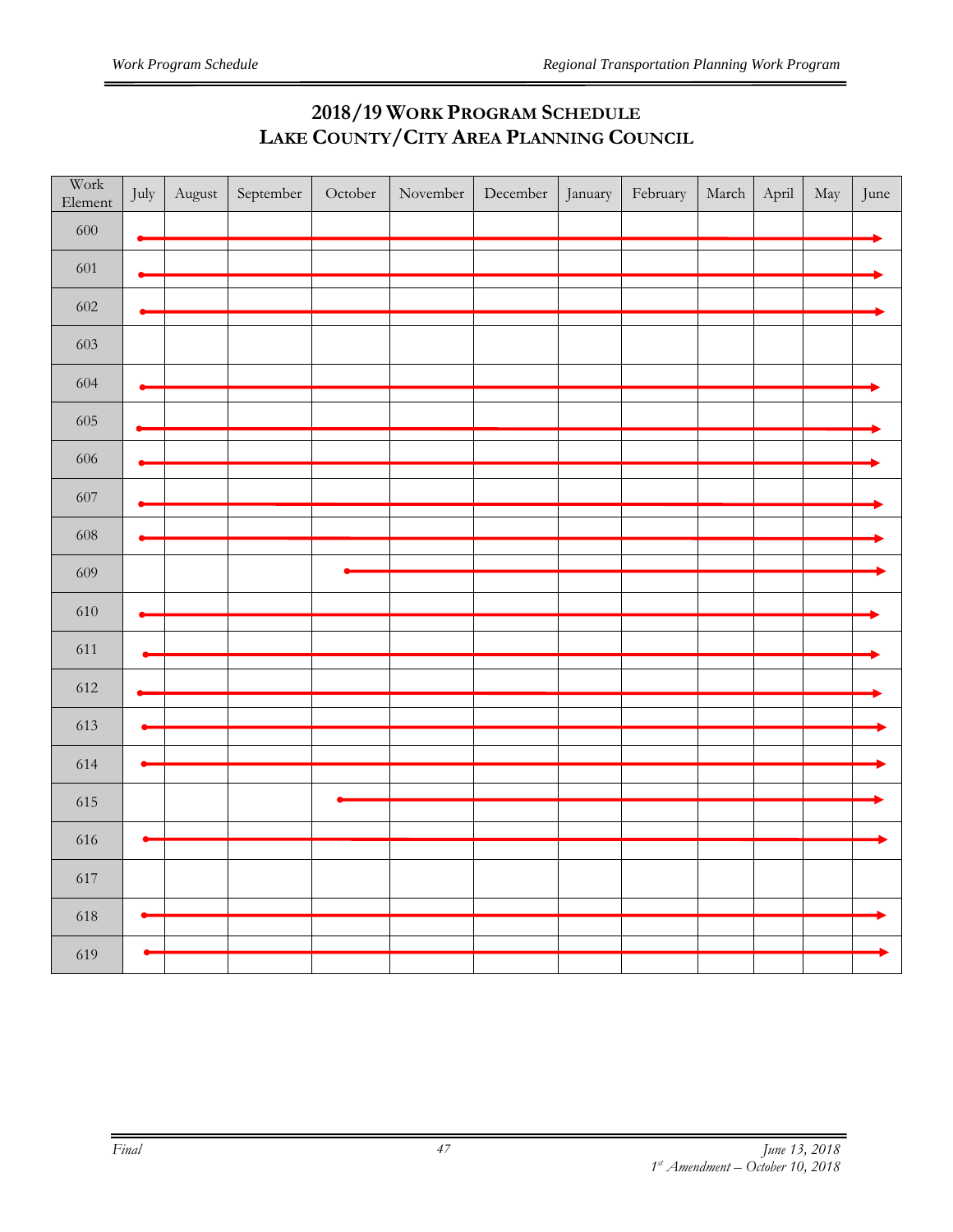# 2018/19 WORK PROGRAM SCHEDULE
# LAKE COUNTY/CITY AREA PLANNING COUNCIL

| Work Element | July | August | September | October | November | December | January | February | March | April | May | June |
|---|---|---|---|---|---|---|---|---|---|---|---|---|
| 600 | ● | → | → | → | → | → | → | → | → | → | → | ► |
| 601 | ● | → | → | → | → | → | → | → | → | → | → | ► |
| 602 | ● | → | → | → | → | → | → | → | → | → | → | ► |
| 603 | | | | | | | | | | | | |
| 604 | ● | → | → | → | → | → | → | → | → | → | → | ► |
| 605 | ● | → | → | → | → | → | → | → | → | → | → | ► |
| 606 | ● | → | → | → | → | → | → | → | → | → | → | ► |
| 607 | ● | → | → | → | → | → | → | → | → | → | → | ► |
| 608 | ● | → | → | → | → | → | → | → | → | → | → | ► |
| 609 | | | | ● | → | → | → | → | → | → | → | ► |
| 610 | ● | → | → | → | → | → | → | → | → | → | → | ► |
| 611 | ● | → | → | → | → | → | → | → | → | → | → | ► |
| 612 | ● | → | → | → | → | → | → | → | → | → | → | ► |
| 613 | ● | → | → | → | → | → | → | → | → | → | → | ► |
| 614 | ● | → | → | → | → | → | → | → | → | → | → | ► |
| 615 | | | | ● | → | → | → | → | → | → | → | ► |
| 616 | ● | → | → | → | → | → | → | → | → | → | → | ► |
| 617 | | | | | | | | | | | | |
| 618 | ● | → | → | → | → | → | → | → | → | → | → | ► |
| 619 | ● | → | → | → | → | → | → | → | → | → | → | ► |

*Final* — *June 13, 2018*
*1st Amendment – October 10, 2018*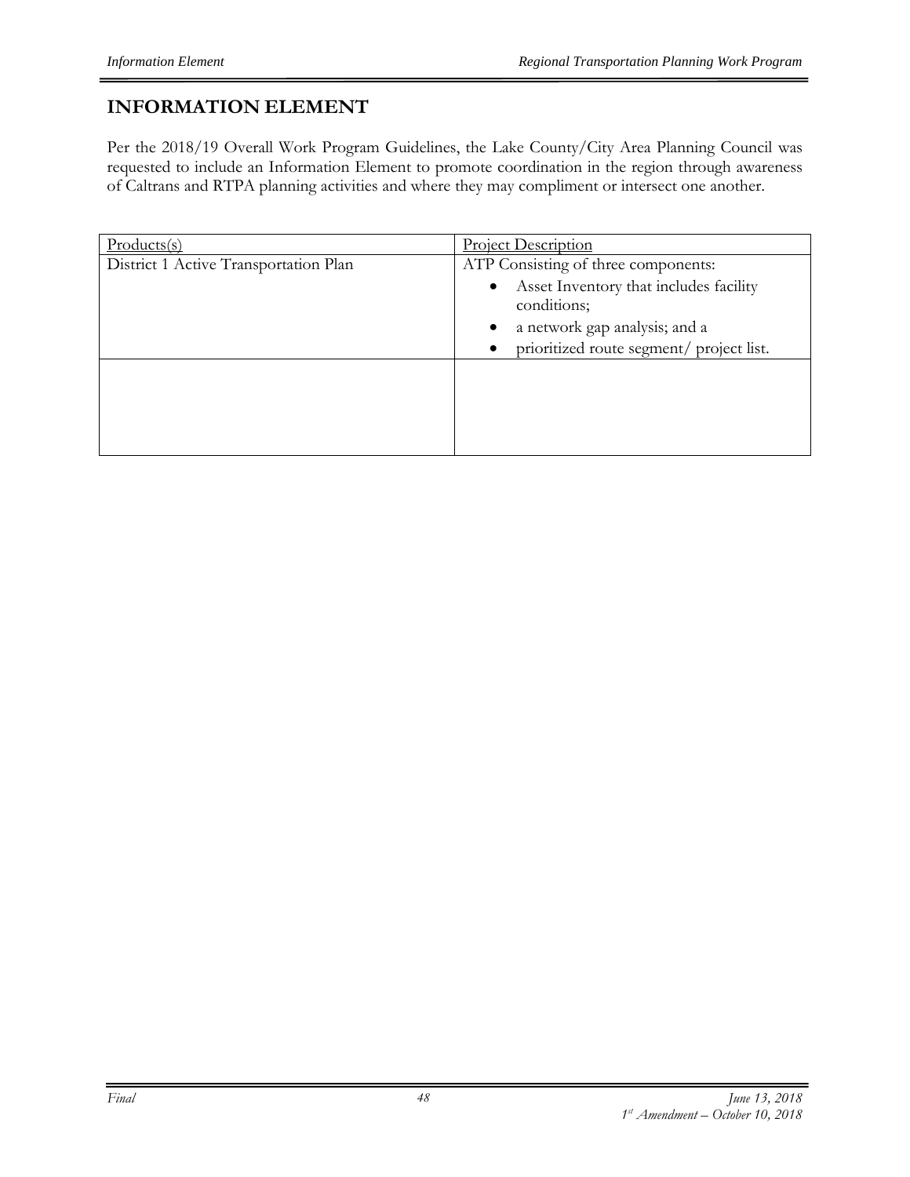# INFORMATION ELEMENT

Per the 2018/19 Overall Work Program Guidelines, the Lake County/City Area Planning Council was requested to include an Information Element to promote coordination in the region through awareness of Caltrans and RTPA planning activities and where they may compliment or intersect one another.

| Products(s) | Project Description |
|---|---|
| District 1 Active Transportation Plan | ATP Consisting of three components:<br>• Asset Inventory that includes facility conditions;<br>• a network gap analysis; and a<br>• prioritized route segment/ project list. |
| | |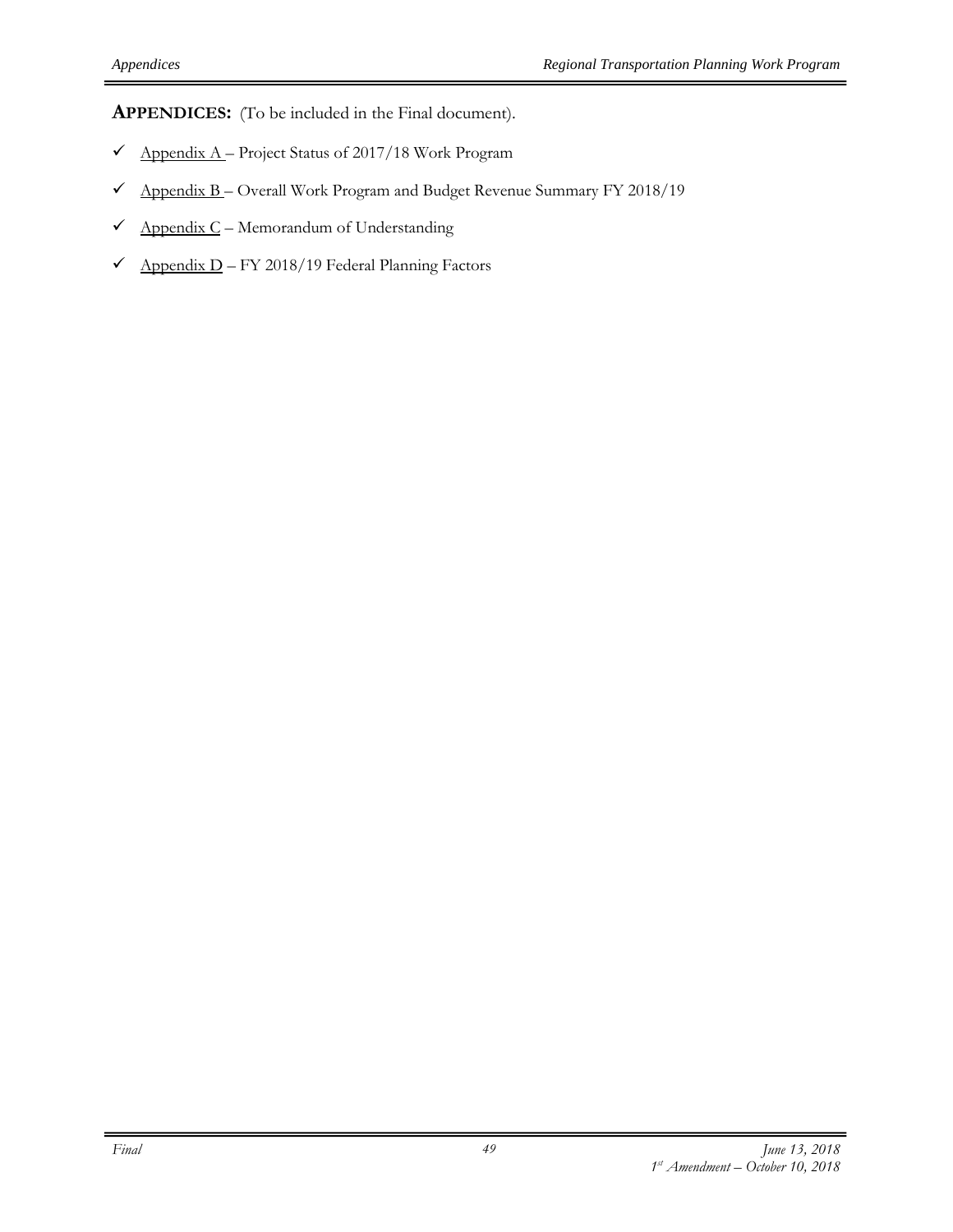**APPENDICES:** (To be included in the Final document).

- ✓ Appendix A – Project Status of 2017/18 Work Program
- ✓ Appendix B – Overall Work Program and Budget Revenue Summary FY 2018/19
- ✓ Appendix C – Memorandum of Understanding
- ✓ Appendix D – FY 2018/19 Federal Planning Factors